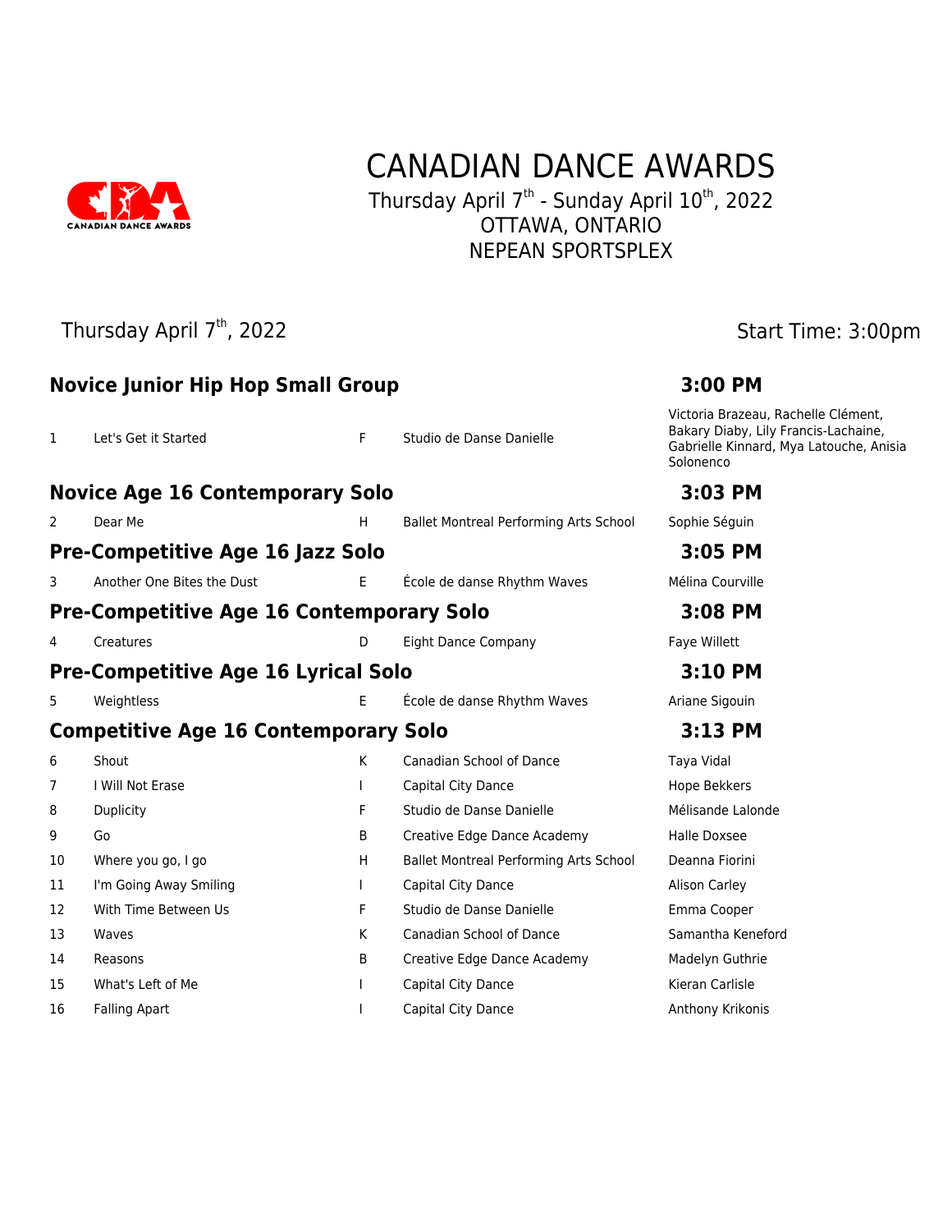# CANADIAN DANCE AWARDS

## Thursday April 7th - Sunday April 10th, 2022
## OTTAWA, ONTARIO
## NEPEAN SPORTSPLEX

Thursday April 7th, 2022 — Start Time: 3:00pm

### Novice Junior Hip Hop Small Group — 3:00 PM

| | | | | |
|---|---|---|---|---|
| 1 | Let's Get it Started | F | Studio de Danse Danielle | Victoria Brazeau, Rachelle Clément, Bakary Diaby, Lily Francis-Lachaine, Gabrielle Kinnard, Mya Latouche, Anisia Solonenco |

### Novice Age 16 Contemporary Solo — 3:03 PM

| | | | | |
|---|---|---|---|---|
| 2 | Dear Me | H | Ballet Montreal Performing Arts School | Sophie Séguin |

### Pre-Competitive Age 16 Jazz Solo — 3:05 PM

| | | | | |
|---|---|---|---|---|
| 3 | Another One Bites the Dust | E | École de danse Rhythm Waves | Mélina Courville |

### Pre-Competitive Age 16 Contemporary Solo — 3:08 PM

| | | | | |
|---|---|---|---|---|
| 4 | Creatures | D | Eight Dance Company | Faye Willett |

### Pre-Competitive Age 16 Lyrical Solo — 3:10 PM

| | | | | |
|---|---|---|---|---|
| 5 | Weightless | E | École de danse Rhythm Waves | Ariane Sigouin |

### Competitive Age 16 Contemporary Solo — 3:13 PM

| | | | | |
|---|---|---|---|---|
| 6 | Shout | K | Canadian School of Dance | Taya Vidal |
| 7 | I Will Not Erase | I | Capital City Dance | Hope Bekkers |
| 8 | Duplicity | F | Studio de Danse Danielle | Mélisande Lalonde |
| 9 | Go | B | Creative Edge Dance Academy | Halle Doxsee |
| 10 | Where you go, I go | H | Ballet Montreal Performing Arts School | Deanna Fiorini |
| 11 | I'm Going Away Smiling | I | Capital City Dance | Alison Carley |
| 12 | With Time Between Us | F | Studio de Danse Danielle | Emma Cooper |
| 13 | Waves | K | Canadian School of Dance | Samantha Keneford |
| 14 | Reasons | B | Creative Edge Dance Academy | Madelyn Guthrie |
| 15 | What's Left of Me | I | Capital City Dance | Kieran Carlisle |
| 16 | Falling Apart | I | Capital City Dance | Anthony Krikonis |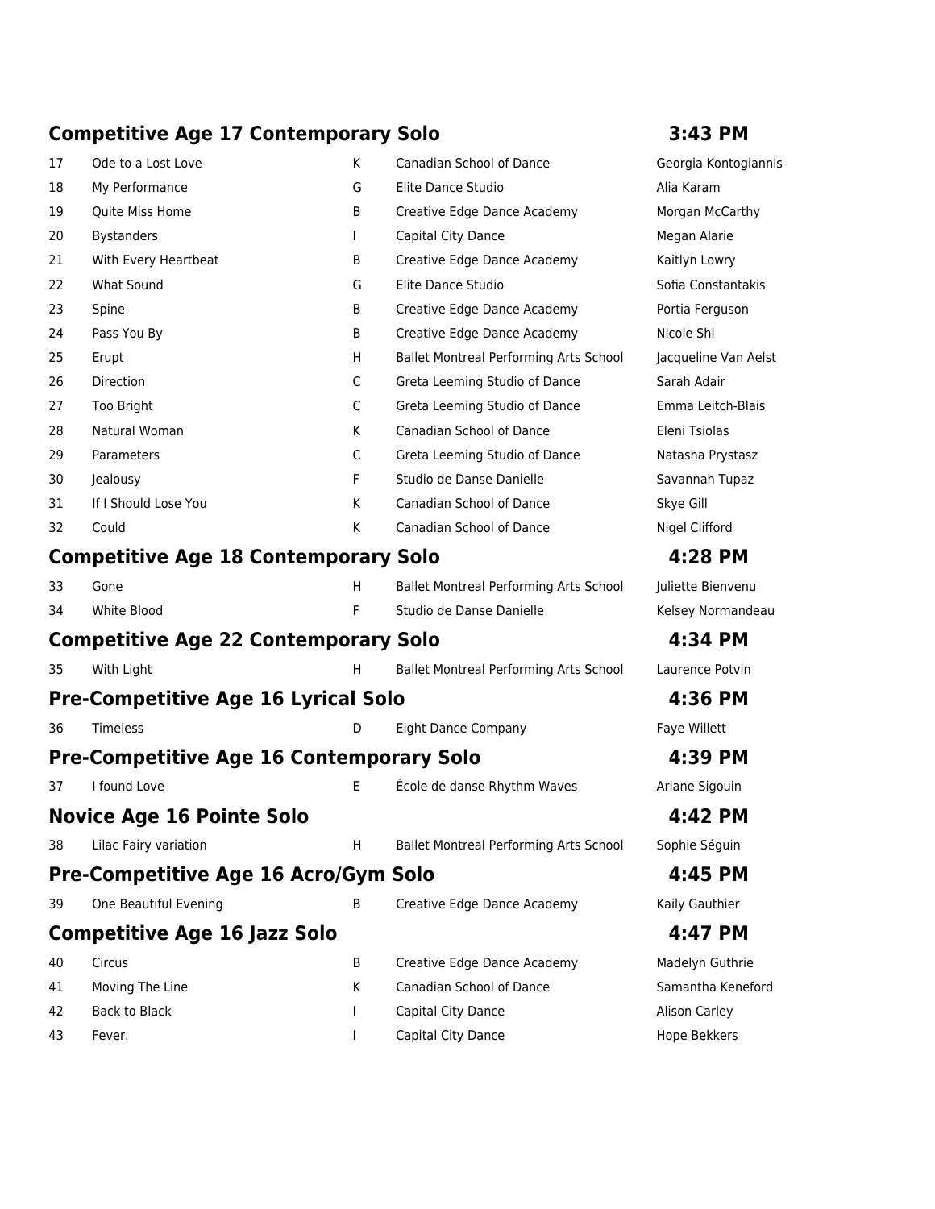## Competitive Age 17 Contemporary Solo — 3:43 PM

| | | | | |
|---|---|---|---|---|
| 17 | Ode to a Lost Love | K | Canadian School of Dance | Georgia Kontogiannis |
| 18 | My Performance | G | Elite Dance Studio | Alia Karam |
| 19 | Quite Miss Home | B | Creative Edge Dance Academy | Morgan McCarthy |
| 20 | Bystanders | I | Capital City Dance | Megan Alarie |
| 21 | With Every Heartbeat | B | Creative Edge Dance Academy | Kaitlyn Lowry |
| 22 | What Sound | G | Elite Dance Studio | Sofia Constantakis |
| 23 | Spine | B | Creative Edge Dance Academy | Portia Ferguson |
| 24 | Pass You By | B | Creative Edge Dance Academy | Nicole Shi |
| 25 | Erupt | H | Ballet Montreal Performing Arts School | Jacqueline Van Aelst |
| 26 | Direction | C | Greta Leeming Studio of Dance | Sarah Adair |
| 27 | Too Bright | C | Greta Leeming Studio of Dance | Emma Leitch-Blais |
| 28 | Natural Woman | K | Canadian School of Dance | Eleni Tsiolas |
| 29 | Parameters | C | Greta Leeming Studio of Dance | Natasha Prystasz |
| 30 | Jealousy | F | Studio de Danse Danielle | Savannah Tupaz |
| 31 | If I Should Lose You | K | Canadian School of Dance | Skye Gill |
| 32 | Could | K | Canadian School of Dance | Nigel Clifford |

## Competitive Age 18 Contemporary Solo — 4:28 PM

| | | | | |
|---|---|---|---|---|
| 33 | Gone | H | Ballet Montreal Performing Arts School | Juliette Bienvenu |
| 34 | White Blood | F | Studio de Danse Danielle | Kelsey Normandeau |

## Competitive Age 22 Contemporary Solo — 4:34 PM

| | | | | |
|---|---|---|---|---|
| 35 | With Light | H | Ballet Montreal Performing Arts School | Laurence Potvin |

## Pre-Competitive Age 16 Lyrical Solo — 4:36 PM

| | | | | |
|---|---|---|---|---|
| 36 | Timeless | D | Eight Dance Company | Faye Willett |

## Pre-Competitive Age 16 Contemporary Solo — 4:39 PM

| | | | | |
|---|---|---|---|---|
| 37 | I found Love | E | École de danse Rhythm Waves | Ariane Sigouin |

## Novice Age 16 Pointe Solo — 4:42 PM

| | | | | |
|---|---|---|---|---|
| 38 | Lilac Fairy variation | H | Ballet Montreal Performing Arts School | Sophie Séguin |

## Pre-Competitive Age 16 Acro/Gym Solo — 4:45 PM

| | | | | |
|---|---|---|---|---|
| 39 | One Beautiful Evening | B | Creative Edge Dance Academy | Kaily Gauthier |

## Competitive Age 16 Jazz Solo — 4:47 PM

| | | | | |
|---|---|---|---|---|
| 40 | Circus | B | Creative Edge Dance Academy | Madelyn Guthrie |
| 41 | Moving The Line | K | Canadian School of Dance | Samantha Keneford |
| 42 | Back to Black | I | Capital City Dance | Alison Carley |
| 43 | Fever. | I | Capital City Dance | Hope Bekkers |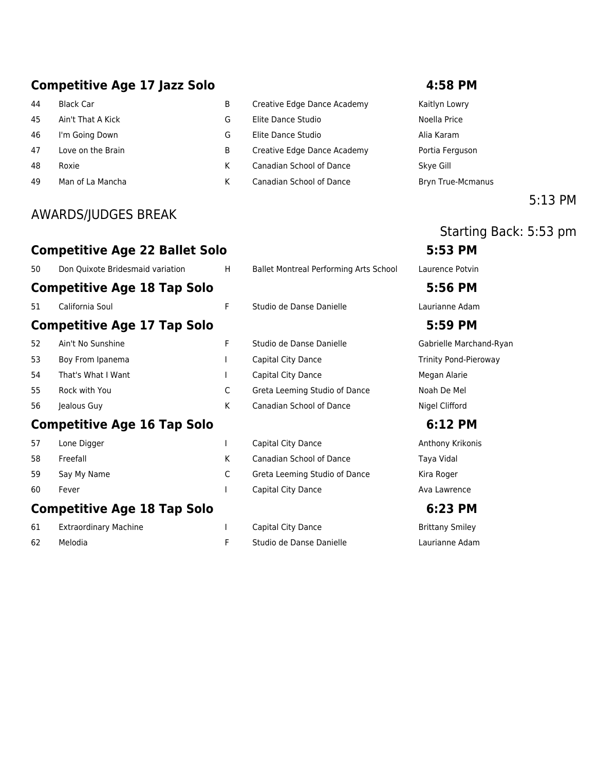## Competitive Age 17 Jazz Solo — 4:58 PM

| | | | | |
|---|---|---|---|---|
| 44 | Black Car | B | Creative Edge Dance Academy | Kaitlyn Lowry |
| 45 | Ain't That A Kick | G | Elite Dance Studio | Noella Price |
| 46 | I'm Going Down | G | Elite Dance Studio | Alia Karam |
| 47 | Love on the Brain | B | Creative Edge Dance Academy | Portia Ferguson |
| 48 | Roxie | K | Canadian School of Dance | Skye Gill |
| 49 | Man of La Mancha | K | Canadian School of Dance | Bryn True-Mcmanus |

5:13 PM

AWARDS/JUDGES BREAK

Starting Back: 5:53 pm

## Competitive Age 22 Ballet Solo — 5:53 PM

| | | | | |
|---|---|---|---|---|
| 50 | Don Quixote Bridesmaid variation | H | Ballet Montreal Performing Arts School | Laurence Potvin |

## Competitive Age 18 Tap Solo — 5:56 PM

| | | | | |
|---|---|---|---|---|
| 51 | California Soul | F | Studio de Danse Danielle | Laurianne Adam |

## Competitive Age 17 Tap Solo — 5:59 PM

| | | | | |
|---|---|---|---|---|
| 52 | Ain't No Sunshine | F | Studio de Danse Danielle | Gabrielle Marchand-Ryan |
| 53 | Boy From Ipanema | I | Capital City Dance | Trinity Pond-Pieroway |
| 54 | That's What I Want | I | Capital City Dance | Megan Alarie |
| 55 | Rock with You | C | Greta Leeming Studio of Dance | Noah De Mel |
| 56 | Jealous Guy | K | Canadian School of Dance | Nigel Clifford |

## Competitive Age 16 Tap Solo — 6:12 PM

| | | | | |
|---|---|---|---|---|
| 57 | Lone Digger | I | Capital City Dance | Anthony Krikonis |
| 58 | Freefall | K | Canadian School of Dance | Taya Vidal |
| 59 | Say My Name | C | Greta Leeming Studio of Dance | Kira Roger |
| 60 | Fever | I | Capital City Dance | Ava Lawrence |

## Competitive Age 18 Tap Solo — 6:23 PM

| | | | | |
|---|---|---|---|---|
| 61 | Extraordinary Machine | I | Capital City Dance | Brittany Smiley |
| 62 | Melodia | F | Studio de Danse Danielle | Laurianne Adam |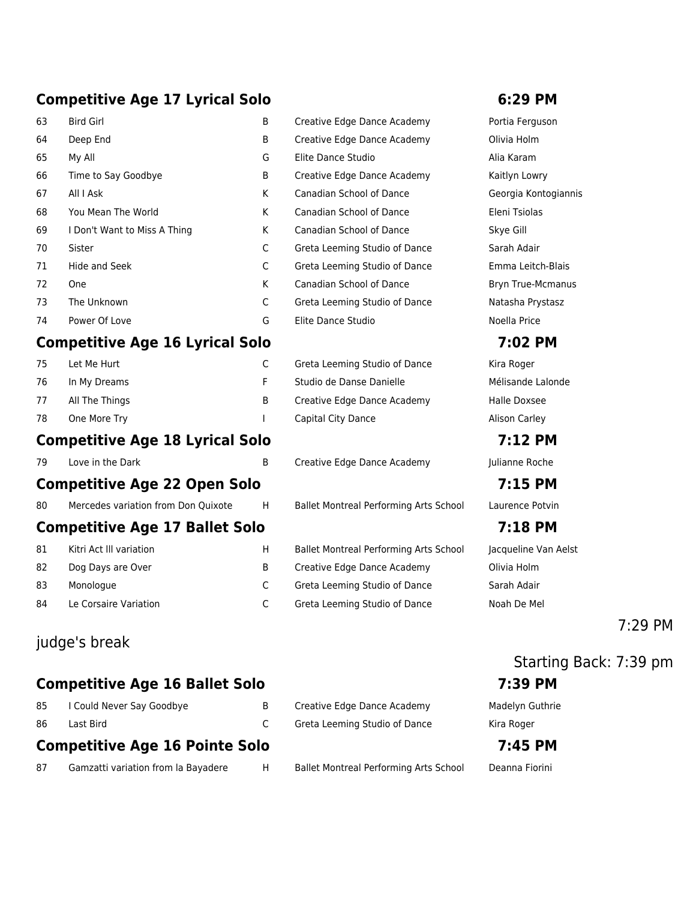## Competitive Age 17 Lyrical Solo — 6:29 PM

| | | | | |
|---|---|---|---|---|
| 63 | Bird Girl | B | Creative Edge Dance Academy | Portia Ferguson |
| 64 | Deep End | B | Creative Edge Dance Academy | Olivia Holm |
| 65 | My All | G | Elite Dance Studio | Alia Karam |
| 66 | Time to Say Goodbye | B | Creative Edge Dance Academy | Kaitlyn Lowry |
| 67 | All I Ask | K | Canadian School of Dance | Georgia Kontogiannis |
| 68 | You Mean The World | K | Canadian School of Dance | Eleni Tsiolas |
| 69 | I Don't Want to Miss A Thing | K | Canadian School of Dance | Skye Gill |
| 70 | Sister | C | Greta Leeming Studio of Dance | Sarah Adair |
| 71 | Hide and Seek | C | Greta Leeming Studio of Dance | Emma Leitch-Blais |
| 72 | One | K | Canadian School of Dance | Bryn True-Mcmanus |
| 73 | The Unknown | C | Greta Leeming Studio of Dance | Natasha Prystasz |
| 74 | Power Of Love | G | Elite Dance Studio | Noella Price |

## Competitive Age 16 Lyrical Solo — 7:02 PM

| | | | | |
|---|---|---|---|---|
| 75 | Let Me Hurt | C | Greta Leeming Studio of Dance | Kira Roger |
| 76 | In My Dreams | F | Studio de Danse Danielle | Mélisande Lalonde |
| 77 | All The Things | B | Creative Edge Dance Academy | Halle Doxsee |
| 78 | One More Try | I | Capital City Dance | Alison Carley |

## Competitive Age 18 Lyrical Solo — 7:12 PM

| | | | | |
|---|---|---|---|---|
| 79 | Love in the Dark | B | Creative Edge Dance Academy | Julianne Roche |

## Competitive Age 22 Open Solo — 7:15 PM

| | | | | |
|---|---|---|---|---|
| 80 | Mercedes variation from Don Quixote | H | Ballet Montreal Performing Arts School | Laurence Potvin |

## Competitive Age 17 Ballet Solo — 7:18 PM

| | | | | |
|---|---|---|---|---|
| 81 | Kitri Act III variation | H | Ballet Montreal Performing Arts School | Jacqueline Van Aelst |
| 82 | Dog Days are Over | B | Creative Edge Dance Academy | Olivia Holm |
| 83 | Monologue | C | Greta Leeming Studio of Dance | Sarah Adair |
| 84 | Le Corsaire Variation | C | Greta Leeming Studio of Dance | Noah De Mel |

judge's break — 7:29 PM

Starting Back: 7:39 pm

## Competitive Age 16 Ballet Solo — 7:39 PM

| | | | | |
|---|---|---|---|---|
| 85 | I Could Never Say Goodbye | B | Creative Edge Dance Academy | Madelyn Guthrie |
| 86 | Last Bird | C | Greta Leeming Studio of Dance | Kira Roger |

## Competitive Age 16 Pointe Solo — 7:45 PM

| | | | | |
|---|---|---|---|---|
| 87 | Gamzatti variation from la Bayadere | H | Ballet Montreal Performing Arts School | Deanna Fiorini |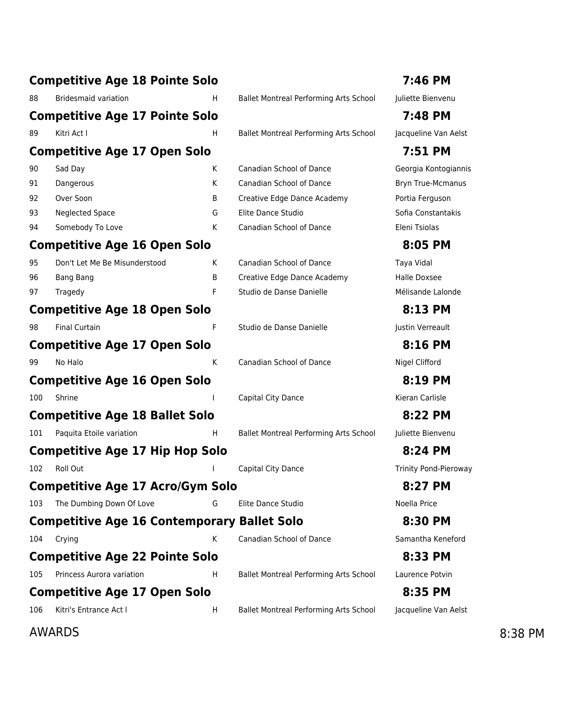## Competitive Age 18 Pointe Solo — 7:46 PM

| | | | | |
|---|---|---|---|---|
| 88 | Bridesmaid variation | H | Ballet Montreal Performing Arts School | Juliette Bienvenu |

## Competitive Age 17 Pointe Solo — 7:48 PM

| | | | | |
|---|---|---|---|---|
| 89 | Kitri Act l | H | Ballet Montreal Performing Arts School | Jacqueline Van Aelst |

## Competitive Age 17 Open Solo — 7:51 PM

| | | | | |
|---|---|---|---|---|
| 90 | Sad Day | K | Canadian School of Dance | Georgia Kontogiannis |
| 91 | Dangerous | K | Canadian School of Dance | Bryn True-Mcmanus |
| 92 | Over Soon | B | Creative Edge Dance Academy | Portia Ferguson |
| 93 | Neglected Space | G | Elite Dance Studio | Sofia Constantakis |
| 94 | Somebody To Love | K | Canadian School of Dance | Eleni Tsiolas |

## Competitive Age 16 Open Solo — 8:05 PM

| | | | | |
|---|---|---|---|---|
| 95 | Don't Let Me Be Misunderstood | K | Canadian School of Dance | Taya Vidal |
| 96 | Bang Bang | B | Creative Edge Dance Academy | Halle Doxsee |
| 97 | Tragedy | F | Studio de Danse Danielle | Mélisande Lalonde |

## Competitive Age 18 Open Solo — 8:13 PM

| | | | | |
|---|---|---|---|---|
| 98 | Final Curtain | F | Studio de Danse Danielle | Justin Verreault |

## Competitive Age 17 Open Solo — 8:16 PM

| | | | | |
|---|---|---|---|---|
| 99 | No Halo | K | Canadian School of Dance | Nigel Clifford |

## Competitive Age 16 Open Solo — 8:19 PM

| | | | | |
|---|---|---|---|---|
| 100 | Shrine | I | Capital City Dance | Kieran Carlisle |

## Competitive Age 18 Ballet Solo — 8:22 PM

| | | | | |
|---|---|---|---|---|
| 101 | Paquita Etoile variation | H | Ballet Montreal Performing Arts School | Juliette Bienvenu |

## Competitive Age 17 Hip Hop Solo — 8:24 PM

| | | | | |
|---|---|---|---|---|
| 102 | Roll Out | I | Capital City Dance | Trinity Pond-Pieroway |

## Competitive Age 17 Acro/Gym Solo — 8:27 PM

| | | | | |
|---|---|---|---|---|
| 103 | The Dumbing Down Of Love | G | Elite Dance Studio | Noella Price |

## Competitive Age 16 Contemporary Ballet Solo — 8:30 PM

| | | | | |
|---|---|---|---|---|
| 104 | Crying | K | Canadian School of Dance | Samantha Keneford |

## Competitive Age 22 Pointe Solo — 8:33 PM

| | | | | |
|---|---|---|---|---|
| 105 | Princess Aurora variation | H | Ballet Montreal Performing Arts School | Laurence Potvin |

## Competitive Age 17 Open Solo — 8:35 PM

| | | | | |
|---|---|---|---|---|
| 106 | Kitri's Entrance Act l | H | Ballet Montreal Performing Arts School | Jacqueline Van Aelst |

AWARDS — 8:38 PM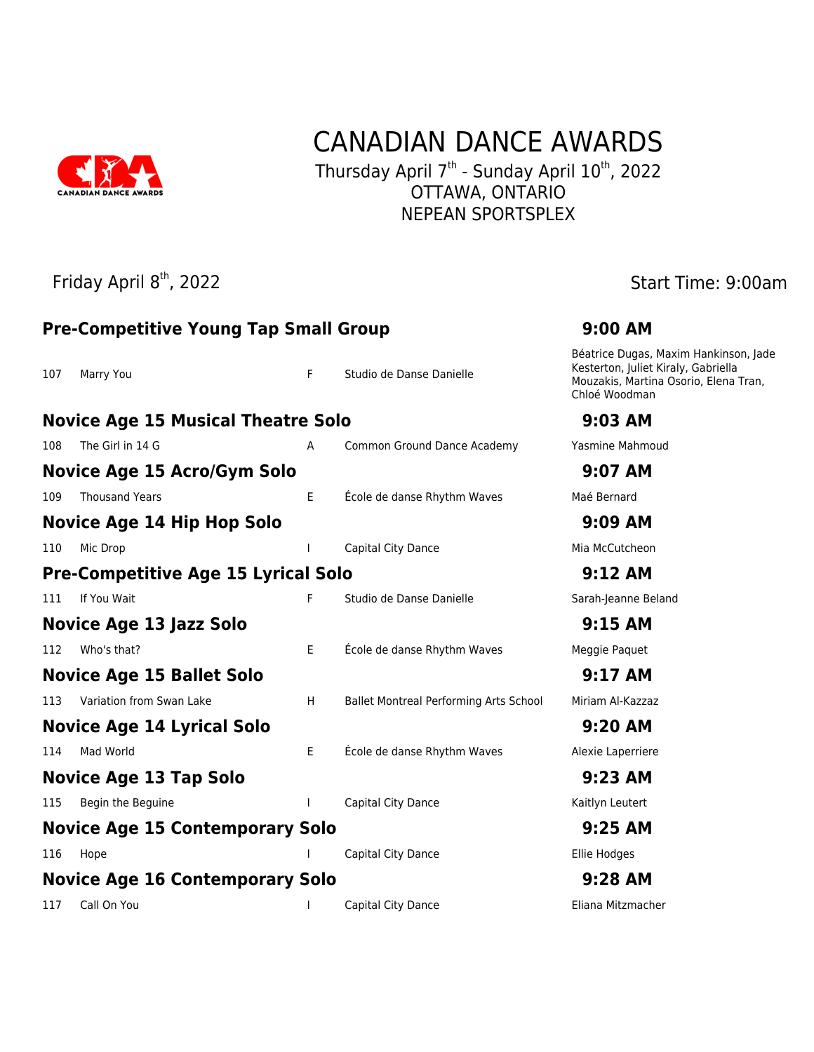# CANADIAN DANCE AWARDS

Thursday April 7th - Sunday April 10th, 2022
OTTAWA, ONTARIO
NEPEAN SPORTSPLEX

Friday April 8th, 2022 — Start Time: 9:00am

## Pre-Competitive Young Tap Small Group — 9:00 AM

| # | Title | | Studio | Dancers |
|---|---|---|---|---|
| 107 | Marry You | F | Studio de Danse Danielle | Béatrice Dugas, Maxim Hankinson, Jade Kesterton, Juliet Kiraly, Gabriella Mouzakis, Martina Osorio, Elena Tran, Chloé Woodman |

## Novice Age 15 Musical Theatre Solo — 9:03 AM

| # | Title | | Studio | Dancer |
|---|---|---|---|---|
| 108 | The Girl in 14 G | A | Common Ground Dance Academy | Yasmine Mahmoud |

## Novice Age 15 Acro/Gym Solo — 9:07 AM

| # | Title | | Studio | Dancer |
|---|---|---|---|---|
| 109 | Thousand Years | E | École de danse Rhythm Waves | Maé Bernard |

## Novice Age 14 Hip Hop Solo — 9:09 AM

| # | Title | | Studio | Dancer |
|---|---|---|---|---|
| 110 | Mic Drop | I | Capital City Dance | Mia McCutcheon |

## Pre-Competitive Age 15 Lyrical Solo — 9:12 AM

| # | Title | | Studio | Dancer |
|---|---|---|---|---|
| 111 | If You Wait | F | Studio de Danse Danielle | Sarah-Jeanne Beland |

## Novice Age 13 Jazz Solo — 9:15 AM

| # | Title | | Studio | Dancer |
|---|---|---|---|---|
| 112 | Who's that? | E | École de danse Rhythm Waves | Meggie Paquet |

## Novice Age 15 Ballet Solo — 9:17 AM

| # | Title | | Studio | Dancer |
|---|---|---|---|---|
| 113 | Variation from Swan Lake | H | Ballet Montreal Performing Arts School | Miriam Al-Kazzaz |

## Novice Age 14 Lyrical Solo — 9:20 AM

| # | Title | | Studio | Dancer |
|---|---|---|---|---|
| 114 | Mad World | E | École de danse Rhythm Waves | Alexie Laperriere |

## Novice Age 13 Tap Solo — 9:23 AM

| # | Title | | Studio | Dancer |
|---|---|---|---|---|
| 115 | Begin the Beguine | I | Capital City Dance | Kaitlyn Leutert |

## Novice Age 15 Contemporary Solo — 9:25 AM

| # | Title | | Studio | Dancer |
|---|---|---|---|---|
| 116 | Hope | I | Capital City Dance | Ellie Hodges |

## Novice Age 16 Contemporary Solo — 9:28 AM

| # | Title | | Studio | Dancer |
|---|---|---|---|---|
| 117 | Call On You | I | Capital City Dance | Eliana Mitzmacher |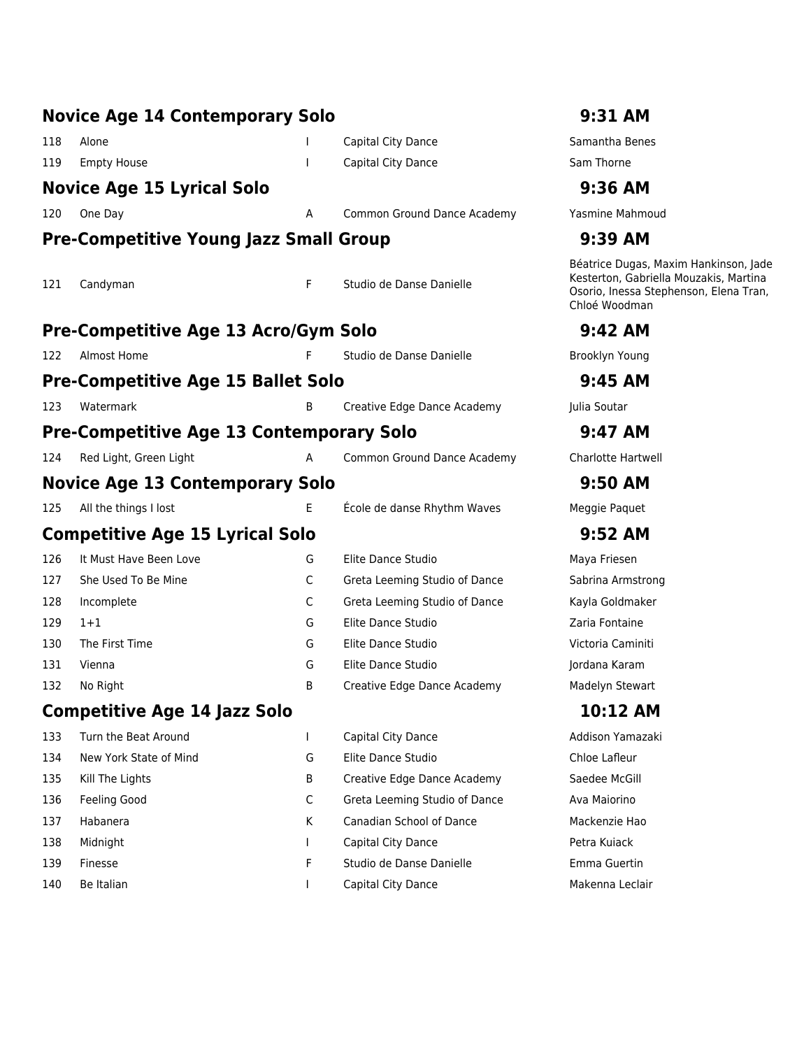## Novice Age 14 Contemporary Solo — 9:31 AM

| | | | | |
|---|---|---|---|---|
| 118 | Alone | I | Capital City Dance | Samantha Benes |
| 119 | Empty House | I | Capital City Dance | Sam Thorne |

## Novice Age 15 Lyrical Solo — 9:36 AM

| | | | | |
|---|---|---|---|---|
| 120 | One Day | A | Common Ground Dance Academy | Yasmine Mahmoud |

## Pre-Competitive Young Jazz Small Group — 9:39 AM

| | | | | |
|---|---|---|---|---|
| 121 | Candyman | F | Studio de Danse Danielle | Béatrice Dugas, Maxim Hankinson, Jade Kesterton, Gabriella Mouzakis, Martina Osorio, Inessa Stephenson, Elena Tran, Chloé Woodman |

## Pre-Competitive Age 13 Acro/Gym Solo — 9:42 AM

| | | | | |
|---|---|---|---|---|
| 122 | Almost Home | F | Studio de Danse Danielle | Brooklyn Young |

## Pre-Competitive Age 15 Ballet Solo — 9:45 AM

| | | | | |
|---|---|---|---|---|
| 123 | Watermark | B | Creative Edge Dance Academy | Julia Soutar |

## Pre-Competitive Age 13 Contemporary Solo — 9:47 AM

| | | | | |
|---|---|---|---|---|
| 124 | Red Light, Green Light | A | Common Ground Dance Academy | Charlotte Hartwell |

## Novice Age 13 Contemporary Solo — 9:50 AM

| | | | | |
|---|---|---|---|---|
| 125 | All the things I lost | E | École de danse Rhythm Waves | Meggie Paquet |

## Competitive Age 15 Lyrical Solo — 9:52 AM

| | | | | |
|---|---|---|---|---|
| 126 | It Must Have Been Love | G | Elite Dance Studio | Maya Friesen |
| 127 | She Used To Be Mine | C | Greta Leeming Studio of Dance | Sabrina Armstrong |
| 128 | Incomplete | C | Greta Leeming Studio of Dance | Kayla Goldmaker |
| 129 | 1+1 | G | Elite Dance Studio | Zaria Fontaine |
| 130 | The First Time | G | Elite Dance Studio | Victoria Caminiti |
| 131 | Vienna | G | Elite Dance Studio | Jordana Karam |
| 132 | No Right | B | Creative Edge Dance Academy | Madelyn Stewart |

## Competitive Age 14 Jazz Solo — 10:12 AM

| | | | | |
|---|---|---|---|---|
| 133 | Turn the Beat Around | I | Capital City Dance | Addison Yamazaki |
| 134 | New York State of Mind | G | Elite Dance Studio | Chloe Lafleur |
| 135 | Kill The Lights | B | Creative Edge Dance Academy | Saedee McGill |
| 136 | Feeling Good | C | Greta Leeming Studio of Dance | Ava Maiorino |
| 137 | Habanera | K | Canadian School of Dance | Mackenzie Hao |
| 138 | Midnight | I | Capital City Dance | Petra Kuiack |
| 139 | Finesse | F | Studio de Danse Danielle | Emma Guertin |
| 140 | Be Italian | I | Capital City Dance | Makenna Leclair |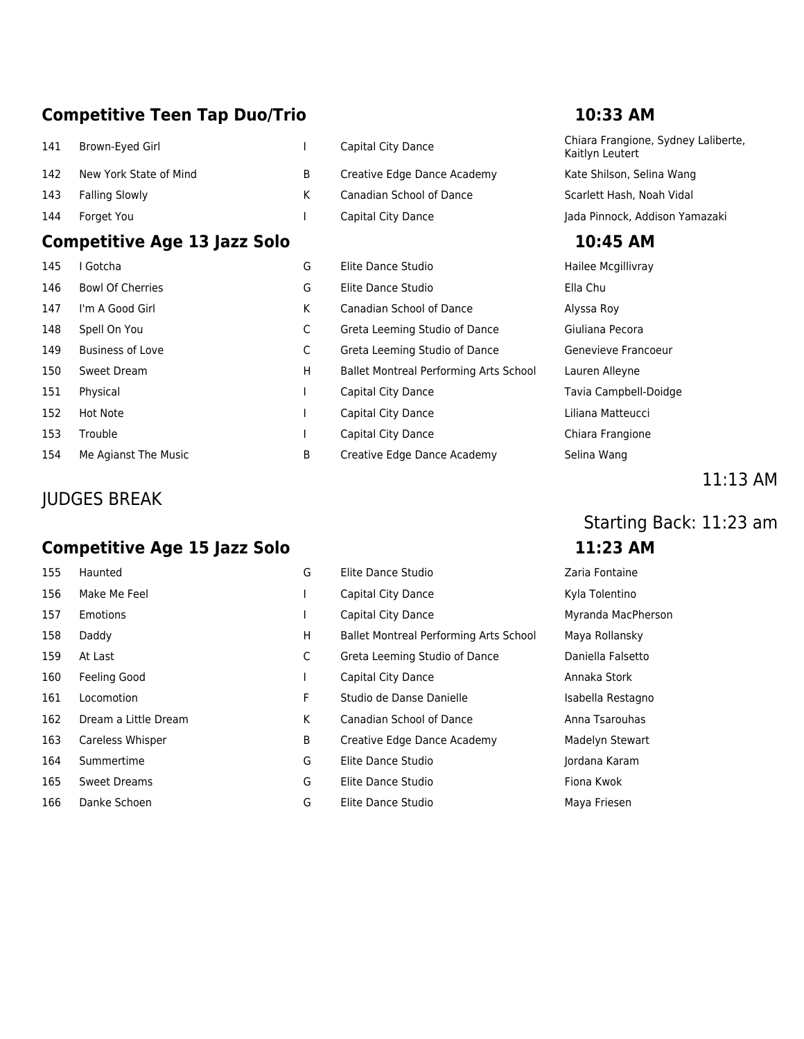## Competitive Teen Tap Duo/Trio — 10:33 AM

| # | Title | | Studio | Dancers |
|---|---|---|---|---|
| 141 | Brown-Eyed Girl | I | Capital City Dance | Chiara Frangione, Sydney Laliberte, Kaitlyn Leutert |
| 142 | New York State of Mind | B | Creative Edge Dance Academy | Kate Shilson, Selina Wang |
| 143 | Falling Slowly | K | Canadian School of Dance | Scarlett Hash, Noah Vidal |
| 144 | Forget You | I | Capital City Dance | Jada Pinnock, Addison Yamazaki |

## Competitive Age 13 Jazz Solo — 10:45 AM

| # | Title | | Studio | Dancer |
|---|---|---|---|---|
| 145 | I Gotcha | G | Elite Dance Studio | Hailee Mcgillivray |
| 146 | Bowl Of Cherries | G | Elite Dance Studio | Ella Chu |
| 147 | I'm A Good Girl | K | Canadian School of Dance | Alyssa Roy |
| 148 | Spell On You | C | Greta Leeming Studio of Dance | Giuliana Pecora |
| 149 | Business of Love | C | Greta Leeming Studio of Dance | Genevieve Francoeur |
| 150 | Sweet Dream | H | Ballet Montreal Performing Arts School | Lauren Alleyne |
| 151 | Physical | I | Capital City Dance | Tavia Campbell-Doidge |
| 152 | Hot Note | I | Capital City Dance | Liliana Matteucci |
| 153 | Trouble | I | Capital City Dance | Chiara Frangione |
| 154 | Me Agianst The Music | B | Creative Edge Dance Academy | Selina Wang |

JUDGES BREAK — 11:13 AM

Starting Back: 11:23 am

## Competitive Age 15 Jazz Solo — 11:23 AM

| # | Title | | Studio | Dancer |
|---|---|---|---|---|
| 155 | Haunted | G | Elite Dance Studio | Zaria Fontaine |
| 156 | Make Me Feel | I | Capital City Dance | Kyla Tolentino |
| 157 | Emotions | I | Capital City Dance | Myranda MacPherson |
| 158 | Daddy | H | Ballet Montreal Performing Arts School | Maya Rollansky |
| 159 | At Last | C | Greta Leeming Studio of Dance | Daniella Falsetto |
| 160 | Feeling Good | I | Capital City Dance | Annaka Stork |
| 161 | Locomotion | F | Studio de Danse Danielle | Isabella Restagno |
| 162 | Dream a Little Dream | K | Canadian School of Dance | Anna Tsarouhas |
| 163 | Careless Whisper | B | Creative Edge Dance Academy | Madelyn Stewart |
| 164 | Summertime | G | Elite Dance Studio | Jordana Karam |
| 165 | Sweet Dreams | G | Elite Dance Studio | Fiona Kwok |
| 166 | Danke Schoen | G | Elite Dance Studio | Maya Friesen |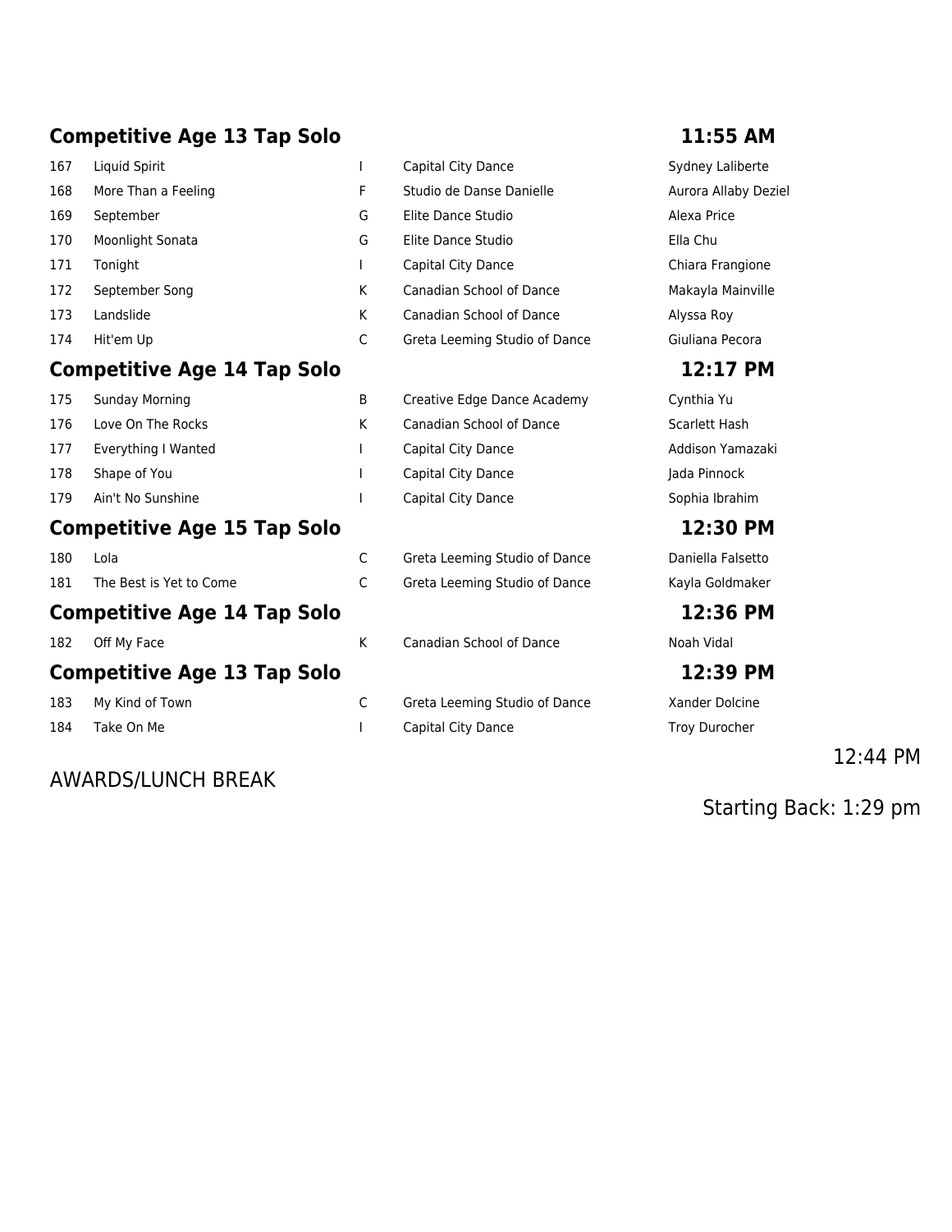## Competitive Age 13 Tap Solo — 11:55 AM

| | | | | |
|---|---|---|---|---|
| 167 | Liquid Spirit | I | Capital City Dance | Sydney Laliberte |
| 168 | More Than a Feeling | F | Studio de Danse Danielle | Aurora Allaby Deziel |
| 169 | September | G | Elite Dance Studio | Alexa Price |
| 170 | Moonlight Sonata | G | Elite Dance Studio | Ella Chu |
| 171 | Tonight | I | Capital City Dance | Chiara Frangione |
| 172 | September Song | K | Canadian School of Dance | Makayla Mainville |
| 173 | Landslide | K | Canadian School of Dance | Alyssa Roy |
| 174 | Hit'em Up | C | Greta Leeming Studio of Dance | Giuliana Pecora |

## Competitive Age 14 Tap Solo — 12:17 PM

| | | | | |
|---|---|---|---|---|
| 175 | Sunday Morning | B | Creative Edge Dance Academy | Cynthia Yu |
| 176 | Love On The Rocks | K | Canadian School of Dance | Scarlett Hash |
| 177 | Everything I Wanted | I | Capital City Dance | Addison Yamazaki |
| 178 | Shape of You | I | Capital City Dance | Jada Pinnock |
| 179 | Ain't No Sunshine | I | Capital City Dance | Sophia Ibrahim |

## Competitive Age 15 Tap Solo — 12:30 PM

| | | | | |
|---|---|---|---|---|
| 180 | Lola | C | Greta Leeming Studio of Dance | Daniella Falsetto |
| 181 | The Best is Yet to Come | C | Greta Leeming Studio of Dance | Kayla Goldmaker |

## Competitive Age 14 Tap Solo — 12:36 PM

| | | | | |
|---|---|---|---|---|
| 182 | Off My Face | K | Canadian School of Dance | Noah Vidal |

## Competitive Age 13 Tap Solo — 12:39 PM

| | | | | |
|---|---|---|---|---|
| 183 | My Kind of Town | C | Greta Leeming Studio of Dance | Xander Dolcine |
| 184 | Take On Me | I | Capital City Dance | Troy Durocher |

12:44 PM

AWARDS/LUNCH BREAK

Starting Back: 1:29 pm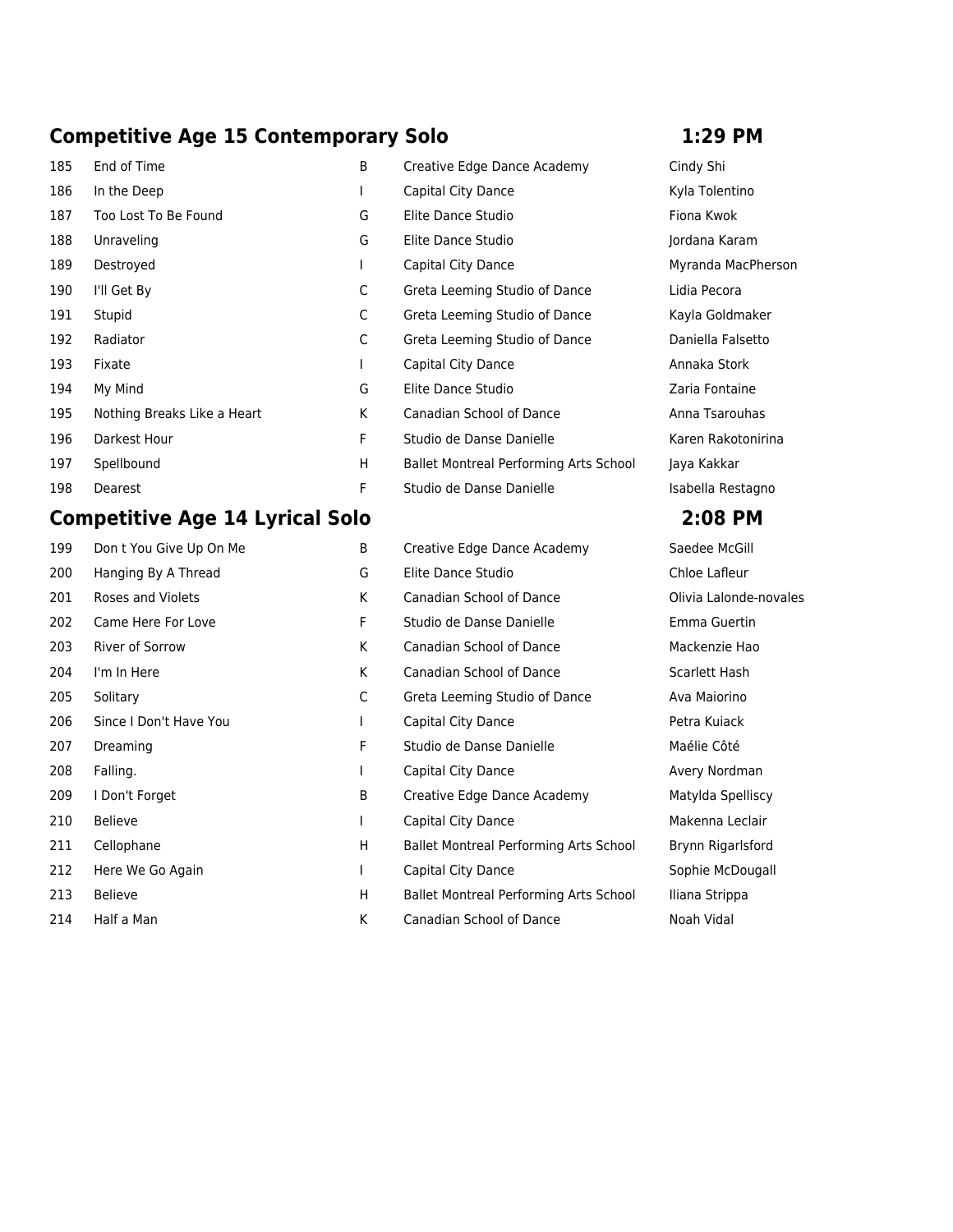## Competitive Age 15 Contemporary Solo — 1:29 PM

| | | | | |
|---|---|---|---|---|
| 185 | End of Time | B | Creative Edge Dance Academy | Cindy Shi |
| 186 | In the Deep | I | Capital City Dance | Kyla Tolentino |
| 187 | Too Lost To Be Found | G | Elite Dance Studio | Fiona Kwok |
| 188 | Unraveling | G | Elite Dance Studio | Jordana Karam |
| 189 | Destroyed | I | Capital City Dance | Myranda MacPherson |
| 190 | I'll Get By | C | Greta Leeming Studio of Dance | Lidia Pecora |
| 191 | Stupid | C | Greta Leeming Studio of Dance | Kayla Goldmaker |
| 192 | Radiator | C | Greta Leeming Studio of Dance | Daniella Falsetto |
| 193 | Fixate | I | Capital City Dance | Annaka Stork |
| 194 | My Mind | G | Elite Dance Studio | Zaria Fontaine |
| 195 | Nothing Breaks Like a Heart | K | Canadian School of Dance | Anna Tsarouhas |
| 196 | Darkest Hour | F | Studio de Danse Danielle | Karen Rakotonirina |
| 197 | Spellbound | H | Ballet Montreal Performing Arts School | Jaya Kakkar |
| 198 | Dearest | F | Studio de Danse Danielle | Isabella Restagno |

## Competitive Age 14 Lyrical Solo — 2:08 PM

| | | | | |
|---|---|---|---|---|
| 199 | Don t You Give Up On Me | B | Creative Edge Dance Academy | Saedee McGill |
| 200 | Hanging By A Thread | G | Elite Dance Studio | Chloe Lafleur |
| 201 | Roses and Violets | K | Canadian School of Dance | Olivia Lalonde-novales |
| 202 | Came Here For Love | F | Studio de Danse Danielle | Emma Guertin |
| 203 | River of Sorrow | K | Canadian School of Dance | Mackenzie Hao |
| 204 | I'm In Here | K | Canadian School of Dance | Scarlett Hash |
| 205 | Solitary | C | Greta Leeming Studio of Dance | Ava Maiorino |
| 206 | Since I Don't Have You | I | Capital City Dance | Petra Kuiack |
| 207 | Dreaming | F | Studio de Danse Danielle | Maélie Côté |
| 208 | Falling. | I | Capital City Dance | Avery Nordman |
| 209 | I Don't Forget | B | Creative Edge Dance Academy | Matylda Spelliscy |
| 210 | Believe | I | Capital City Dance | Makenna Leclair |
| 211 | Cellophane | H | Ballet Montreal Performing Arts School | Brynn Rigarlsford |
| 212 | Here We Go Again | I | Capital City Dance | Sophie McDougall |
| 213 | Believe | H | Ballet Montreal Performing Arts School | Iliana Strippa |
| 214 | Half a Man | K | Canadian School of Dance | Noah Vidal |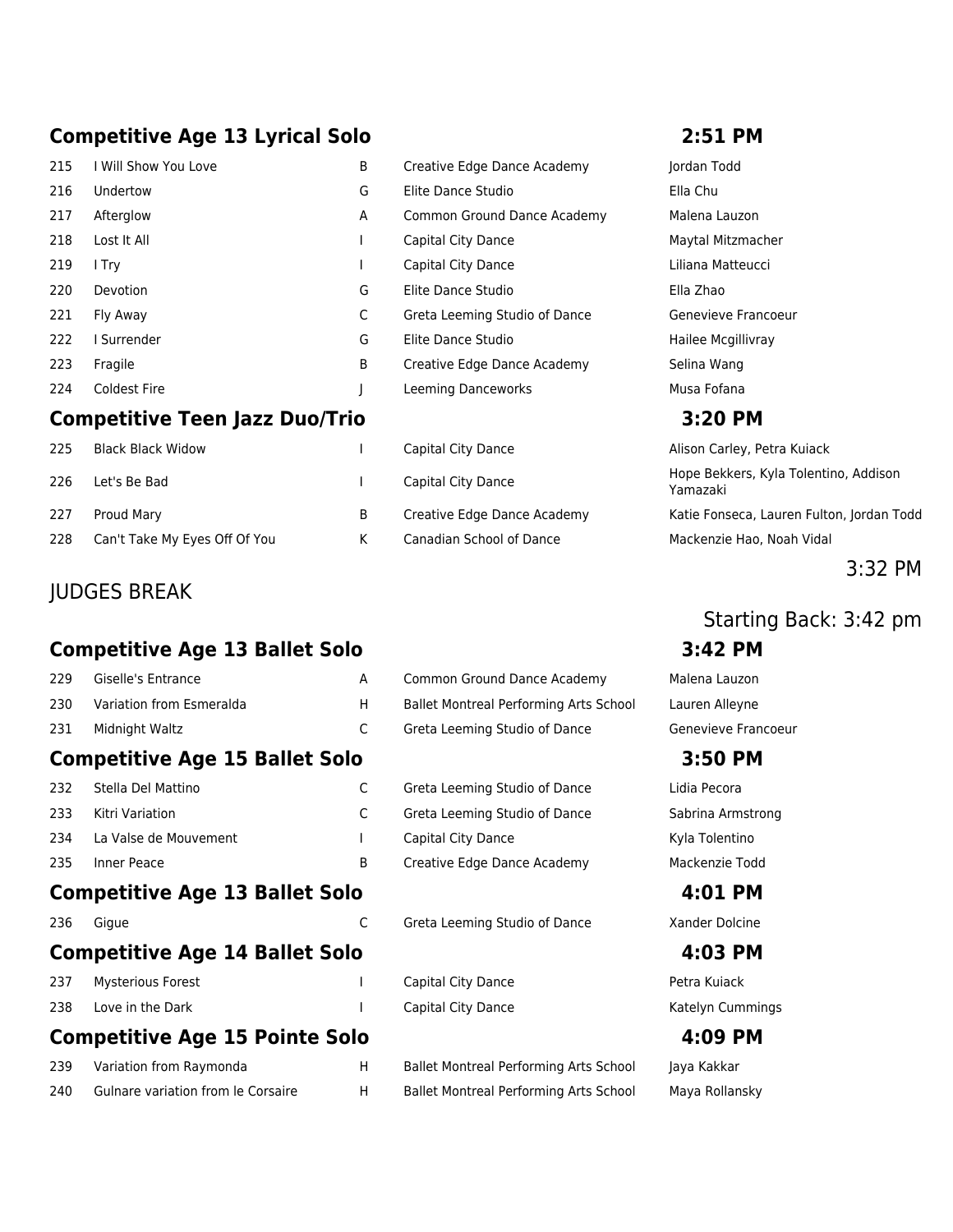## Competitive Age 13 Lyrical Solo — 2:51 PM

| # | Title | | Studio | Dancer(s) |
|---|---|---|---|---|
| 215 | I Will Show You Love | B | Creative Edge Dance Academy | Jordan Todd |
| 216 | Undertow | G | Elite Dance Studio | Ella Chu |
| 217 | Afterglow | A | Common Ground Dance Academy | Malena Lauzon |
| 218 | Lost It All | I | Capital City Dance | Maytal Mitzmacher |
| 219 | I Try | I | Capital City Dance | Liliana Matteucci |
| 220 | Devotion | G | Elite Dance Studio | Ella Zhao |
| 221 | Fly Away | C | Greta Leeming Studio of Dance | Genevieve Francoeur |
| 222 | I Surrender | G | Elite Dance Studio | Hailee Mcgillivray |
| 223 | Fragile | B | Creative Edge Dance Academy | Selina Wang |
| 224 | Coldest Fire | J | Leeming Danceworks | Musa Fofana |

## Competitive Teen Jazz Duo/Trio — 3:20 PM

| # | Title | | Studio | Dancer(s) |
|---|---|---|---|---|
| 225 | Black Black Widow | I | Capital City Dance | Alison Carley, Petra Kuiack |
| 226 | Let's Be Bad | I | Capital City Dance | Hope Bekkers, Kyla Tolentino, Addison Yamazaki |
| 227 | Proud Mary | B | Creative Edge Dance Academy | Katie Fonseca, Lauren Fulton, Jordan Todd |
| 228 | Can't Take My Eyes Off Of You | K | Canadian School of Dance | Mackenzie Hao, Noah Vidal |

## JUDGES BREAK — 3:32 PM

Starting Back: 3:42 pm

## Competitive Age 13 Ballet Solo — 3:42 PM

| # | Title | | Studio | Dancer(s) |
|---|---|---|---|---|
| 229 | Giselle's Entrance | A | Common Ground Dance Academy | Malena Lauzon |
| 230 | Variation from Esmeralda | H | Ballet Montreal Performing Arts School | Lauren Alleyne |
| 231 | Midnight Waltz | C | Greta Leeming Studio of Dance | Genevieve Francoeur |

## Competitive Age 15 Ballet Solo — 3:50 PM

| # | Title | | Studio | Dancer(s) |
|---|---|---|---|---|
| 232 | Stella Del Mattino | C | Greta Leeming Studio of Dance | Lidia Pecora |
| 233 | Kitri Variation | C | Greta Leeming Studio of Dance | Sabrina Armstrong |
| 234 | La Valse de Mouvement | I | Capital City Dance | Kyla Tolentino |
| 235 | Inner Peace | B | Creative Edge Dance Academy | Mackenzie Todd |

## Competitive Age 13 Ballet Solo — 4:01 PM

| # | Title | | Studio | Dancer(s) |
|---|---|---|---|---|
| 236 | Gigue | C | Greta Leeming Studio of Dance | Xander Dolcine |

## Competitive Age 14 Ballet Solo — 4:03 PM

| # | Title | | Studio | Dancer(s) |
|---|---|---|---|---|
| 237 | Mysterious Forest | I | Capital City Dance | Petra Kuiack |
| 238 | Love in the Dark | I | Capital City Dance | Katelyn Cummings |

## Competitive Age 15 Pointe Solo — 4:09 PM

| # | Title | | Studio | Dancer(s) |
|---|---|---|---|---|
| 239 | Variation from Raymonda | H | Ballet Montreal Performing Arts School | Jaya Kakkar |
| 240 | Gulnare variation from le Corsaire | H | Ballet Montreal Performing Arts School | Maya Rollansky |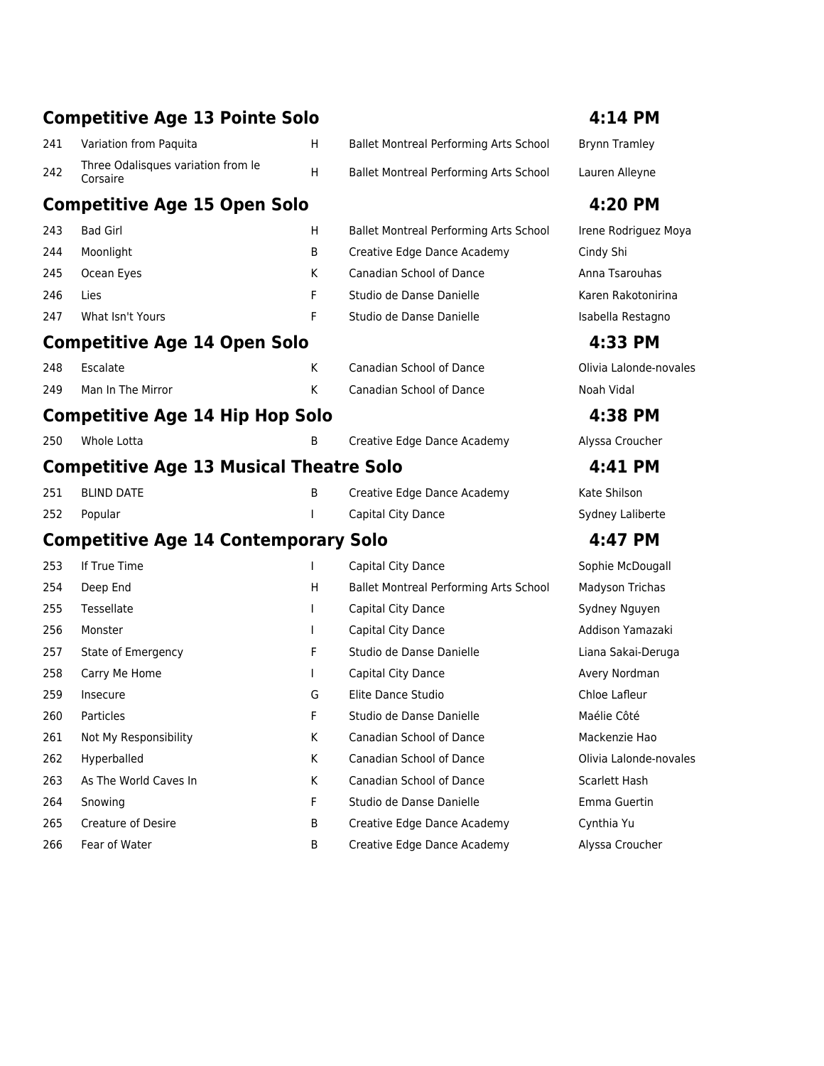## Competitive Age 13 Pointe Solo — 4:14 PM

| | | | | |
|---|---|---|---|---|
| 241 | Variation from Paquita | H | Ballet Montreal Performing Arts School | Brynn Tramley |
| 242 | Three Odalisques variation from le Corsaire | H | Ballet Montreal Performing Arts School | Lauren Alleyne |

## Competitive Age 15 Open Solo — 4:20 PM

| | | | | |
|---|---|---|---|---|
| 243 | Bad Girl | H | Ballet Montreal Performing Arts School | Irene Rodriguez Moya |
| 244 | Moonlight | B | Creative Edge Dance Academy | Cindy Shi |
| 245 | Ocean Eyes | K | Canadian School of Dance | Anna Tsarouhas |
| 246 | Lies | F | Studio de Danse Danielle | Karen Rakotonirina |
| 247 | What Isn't Yours | F | Studio de Danse Danielle | Isabella Restagno |

## Competitive Age 14 Open Solo — 4:33 PM

| | | | | |
|---|---|---|---|---|
| 248 | Escalate | K | Canadian School of Dance | Olivia Lalonde-novales |
| 249 | Man In The Mirror | K | Canadian School of Dance | Noah Vidal |

## Competitive Age 14 Hip Hop Solo — 4:38 PM

| | | | | |
|---|---|---|---|---|
| 250 | Whole Lotta | B | Creative Edge Dance Academy | Alyssa Croucher |

## Competitive Age 13 Musical Theatre Solo — 4:41 PM

| | | | | |
|---|---|---|---|---|
| 251 | BLIND DATE | B | Creative Edge Dance Academy | Kate Shilson |
| 252 | Popular | I | Capital City Dance | Sydney Laliberte |

## Competitive Age 14 Contemporary Solo — 4:47 PM

| | | | | |
|---|---|---|---|---|
| 253 | If True Time | I | Capital City Dance | Sophie McDougall |
| 254 | Deep End | H | Ballet Montreal Performing Arts School | Madyson Trichas |
| 255 | Tessellate | I | Capital City Dance | Sydney Nguyen |
| 256 | Monster | I | Capital City Dance | Addison Yamazaki |
| 257 | State of Emergency | F | Studio de Danse Danielle | Liana Sakai-Deruga |
| 258 | Carry Me Home | I | Capital City Dance | Avery Nordman |
| 259 | Insecure | G | Elite Dance Studio | Chloe Lafleur |
| 260 | Particles | F | Studio de Danse Danielle | Maélie Côté |
| 261 | Not My Responsibility | K | Canadian School of Dance | Mackenzie Hao |
| 262 | Hyperballed | K | Canadian School of Dance | Olivia Lalonde-novales |
| 263 | As The World Caves In | K | Canadian School of Dance | Scarlett Hash |
| 264 | Snowing | F | Studio de Danse Danielle | Emma Guertin |
| 265 | Creature of Desire | B | Creative Edge Dance Academy | Cynthia Yu |
| 266 | Fear of Water | B | Creative Edge Dance Academy | Alyssa Croucher |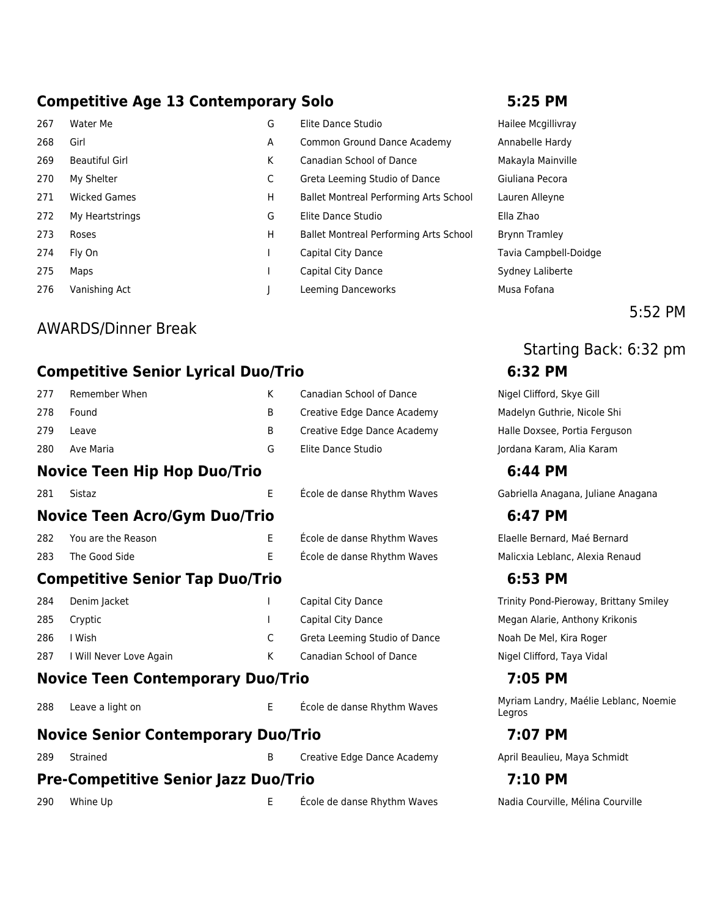## Competitive Age 13 Contemporary Solo — 5:25 PM

| | | | | |
|---|---|---|---|---|
| 267 | Water Me | G | Elite Dance Studio | Hailee Mcgillivray |
| 268 | Girl | A | Common Ground Dance Academy | Annabelle Hardy |
| 269 | Beautiful Girl | K | Canadian School of Dance | Makayla Mainville |
| 270 | My Shelter | C | Greta Leeming Studio of Dance | Giuliana Pecora |
| 271 | Wicked Games | H | Ballet Montreal Performing Arts School | Lauren Alleyne |
| 272 | My Heartstrings | G | Elite Dance Studio | Ella Zhao |
| 273 | Roses | H | Ballet Montreal Performing Arts School | Brynn Tramley |
| 274 | Fly On | I | Capital City Dance | Tavia Campbell-Doidge |
| 275 | Maps | I | Capital City Dance | Sydney Laliberte |
| 276 | Vanishing Act | J | Leeming Danceworks | Musa Fofana |

AWARDS/Dinner Break — 5:52 PM

Starting Back: 6:32 pm

## Competitive Senior Lyrical Duo/Trio — 6:32 PM

| | | | | |
|---|---|---|---|---|
| 277 | Remember When | K | Canadian School of Dance | Nigel Clifford, Skye Gill |
| 278 | Found | B | Creative Edge Dance Academy | Madelyn Guthrie, Nicole Shi |
| 279 | Leave | B | Creative Edge Dance Academy | Halle Doxsee, Portia Ferguson |
| 280 | Ave Maria | G | Elite Dance Studio | Jordana Karam, Alia Karam |

## Novice Teen Hip Hop Duo/Trio — 6:44 PM

| | | | | |
|---|---|---|---|---|
| 281 | Sistaz | E | École de danse Rhythm Waves | Gabriella Anagana, Juliane Anagana |

## Novice Teen Acro/Gym Duo/Trio — 6:47 PM

| | | | | |
|---|---|---|---|---|
| 282 | You are the Reason | E | École de danse Rhythm Waves | Elaelle Bernard, Maé Bernard |
| 283 | The Good Side | E | École de danse Rhythm Waves | Malicxia Leblanc, Alexia Renaud |

## Competitive Senior Tap Duo/Trio — 6:53 PM

| | | | | |
|---|---|---|---|---|
| 284 | Denim Jacket | I | Capital City Dance | Trinity Pond-Pieroway, Brittany Smiley |
| 285 | Cryptic | I | Capital City Dance | Megan Alarie, Anthony Krikonis |
| 286 | I Wish | C | Greta Leeming Studio of Dance | Noah De Mel, Kira Roger |
| 287 | I Will Never Love Again | K | Canadian School of Dance | Nigel Clifford, Taya Vidal |

## Novice Teen Contemporary Duo/Trio — 7:05 PM

| | | | | |
|---|---|---|---|---|
| 288 | Leave a light on | E | École de danse Rhythm Waves | Myriam Landry, Maélie Leblanc, Noemie Legros |

## Novice Senior Contemporary Duo/Trio — 7:07 PM

| | | | | |
|---|---|---|---|---|
| 289 | Strained | B | Creative Edge Dance Academy | April Beaulieu, Maya Schmidt |

## Pre-Competitive Senior Jazz Duo/Trio — 7:10 PM

| | | | | |
|---|---|---|---|---|
| 290 | Whine Up | E | École de danse Rhythm Waves | Nadia Courville, Mélina Courville |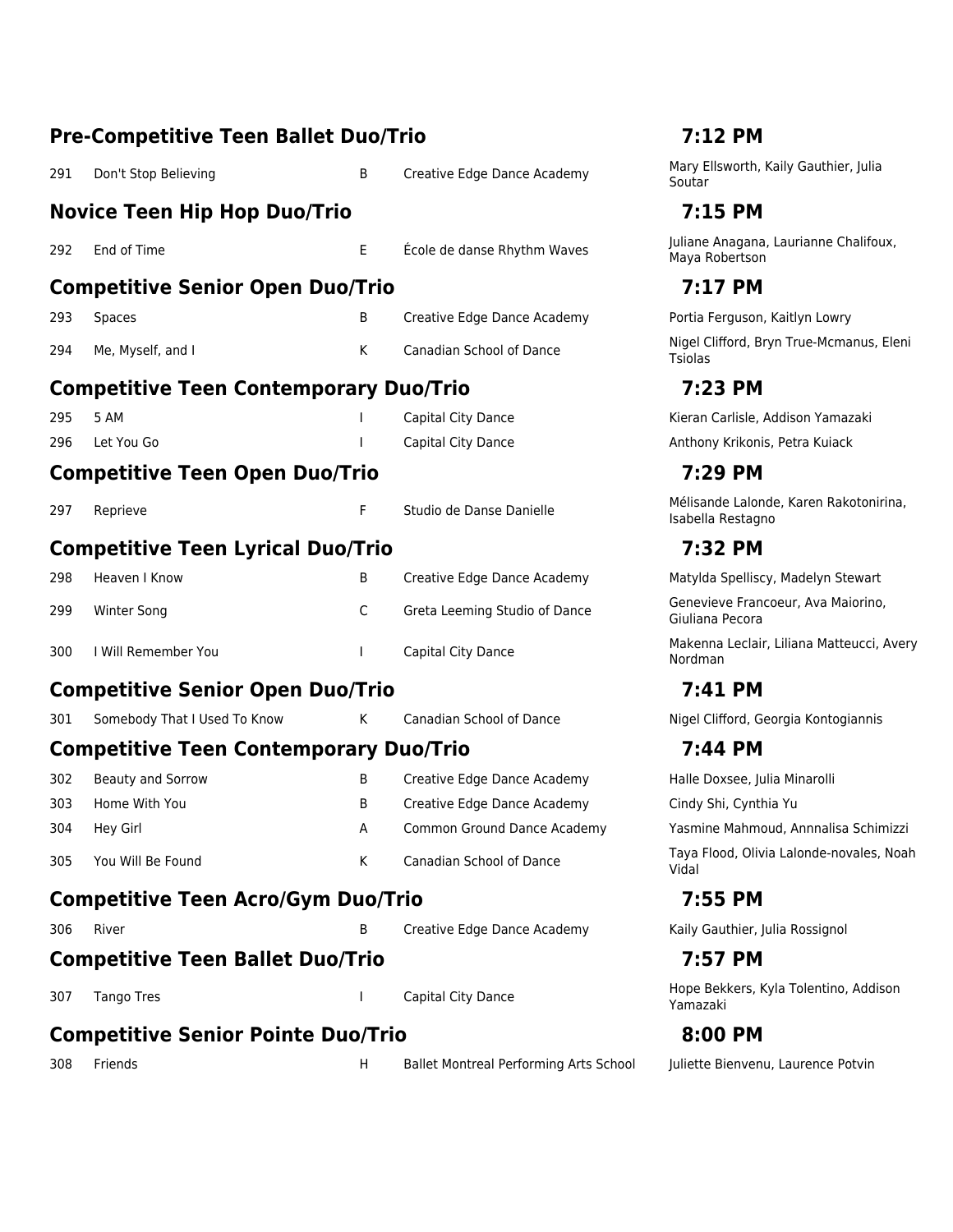## Pre-Competitive Teen Ballet Duo/Trio — 7:12 PM

| | | | | |
|---|---|---|---|---|
| 291 | Don't Stop Believing | B | Creative Edge Dance Academy | Mary Ellsworth, Kaily Gauthier, Julia Soutar |

## Novice Teen Hip Hop Duo/Trio — 7:15 PM

| | | | | |
|---|---|---|---|---|
| 292 | End of Time | E | École de danse Rhythm Waves | Juliane Anagana, Laurianne Chalifoux, Maya Robertson |

## Competitive Senior Open Duo/Trio — 7:17 PM

| | | | | |
|---|---|---|---|---|
| 293 | Spaces | B | Creative Edge Dance Academy | Portia Ferguson, Kaitlyn Lowry |
| 294 | Me, Myself, and I | K | Canadian School of Dance | Nigel Clifford, Bryn True-Mcmanus, Eleni Tsiolas |

## Competitive Teen Contemporary Duo/Trio — 7:23 PM

| | | | | |
|---|---|---|---|---|
| 295 | 5 AM | I | Capital City Dance | Kieran Carlisle, Addison Yamazaki |
| 296 | Let You Go | I | Capital City Dance | Anthony Krikonis, Petra Kuiack |

## Competitive Teen Open Duo/Trio — 7:29 PM

| | | | | |
|---|---|---|---|---|
| 297 | Reprieve | F | Studio de Danse Danielle | Mélisande Lalonde, Karen Rakotonirina, Isabella Restagno |

## Competitive Teen Lyrical Duo/Trio — 7:32 PM

| | | | | |
|---|---|---|---|---|
| 298 | Heaven I Know | B | Creative Edge Dance Academy | Matylda Spelliscy, Madelyn Stewart |
| 299 | Winter Song | C | Greta Leeming Studio of Dance | Genevieve Francoeur, Ava Maiorino, Giuliana Pecora |
| 300 | I Will Remember You | I | Capital City Dance | Makenna Leclair, Liliana Matteucci, Avery Nordman |

## Competitive Senior Open Duo/Trio — 7:41 PM

| | | | | |
|---|---|---|---|---|
| 301 | Somebody That I Used To Know | K | Canadian School of Dance | Nigel Clifford, Georgia Kontogiannis |

## Competitive Teen Contemporary Duo/Trio — 7:44 PM

| | | | | |
|---|---|---|---|---|
| 302 | Beauty and Sorrow | B | Creative Edge Dance Academy | Halle Doxsee, Julia Minarolli |
| 303 | Home With You | B | Creative Edge Dance Academy | Cindy Shi, Cynthia Yu |
| 304 | Hey Girl | A | Common Ground Dance Academy | Yasmine Mahmoud, Annnalisa Schimizzi |
| 305 | You Will Be Found | K | Canadian School of Dance | Taya Flood, Olivia Lalonde-novales, Noah Vidal |

## Competitive Teen Acro/Gym Duo/Trio — 7:55 PM

| | | | | |
|---|---|---|---|---|
| 306 | River | B | Creative Edge Dance Academy | Kaily Gauthier, Julia Rossignol |

## Competitive Teen Ballet Duo/Trio — 7:57 PM

| | | | | |
|---|---|---|---|---|
| 307 | Tango Tres | I | Capital City Dance | Hope Bekkers, Kyla Tolentino, Addison Yamazaki |

## Competitive Senior Pointe Duo/Trio — 8:00 PM

| | | | | |
|---|---|---|---|---|
| 308 | Friends | H | Ballet Montreal Performing Arts School | Juliette Bienvenu, Laurence Potvin |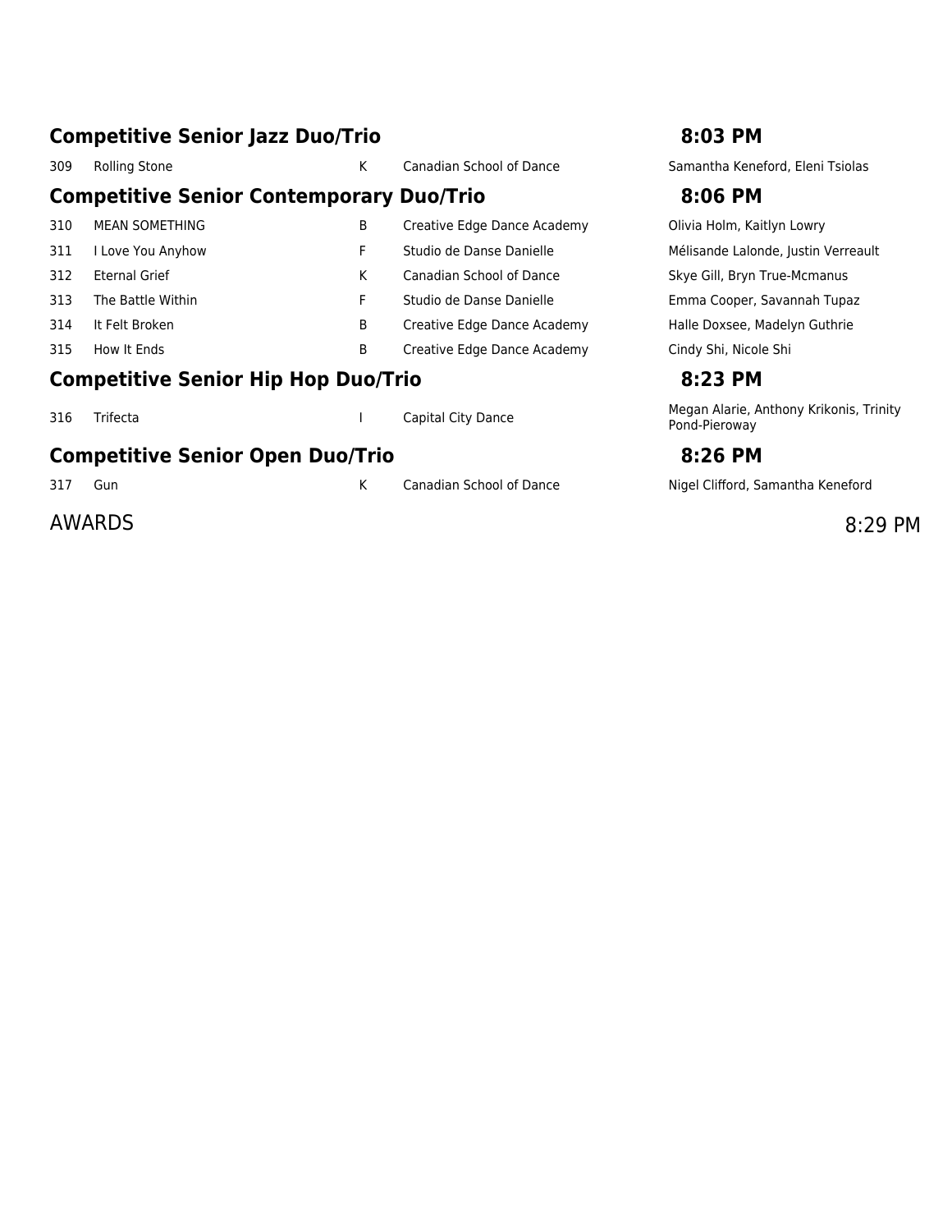## Competitive Senior Jazz Duo/Trio — 8:03 PM

| # | Title | Code | Studio | Dancers |
|---|---|---|---|---|
| 309 | Rolling Stone | K | Canadian School of Dance | Samantha Keneford, Eleni Tsiolas |

## Competitive Senior Contemporary Duo/Trio — 8:06 PM

| # | Title | Code | Studio | Dancers |
|---|---|---|---|---|
| 310 | MEAN SOMETHING | B | Creative Edge Dance Academy | Olivia Holm, Kaitlyn Lowry |
| 311 | I Love You Anyhow | F | Studio de Danse Danielle | Mélisande Lalonde, Justin Verreault |
| 312 | Eternal Grief | K | Canadian School of Dance | Skye Gill, Bryn True-Mcmanus |
| 313 | The Battle Within | F | Studio de Danse Danielle | Emma Cooper, Savannah Tupaz |
| 314 | It Felt Broken | B | Creative Edge Dance Academy | Halle Doxsee, Madelyn Guthrie |
| 315 | How It Ends | B | Creative Edge Dance Academy | Cindy Shi, Nicole Shi |

## Competitive Senior Hip Hop Duo/Trio — 8:23 PM

| # | Title | Code | Studio | Dancers |
|---|---|---|---|---|
| 316 | Trifecta | I | Capital City Dance | Megan Alarie, Anthony Krikonis, Trinity Pond-Pieroway |

## Competitive Senior Open Duo/Trio — 8:26 PM

| # | Title | Code | Studio | Dancers |
|---|---|---|---|---|
| 317 | Gun | K | Canadian School of Dance | Nigel Clifford, Samantha Keneford |

AWARDS — 8:29 PM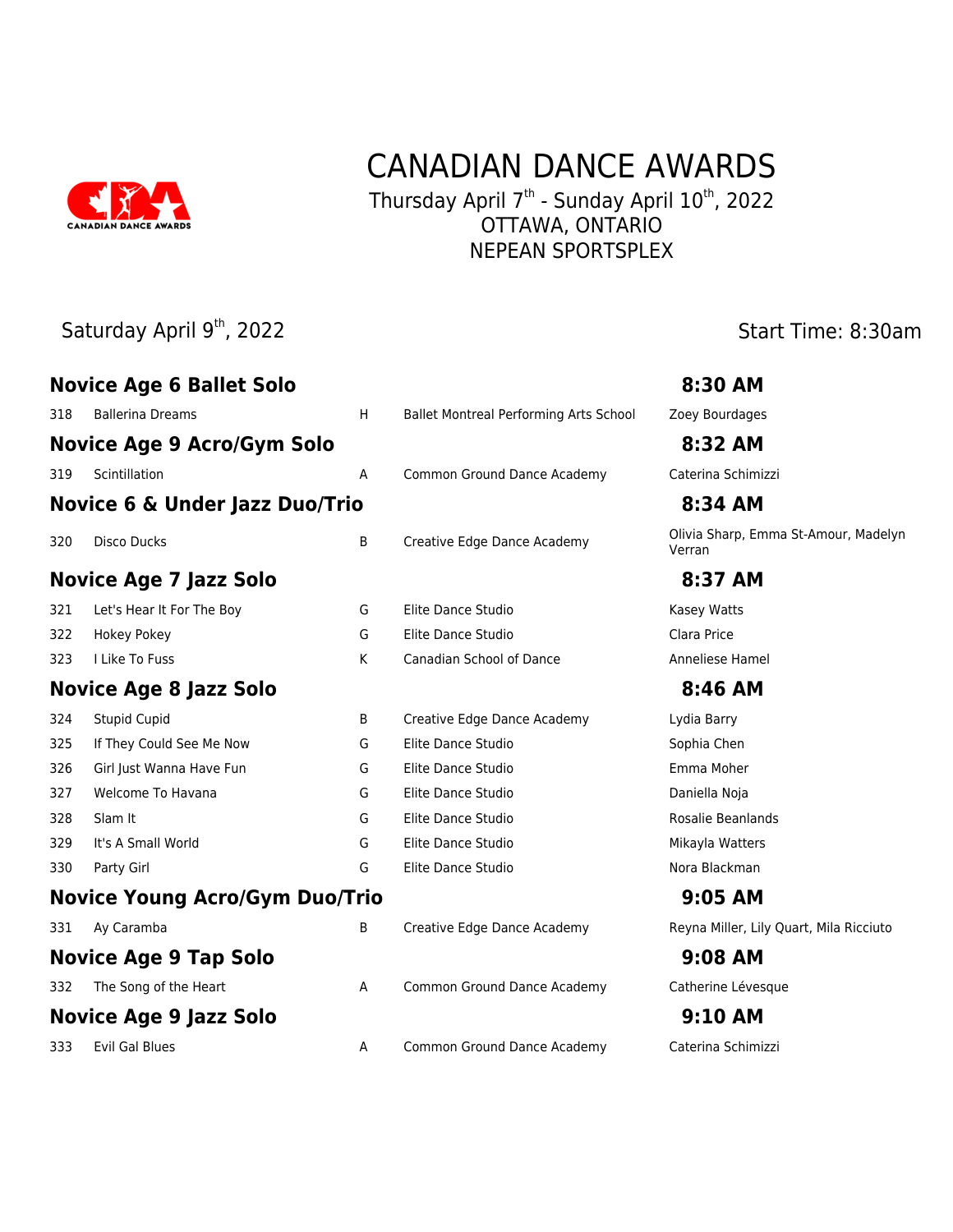# CANADIAN DANCE AWARDS

Thursday April 7th - Sunday April 10th, 2022
OTTAWA, ONTARIO
NEPEAN SPORTSPLEX

Saturday April 9th, 2022

Start Time: 8:30am

## Novice Age 6 Ballet Solo — 8:30 AM

| # | Title | Class | Studio | Dancer(s) |
|---|---|---|---|---|
| 318 | Ballerina Dreams | H | Ballet Montreal Performing Arts School | Zoey Bourdages |

## Novice Age 9 Acro/Gym Solo — 8:32 AM

| # | Title | Class | Studio | Dancer(s) |
|---|---|---|---|---|
| 319 | Scintillation | A | Common Ground Dance Academy | Caterina Schimizzi |

## Novice 6 & Under Jazz Duo/Trio — 8:34 AM

| # | Title | Class | Studio | Dancer(s) |
|---|---|---|---|---|
| 320 | Disco Ducks | B | Creative Edge Dance Academy | Olivia Sharp, Emma St-Amour, Madelyn Verran |

## Novice Age 7 Jazz Solo — 8:37 AM

| # | Title | Class | Studio | Dancer(s) |
|---|---|---|---|---|
| 321 | Let's Hear It For The Boy | G | Elite Dance Studio | Kasey Watts |
| 322 | Hokey Pokey | G | Elite Dance Studio | Clara Price |
| 323 | I Like To Fuss | K | Canadian School of Dance | Anneliese Hamel |

## Novice Age 8 Jazz Solo — 8:46 AM

| # | Title | Class | Studio | Dancer(s) |
|---|---|---|---|---|
| 324 | Stupid Cupid | B | Creative Edge Dance Academy | Lydia Barry |
| 325 | If They Could See Me Now | G | Elite Dance Studio | Sophia Chen |
| 326 | Girl Just Wanna Have Fun | G | Elite Dance Studio | Emma Moher |
| 327 | Welcome To Havana | G | Elite Dance Studio | Daniella Noja |
| 328 | Slam It | G | Elite Dance Studio | Rosalie Beanlands |
| 329 | It's A Small World | G | Elite Dance Studio | Mikayla Watters |
| 330 | Party Girl | G | Elite Dance Studio | Nora Blackman |

## Novice Young Acro/Gym Duo/Trio — 9:05 AM

| # | Title | Class | Studio | Dancer(s) |
|---|---|---|---|---|
| 331 | Ay Caramba | B | Creative Edge Dance Academy | Reyna Miller, Lily Quart, Mila Ricciuto |

## Novice Age 9 Tap Solo — 9:08 AM

| # | Title | Class | Studio | Dancer(s) |
|---|---|---|---|---|
| 332 | The Song of the Heart | A | Common Ground Dance Academy | Catherine Lévesque |

## Novice Age 9 Jazz Solo — 9:10 AM

| # | Title | Class | Studio | Dancer(s) |
|---|---|---|---|---|
| 333 | Evil Gal Blues | A | Common Ground Dance Academy | Caterina Schimizzi |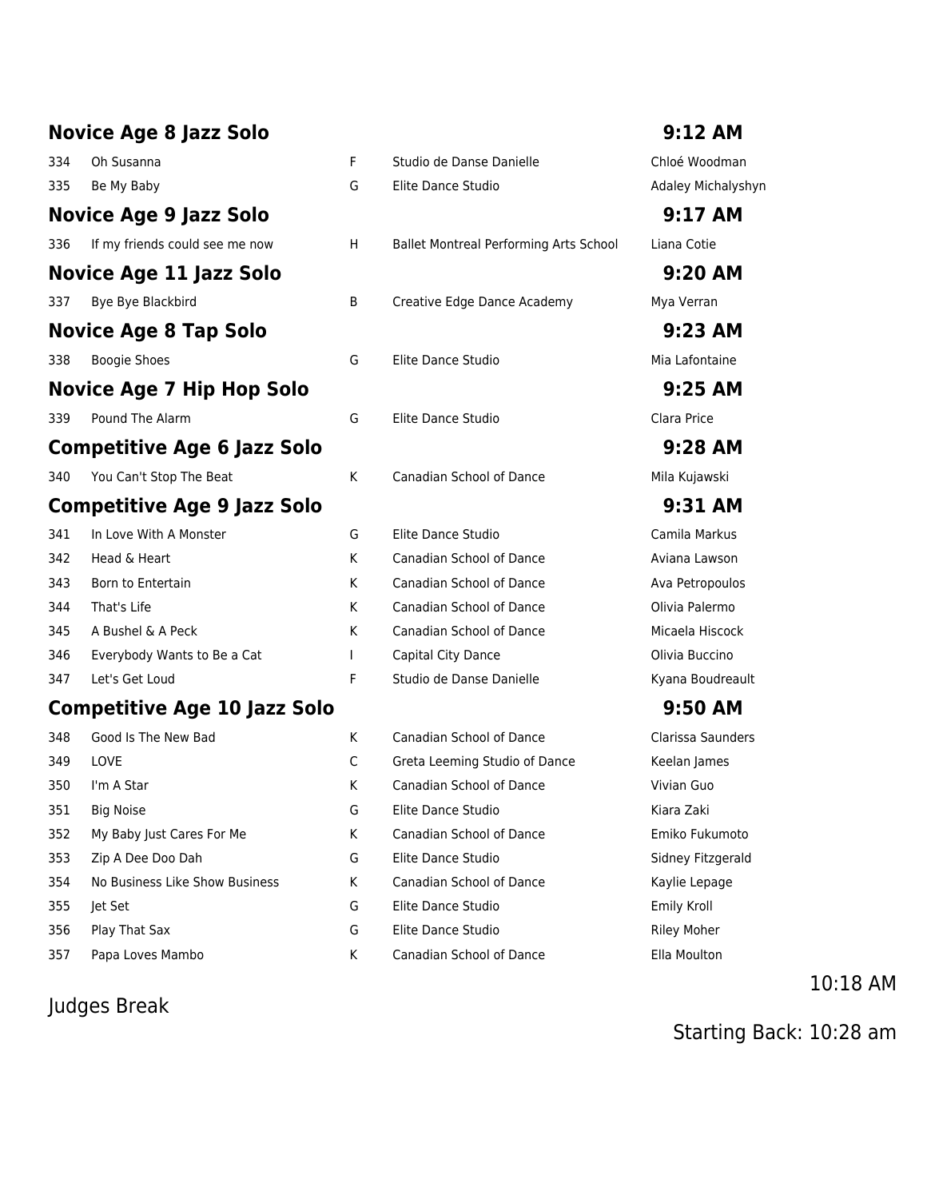## Novice Age 8 Jazz Solo — 9:12 AM

| # | Title | Level | Studio | Dancer |
|---|---|---|---|---|
| 334 | Oh Susanna | F | Studio de Danse Danielle | Chloé Woodman |
| 335 | Be My Baby | G | Elite Dance Studio | Adaley Michalyshyn |

## Novice Age 9 Jazz Solo — 9:17 AM

| # | Title | Level | Studio | Dancer |
|---|---|---|---|---|
| 336 | If my friends could see me now | H | Ballet Montreal Performing Arts School | Liana Cotie |

## Novice Age 11 Jazz Solo — 9:20 AM

| # | Title | Level | Studio | Dancer |
|---|---|---|---|---|
| 337 | Bye Bye Blackbird | B | Creative Edge Dance Academy | Mya Verran |

## Novice Age 8 Tap Solo — 9:23 AM

| # | Title | Level | Studio | Dancer |
|---|---|---|---|---|
| 338 | Boogie Shoes | G | Elite Dance Studio | Mia Lafontaine |

## Novice Age 7 Hip Hop Solo — 9:25 AM

| # | Title | Level | Studio | Dancer |
|---|---|---|---|---|
| 339 | Pound The Alarm | G | Elite Dance Studio | Clara Price |

## Competitive Age 6 Jazz Solo — 9:28 AM

| # | Title | Level | Studio | Dancer |
|---|---|---|---|---|
| 340 | You Can't Stop The Beat | K | Canadian School of Dance | Mila Kujawski |

## Competitive Age 9 Jazz Solo — 9:31 AM

| # | Title | Level | Studio | Dancer |
|---|---|---|---|---|
| 341 | In Love With A Monster | G | Elite Dance Studio | Camila Markus |
| 342 | Head & Heart | K | Canadian School of Dance | Aviana Lawson |
| 343 | Born to Entertain | K | Canadian School of Dance | Ava Petropoulos |
| 344 | That's Life | K | Canadian School of Dance | Olivia Palermo |
| 345 | A Bushel & A Peck | K | Canadian School of Dance | Micaela Hiscock |
| 346 | Everybody Wants to Be a Cat | I | Capital City Dance | Olivia Buccino |
| 347 | Let's Get Loud | F | Studio de Danse Danielle | Kyana Boudreault |

## Competitive Age 10 Jazz Solo — 9:50 AM

| # | Title | Level | Studio | Dancer |
|---|---|---|---|---|
| 348 | Good Is The New Bad | K | Canadian School of Dance | Clarissa Saunders |
| 349 | LOVE | C | Greta Leeming Studio of Dance | Keelan James |
| 350 | I'm A Star | K | Canadian School of Dance | Vivian Guo |
| 351 | Big Noise | G | Elite Dance Studio | Kiara Zaki |
| 352 | My Baby Just Cares For Me | K | Canadian School of Dance | Emiko Fukumoto |
| 353 | Zip A Dee Doo Dah | G | Elite Dance Studio | Sidney Fitzgerald |
| 354 | No Business Like Show Business | K | Canadian School of Dance | Kaylie Lepage |
| 355 | Jet Set | G | Elite Dance Studio | Emily Kroll |
| 356 | Play That Sax | G | Elite Dance Studio | Riley Moher |
| 357 | Papa Loves Mambo | K | Canadian School of Dance | Ella Moulton |

Judges Break — 10:18 AM

Starting Back: 10:28 am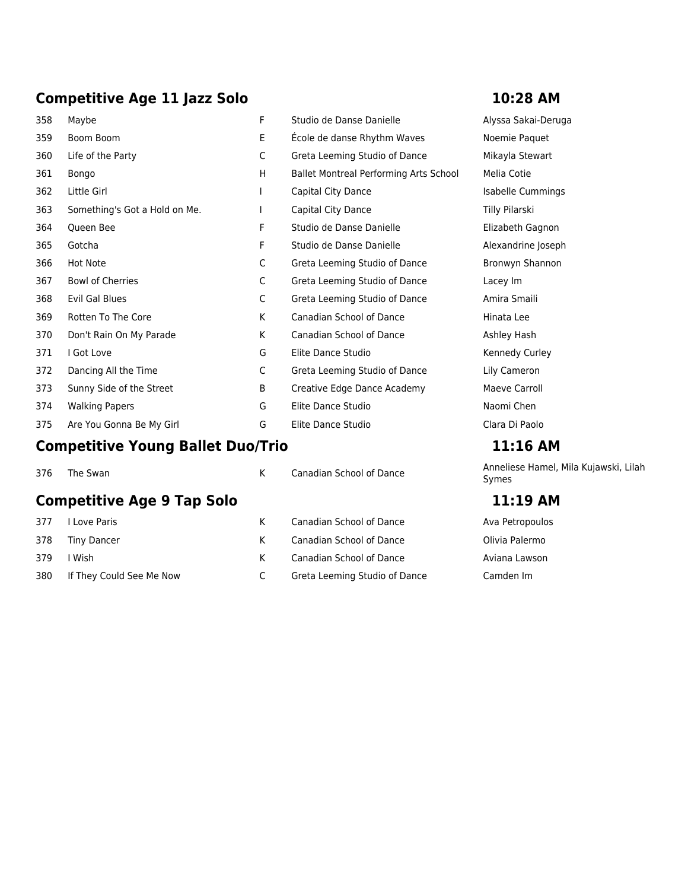## Competitive Age 11 Jazz Solo — 10:28 AM

| | | | | |
|---|---|---|---|---|
| 358 | Maybe | F | Studio de Danse Danielle | Alyssa Sakai-Deruga |
| 359 | Boom Boom | E | École de danse Rhythm Waves | Noemie Paquet |
| 360 | Life of the Party | C | Greta Leeming Studio of Dance | Mikayla Stewart |
| 361 | Bongo | H | Ballet Montreal Performing Arts School | Melia Cotie |
| 362 | Little Girl | I | Capital City Dance | Isabelle Cummings |
| 363 | Something's Got a Hold on Me. | I | Capital City Dance | Tilly Pilarski |
| 364 | Queen Bee | F | Studio de Danse Danielle | Elizabeth Gagnon |
| 365 | Gotcha | F | Studio de Danse Danielle | Alexandrine Joseph |
| 366 | Hot Note | C | Greta Leeming Studio of Dance | Bronwyn Shannon |
| 367 | Bowl of Cherries | C | Greta Leeming Studio of Dance | Lacey Im |
| 368 | Evil Gal Blues | C | Greta Leeming Studio of Dance | Amira Smaili |
| 369 | Rotten To The Core | K | Canadian School of Dance | Hinata Lee |
| 370 | Don't Rain On My Parade | K | Canadian School of Dance | Ashley Hash |
| 371 | I Got Love | G | Elite Dance Studio | Kennedy Curley |
| 372 | Dancing All the Time | C | Greta Leeming Studio of Dance | Lily Cameron |
| 373 | Sunny Side of the Street | B | Creative Edge Dance Academy | Maeve Carroll |
| 374 | Walking Papers | G | Elite Dance Studio | Naomi Chen |
| 375 | Are You Gonna Be My Girl | G | Elite Dance Studio | Clara Di Paolo |

## Competitive Young Ballet Duo/Trio — 11:16 AM

| | | | | |
|---|---|---|---|---|
| 376 | The Swan | K | Canadian School of Dance | Anneliese Hamel, Mila Kujawski, Lilah Symes |

## Competitive Age 9 Tap Solo — 11:19 AM

| | | | | |
|---|---|---|---|---|
| 377 | I Love Paris | K | Canadian School of Dance | Ava Petropoulos |
| 378 | Tiny Dancer | K | Canadian School of Dance | Olivia Palermo |
| 379 | I Wish | K | Canadian School of Dance | Aviana Lawson |
| 380 | If They Could See Me Now | C | Greta Leeming Studio of Dance | Camden Im |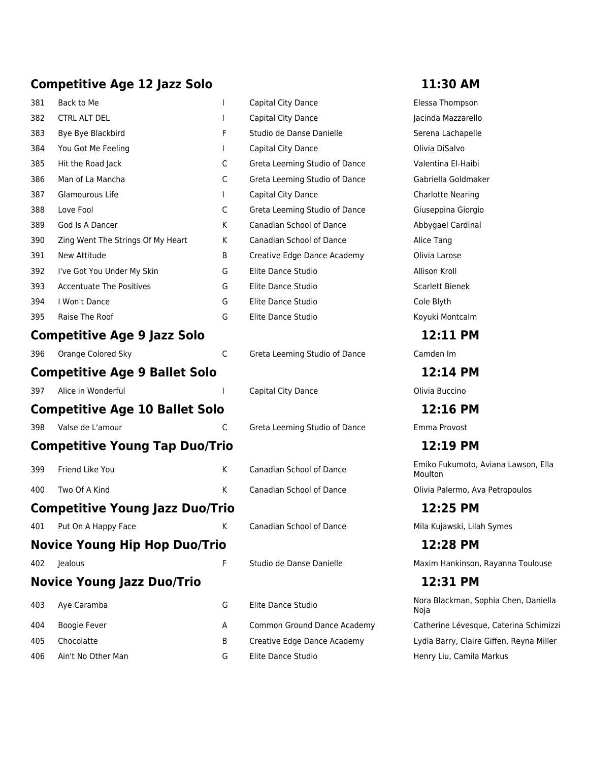## Competitive Age 12 Jazz Solo — 11:30 AM

| # | Title | Code | Studio | Dancer(s) |
|---|---|---|---|---|
| 381 | Back to Me | I | Capital City Dance | Elessa Thompson |
| 382 | CTRL ALT DEL | I | Capital City Dance | Jacinda Mazzarello |
| 383 | Bye Bye Blackbird | F | Studio de Danse Danielle | Serena Lachapelle |
| 384 | You Got Me Feeling | I | Capital City Dance | Olivia DiSalvo |
| 385 | Hit the Road Jack | C | Greta Leeming Studio of Dance | Valentina El-Haibi |
| 386 | Man of La Mancha | C | Greta Leeming Studio of Dance | Gabriella Goldmaker |
| 387 | Glamourous Life | I | Capital City Dance | Charlotte Nearing |
| 388 | Love Fool | C | Greta Leeming Studio of Dance | Giuseppina Giorgio |
| 389 | God Is A Dancer | K | Canadian School of Dance | Abbygael Cardinal |
| 390 | Zing Went The Strings Of My Heart | K | Canadian School of Dance | Alice Tang |
| 391 | New Attitude | B | Creative Edge Dance Academy | Olivia Larose |
| 392 | I've Got You Under My Skin | G | Elite Dance Studio | Allison Kroll |
| 393 | Accentuate The Positives | G | Elite Dance Studio | Scarlett Bienek |
| 394 | I Won't Dance | G | Elite Dance Studio | Cole Blyth |
| 395 | Raise The Roof | G | Elite Dance Studio | Koyuki Montcalm |

## Competitive Age 9 Jazz Solo — 12:11 PM

| # | Title | Code | Studio | Dancer(s) |
|---|---|---|---|---|
| 396 | Orange Colored Sky | C | Greta Leeming Studio of Dance | Camden Im |

## Competitive Age 9 Ballet Solo — 12:14 PM

| # | Title | Code | Studio | Dancer(s) |
|---|---|---|---|---|
| 397 | Alice in Wonderful | I | Capital City Dance | Olivia Buccino |

## Competitive Age 10 Ballet Solo — 12:16 PM

| # | Title | Code | Studio | Dancer(s) |
|---|---|---|---|---|
| 398 | Valse de L'amour | C | Greta Leeming Studio of Dance | Emma Provost |

## Competitive Young Tap Duo/Trio — 12:19 PM

| # | Title | Code | Studio | Dancer(s) |
|---|---|---|---|---|
| 399 | Friend Like You | K | Canadian School of Dance | Emiko Fukumoto, Aviana Lawson, Ella Moulton |
| 400 | Two Of A Kind | K | Canadian School of Dance | Olivia Palermo, Ava Petropoulos |

## Competitive Young Jazz Duo/Trio — 12:25 PM

| # | Title | Code | Studio | Dancer(s) |
|---|---|---|---|---|
| 401 | Put On A Happy Face | K | Canadian School of Dance | Mila Kujawski, Lilah Symes |

## Novice Young Hip Hop Duo/Trio — 12:28 PM

| # | Title | Code | Studio | Dancer(s) |
|---|---|---|---|---|
| 402 | Jealous | F | Studio de Danse Danielle | Maxim Hankinson, Rayanna Toulouse |

## Novice Young Jazz Duo/Trio — 12:31 PM

| # | Title | Code | Studio | Dancer(s) |
|---|---|---|---|---|
| 403 | Aye Caramba | G | Elite Dance Studio | Nora Blackman, Sophia Chen, Daniella Noja |
| 404 | Boogie Fever | A | Common Ground Dance Academy | Catherine Lévesque, Caterina Schimizzi |
| 405 | Chocolatte | B | Creative Edge Dance Academy | Lydia Barry, Claire Giffen, Reyna Miller |
| 406 | Ain't No Other Man | G | Elite Dance Studio | Henry Liu, Camila Markus |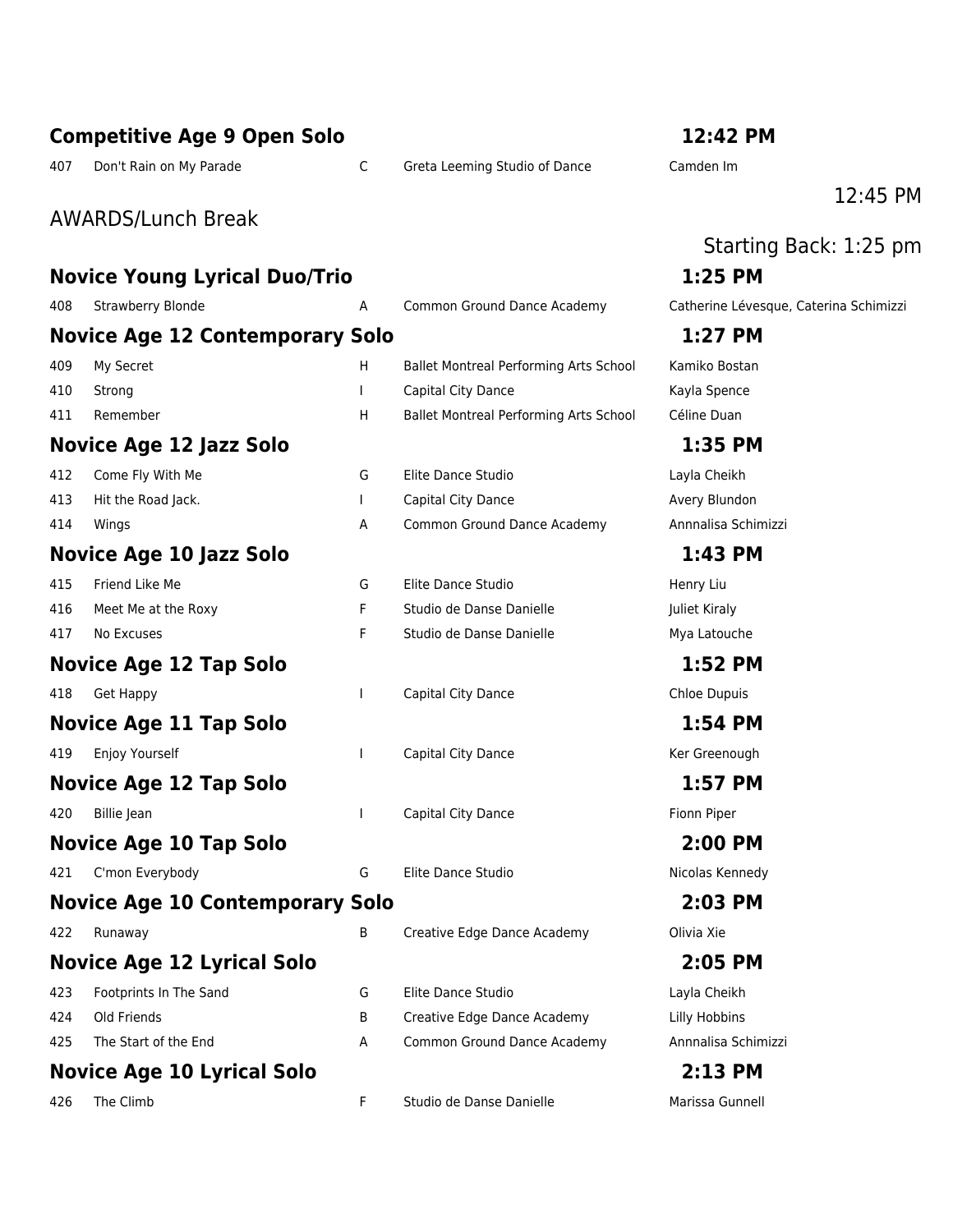## Competitive Age 9 Open Solo — 12:42 PM

| # | Title | | Studio | Dancer |
|---|---|---|---|---|
| 407 | Don't Rain on My Parade | C | Greta Leeming Studio of Dance | Camden Im |

12:45 PM

AWARDS/Lunch Break

Starting Back: 1:25 pm

## Novice Young Lyrical Duo/Trio — 1:25 PM

| # | Title | | Studio | Dancer |
|---|---|---|---|---|
| 408 | Strawberry Blonde | A | Common Ground Dance Academy | Catherine Lévesque, Caterina Schimizzi |

## Novice Age 12 Contemporary Solo — 1:27 PM

| # | Title | | Studio | Dancer |
|---|---|---|---|---|
| 409 | My Secret | H | Ballet Montreal Performing Arts School | Kamiko Bostan |
| 410 | Strong | I | Capital City Dance | Kayla Spence |
| 411 | Remember | H | Ballet Montreal Performing Arts School | Céline Duan |

## Novice Age 12 Jazz Solo — 1:35 PM

| # | Title | | Studio | Dancer |
|---|---|---|---|---|
| 412 | Come Fly With Me | G | Elite Dance Studio | Layla Cheikh |
| 413 | Hit the Road Jack. | I | Capital City Dance | Avery Blundon |
| 414 | Wings | A | Common Ground Dance Academy | Annnalisa Schimizzi |

## Novice Age 10 Jazz Solo — 1:43 PM

| # | Title | | Studio | Dancer |
|---|---|---|---|---|
| 415 | Friend Like Me | G | Elite Dance Studio | Henry Liu |
| 416 | Meet Me at the Roxy | F | Studio de Danse Danielle | Juliet Kiraly |
| 417 | No Excuses | F | Studio de Danse Danielle | Mya Latouche |

## Novice Age 12 Tap Solo — 1:52 PM

| # | Title | | Studio | Dancer |
|---|---|---|---|---|
| 418 | Get Happy | I | Capital City Dance | Chloe Dupuis |

## Novice Age 11 Tap Solo — 1:54 PM

| # | Title | | Studio | Dancer |
|---|---|---|---|---|
| 419 | Enjoy Yourself | I | Capital City Dance | Ker Greenough |

## Novice Age 12 Tap Solo — 1:57 PM

| # | Title | | Studio | Dancer |
|---|---|---|---|---|
| 420 | Billie Jean | I | Capital City Dance | Fionn Piper |

## Novice Age 10 Tap Solo — 2:00 PM

| # | Title | | Studio | Dancer |
|---|---|---|---|---|
| 421 | C'mon Everybody | G | Elite Dance Studio | Nicolas Kennedy |

## Novice Age 10 Contemporary Solo — 2:03 PM

| # | Title | | Studio | Dancer |
|---|---|---|---|---|
| 422 | Runaway | B | Creative Edge Dance Academy | Olivia Xie |

## Novice Age 12 Lyrical Solo — 2:05 PM

| # | Title | | Studio | Dancer |
|---|---|---|---|---|
| 423 | Footprints In The Sand | G | Elite Dance Studio | Layla Cheikh |
| 424 | Old Friends | B | Creative Edge Dance Academy | Lilly Hobbins |
| 425 | The Start of the End | A | Common Ground Dance Academy | Annnalisa Schimizzi |

## Novice Age 10 Lyrical Solo — 2:13 PM

| # | Title | | Studio | Dancer |
|---|---|---|---|---|
| 426 | The Climb | F | Studio de Danse Danielle | Marissa Gunnell |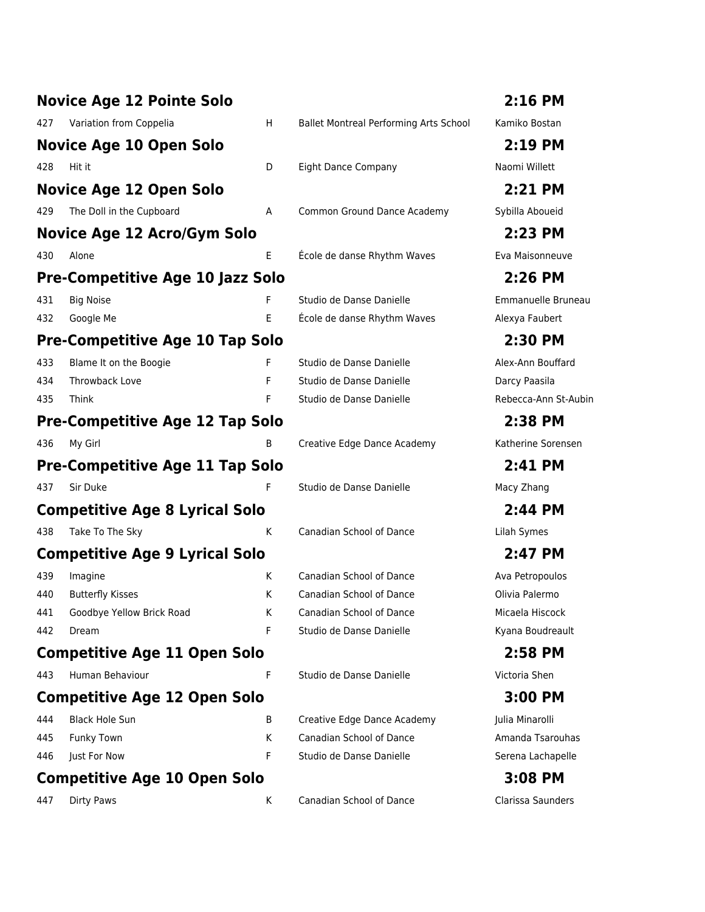## Novice Age 12 Pointe Solo — 2:16 PM

| | | | | |
|---|---|---|---|---|
| 427 | Variation from Coppelia | H | Ballet Montreal Performing Arts School | Kamiko Bostan |

## Novice Age 10 Open Solo — 2:19 PM

| | | | | |
|---|---|---|---|---|
| 428 | Hit it | D | Eight Dance Company | Naomi Willett |

## Novice Age 12 Open Solo — 2:21 PM

| | | | | |
|---|---|---|---|---|
| 429 | The Doll in the Cupboard | A | Common Ground Dance Academy | Sybilla Aboueid |

## Novice Age 12 Acro/Gym Solo — 2:23 PM

| | | | | |
|---|---|---|---|---|
| 430 | Alone | E | École de danse Rhythm Waves | Eva Maisonneuve |

## Pre-Competitive Age 10 Jazz Solo — 2:26 PM

| | | | | |
|---|---|---|---|---|
| 431 | Big Noise | F | Studio de Danse Danielle | Emmanuelle Bruneau |
| 432 | Google Me | E | École de danse Rhythm Waves | Alexya Faubert |

## Pre-Competitive Age 10 Tap Solo — 2:30 PM

| | | | | |
|---|---|---|---|---|
| 433 | Blame It on the Boogie | F | Studio de Danse Danielle | Alex-Ann Bouffard |
| 434 | Throwback Love | F | Studio de Danse Danielle | Darcy Paasila |
| 435 | Think | F | Studio de Danse Danielle | Rebecca-Ann St-Aubin |

## Pre-Competitive Age 12 Tap Solo — 2:38 PM

| | | | | |
|---|---|---|---|---|
| 436 | My Girl | B | Creative Edge Dance Academy | Katherine Sorensen |

## Pre-Competitive Age 11 Tap Solo — 2:41 PM

| | | | | |
|---|---|---|---|---|
| 437 | Sir Duke | F | Studio de Danse Danielle | Macy Zhang |

## Competitive Age 8 Lyrical Solo — 2:44 PM

| | | | | |
|---|---|---|---|---|
| 438 | Take To The Sky | K | Canadian School of Dance | Lilah Symes |

## Competitive Age 9 Lyrical Solo — 2:47 PM

| | | | | |
|---|---|---|---|---|
| 439 | Imagine | K | Canadian School of Dance | Ava Petropoulos |
| 440 | Butterfly Kisses | K | Canadian School of Dance | Olivia Palermo |
| 441 | Goodbye Yellow Brick Road | K | Canadian School of Dance | Micaela Hiscock |
| 442 | Dream | F | Studio de Danse Danielle | Kyana Boudreault |

## Competitive Age 11 Open Solo — 2:58 PM

| | | | | |
|---|---|---|---|---|
| 443 | Human Behaviour | F | Studio de Danse Danielle | Victoria Shen |

## Competitive Age 12 Open Solo — 3:00 PM

| | | | | |
|---|---|---|---|---|
| 444 | Black Hole Sun | B | Creative Edge Dance Academy | Julia Minarolli |
| 445 | Funky Town | K | Canadian School of Dance | Amanda Tsarouhas |
| 446 | Just For Now | F | Studio de Danse Danielle | Serena Lachapelle |

## Competitive Age 10 Open Solo — 3:08 PM

| | | | | |
|---|---|---|---|---|
| 447 | Dirty Paws | K | Canadian School of Dance | Clarissa Saunders |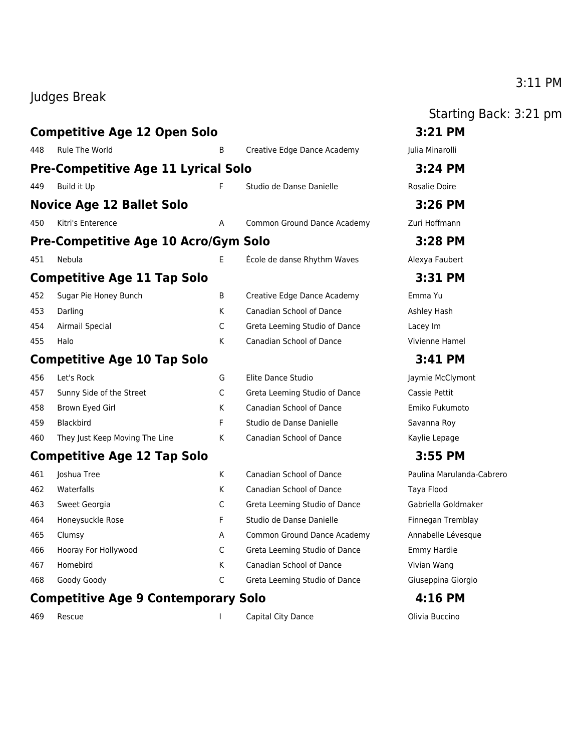Judges Break 3:11 PM

Starting Back: 3:21 pm

## Competitive Age 12 Open Solo — 3:21 PM

| | | | | |
|---|---|---|---|---|
| 448 | Rule The World | B | Creative Edge Dance Academy | Julia Minarolli |

## Pre-Competitive Age 11 Lyrical Solo — 3:24 PM

| | | | | |
|---|---|---|---|---|
| 449 | Build it Up | F | Studio de Danse Danielle | Rosalie Doire |

## Novice Age 12 Ballet Solo — 3:26 PM

| | | | | |
|---|---|---|---|---|
| 450 | Kitri's Enterence | A | Common Ground Dance Academy | Zuri Hoffmann |

## Pre-Competitive Age 10 Acro/Gym Solo — 3:28 PM

| | | | | |
|---|---|---|---|---|
| 451 | Nebula | E | École de danse Rhythm Waves | Alexya Faubert |

## Competitive Age 11 Tap Solo — 3:31 PM

| | | | | |
|---|---|---|---|---|
| 452 | Sugar Pie Honey Bunch | B | Creative Edge Dance Academy | Emma Yu |
| 453 | Darling | K | Canadian School of Dance | Ashley Hash |
| 454 | Airmail Special | C | Greta Leeming Studio of Dance | Lacey Im |
| 455 | Halo | K | Canadian School of Dance | Vivienne Hamel |

## Competitive Age 10 Tap Solo — 3:41 PM

| | | | | |
|---|---|---|---|---|
| 456 | Let's Rock | G | Elite Dance Studio | Jaymie McClymont |
| 457 | Sunny Side of the Street | C | Greta Leeming Studio of Dance | Cassie Pettit |
| 458 | Brown Eyed Girl | K | Canadian School of Dance | Emiko Fukumoto |
| 459 | Blackbird | F | Studio de Danse Danielle | Savanna Roy |
| 460 | They Just Keep Moving The Line | K | Canadian School of Dance | Kaylie Lepage |

## Competitive Age 12 Tap Solo — 3:55 PM

| | | | | |
|---|---|---|---|---|
| 461 | Joshua Tree | K | Canadian School of Dance | Paulina Marulanda-Cabrero |
| 462 | Waterfalls | K | Canadian School of Dance | Taya Flood |
| 463 | Sweet Georgia | C | Greta Leeming Studio of Dance | Gabriella Goldmaker |
| 464 | Honeysuckle Rose | F | Studio de Danse Danielle | Finnegan Tremblay |
| 465 | Clumsy | A | Common Ground Dance Academy | Annabelle Lévesque |
| 466 | Hooray For Hollywood | C | Greta Leeming Studio of Dance | Emmy Hardie |
| 467 | Homebird | K | Canadian School of Dance | Vivian Wang |
| 468 | Goody Goody | C | Greta Leeming Studio of Dance | Giuseppina Giorgio |

## Competitive Age 9 Contemporary Solo — 4:16 PM

| | | | | |
|---|---|---|---|---|
| 469 | Rescue | I | Capital City Dance | Olivia Buccino |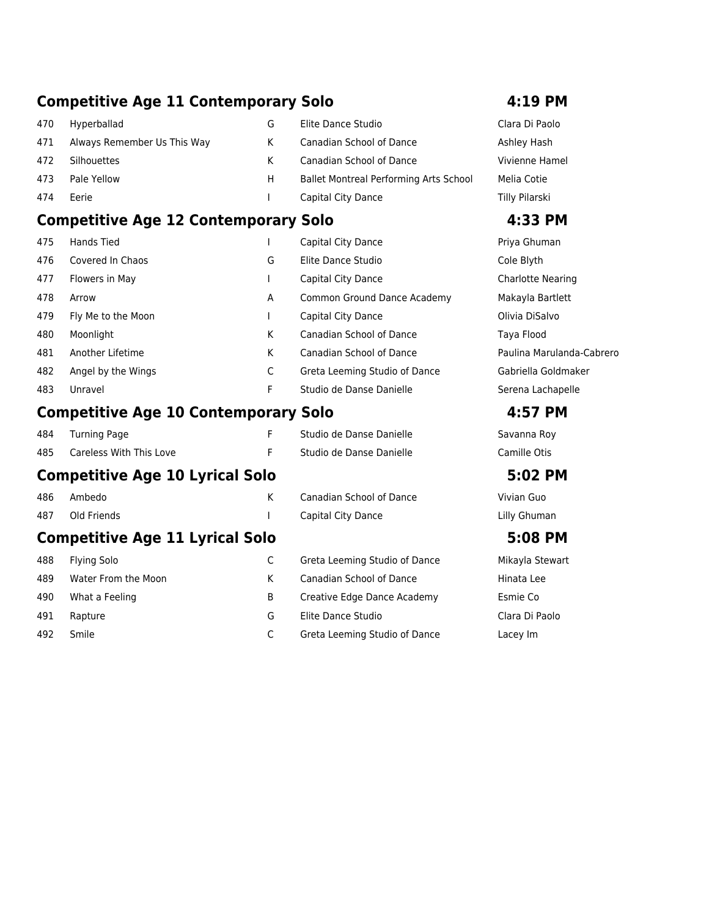## Competitive Age 11 Contemporary Solo — 4:19 PM

| | | | | |
|---|---|---|---|---|
| 470 | Hyperballad | G | Elite Dance Studio | Clara Di Paolo |
| 471 | Always Remember Us This Way | K | Canadian School of Dance | Ashley Hash |
| 472 | Silhouettes | K | Canadian School of Dance | Vivienne Hamel |
| 473 | Pale Yellow | H | Ballet Montreal Performing Arts School | Melia Cotie |
| 474 | Eerie | I | Capital City Dance | Tilly Pilarski |

## Competitive Age 12 Contemporary Solo — 4:33 PM

| | | | | |
|---|---|---|---|---|
| 475 | Hands Tied | I | Capital City Dance | Priya Ghuman |
| 476 | Covered In Chaos | G | Elite Dance Studio | Cole Blyth |
| 477 | Flowers in May | I | Capital City Dance | Charlotte Nearing |
| 478 | Arrow | A | Common Ground Dance Academy | Makayla Bartlett |
| 479 | Fly Me to the Moon | I | Capital City Dance | Olivia DiSalvo |
| 480 | Moonlight | K | Canadian School of Dance | Taya Flood |
| 481 | Another Lifetime | K | Canadian School of Dance | Paulina Marulanda-Cabrero |
| 482 | Angel by the Wings | C | Greta Leeming Studio of Dance | Gabriella Goldmaker |
| 483 | Unravel | F | Studio de Danse Danielle | Serena Lachapelle |

## Competitive Age 10 Contemporary Solo — 4:57 PM

| | | | | |
|---|---|---|---|---|
| 484 | Turning Page | F | Studio de Danse Danielle | Savanna Roy |
| 485 | Careless With This Love | F | Studio de Danse Danielle | Camille Otis |

## Competitive Age 10 Lyrical Solo — 5:02 PM

| | | | | |
|---|---|---|---|---|
| 486 | Ambedo | K | Canadian School of Dance | Vivian Guo |
| 487 | Old Friends | I | Capital City Dance | Lilly Ghuman |

## Competitive Age 11 Lyrical Solo — 5:08 PM

| | | | | |
|---|---|---|---|---|
| 488 | Flying Solo | C | Greta Leeming Studio of Dance | Mikayla Stewart |
| 489 | Water From the Moon | K | Canadian School of Dance | Hinata Lee |
| 490 | What a Feeling | B | Creative Edge Dance Academy | Esmie Co |
| 491 | Rapture | G | Elite Dance Studio | Clara Di Paolo |
| 492 | Smile | C | Greta Leeming Studio of Dance | Lacey Im |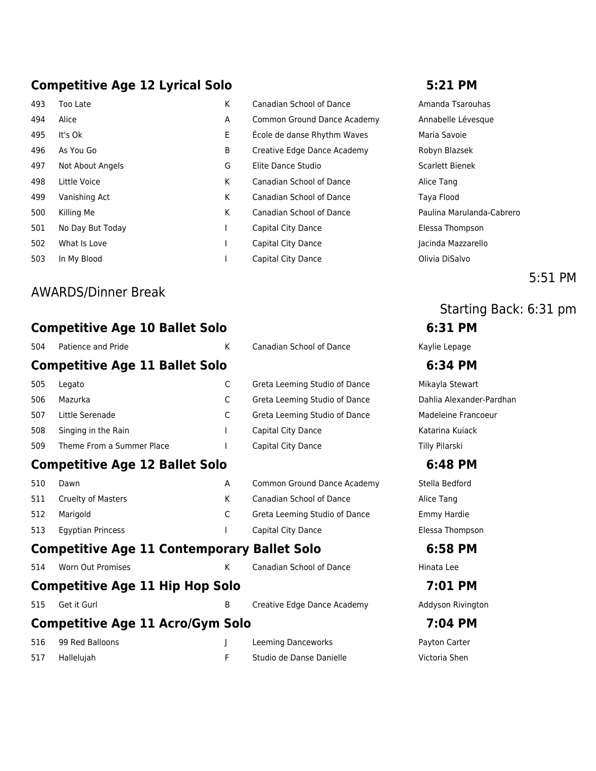## Competitive Age 12 Lyrical Solo — 5:21 PM

| | | | | |
|---|---|---|---|---|
| 493 | Too Late | K | Canadian School of Dance | Amanda Tsarouhas |
| 494 | Alice | A | Common Ground Dance Academy | Annabelle Lévesque |
| 495 | It's Ok | E | École de danse Rhythm Waves | Maria Savoie |
| 496 | As You Go | B | Creative Edge Dance Academy | Robyn Blazsek |
| 497 | Not About Angels | G | Elite Dance Studio | Scarlett Bienek |
| 498 | Little Voice | K | Canadian School of Dance | Alice Tang |
| 499 | Vanishing Act | K | Canadian School of Dance | Taya Flood |
| 500 | Killing Me | K | Canadian School of Dance | Paulina Marulanda-Cabrero |
| 501 | No Day But Today | I | Capital City Dance | Elessa Thompson |
| 502 | What Is Love | I | Capital City Dance | Jacinda Mazzarello |
| 503 | In My Blood | I | Capital City Dance | Olivia DiSalvo |

AWARDS/Dinner Break — 5:51 PM

Starting Back: 6:31 pm

## Competitive Age 10 Ballet Solo — 6:31 PM

| | | | | |
|---|---|---|---|---|
| 504 | Patience and Pride | K | Canadian School of Dance | Kaylie Lepage |

## Competitive Age 11 Ballet Solo — 6:34 PM

| | | | | |
|---|---|---|---|---|
| 505 | Legato | C | Greta Leeming Studio of Dance | Mikayla Stewart |
| 506 | Mazurka | C | Greta Leeming Studio of Dance | Dahlia Alexander-Pardhan |
| 507 | Little Serenade | C | Greta Leeming Studio of Dance | Madeleine Francoeur |
| 508 | Singing in the Rain | I | Capital City Dance | Katarina Kuiack |
| 509 | Theme From a Summer Place | I | Capital City Dance | Tilly Pilarski |

## Competitive Age 12 Ballet Solo — 6:48 PM

| | | | | |
|---|---|---|---|---|
| 510 | Dawn | A | Common Ground Dance Academy | Stella Bedford |
| 511 | Cruelty of Masters | K | Canadian School of Dance | Alice Tang |
| 512 | Marigold | C | Greta Leeming Studio of Dance | Emmy Hardie |
| 513 | Egyptian Princess | I | Capital City Dance | Elessa Thompson |

## Competitive Age 11 Contemporary Ballet Solo — 6:58 PM

| | | | | |
|---|---|---|---|---|
| 514 | Worn Out Promises | K | Canadian School of Dance | Hinata Lee |

## Competitive Age 11 Hip Hop Solo — 7:01 PM

| | | | | |
|---|---|---|---|---|
| 515 | Get it Gurl | B | Creative Edge Dance Academy | Addyson Rivington |

## Competitive Age 11 Acro/Gym Solo — 7:04 PM

| | | | | |
|---|---|---|---|---|
| 516 | 99 Red Balloons | J | Leeming Danceworks | Payton Carter |
| 517 | Hallelujah | F | Studio de Danse Danielle | Victoria Shen |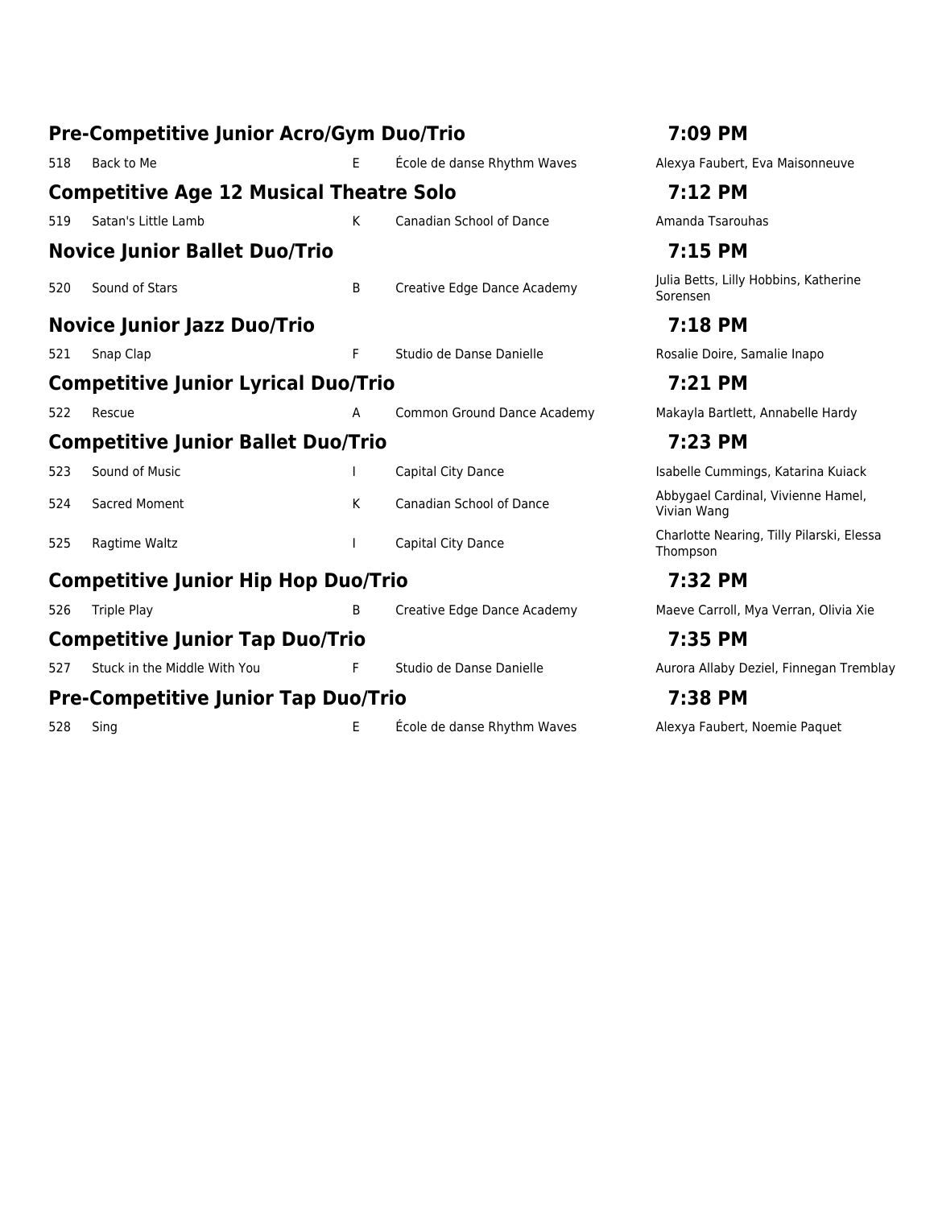## Pre-Competitive Junior Acro/Gym Duo/Trio — 7:09 PM

| # | Title | | Studio | Dancers |
|---|---|---|---|---|
| 518 | Back to Me | E | École de danse Rhythm Waves | Alexya Faubert, Eva Maisonneuve |

## Competitive Age 12 Musical Theatre Solo — 7:12 PM

| # | Title | | Studio | Dancers |
|---|---|---|---|---|
| 519 | Satan's Little Lamb | K | Canadian School of Dance | Amanda Tsarouhas |

## Novice Junior Ballet Duo/Trio — 7:15 PM

| # | Title | | Studio | Dancers |
|---|---|---|---|---|
| 520 | Sound of Stars | B | Creative Edge Dance Academy | Julia Betts, Lilly Hobbins, Katherine Sorensen |

## Novice Junior Jazz Duo/Trio — 7:18 PM

| # | Title | | Studio | Dancers |
|---|---|---|---|---|
| 521 | Snap Clap | F | Studio de Danse Danielle | Rosalie Doire, Samalie Inapo |

## Competitive Junior Lyrical Duo/Trio — 7:21 PM

| # | Title | | Studio | Dancers |
|---|---|---|---|---|
| 522 | Rescue | A | Common Ground Dance Academy | Makayla Bartlett, Annabelle Hardy |

## Competitive Junior Ballet Duo/Trio — 7:23 PM

| # | Title | | Studio | Dancers |
|---|---|---|---|---|
| 523 | Sound of Music | I | Capital City Dance | Isabelle Cummings, Katarina Kuiack |
| 524 | Sacred Moment | K | Canadian School of Dance | Abbygael Cardinal, Vivienne Hamel, Vivian Wang |
| 525 | Ragtime Waltz | I | Capital City Dance | Charlotte Nearing, Tilly Pilarski, Elessa Thompson |

## Competitive Junior Hip Hop Duo/Trio — 7:32 PM

| # | Title | | Studio | Dancers |
|---|---|---|---|---|
| 526 | Triple Play | B | Creative Edge Dance Academy | Maeve Carroll, Mya Verran, Olivia Xie |

## Competitive Junior Tap Duo/Trio — 7:35 PM

| # | Title | | Studio | Dancers |
|---|---|---|---|---|
| 527 | Stuck in the Middle With You | F | Studio de Danse Danielle | Aurora Allaby Deziel, Finnegan Tremblay |

## Pre-Competitive Junior Tap Duo/Trio — 7:38 PM

| # | Title | | Studio | Dancers |
|---|---|---|---|---|
| 528 | Sing | E | École de danse Rhythm Waves | Alexya Faubert, Noemie Paquet |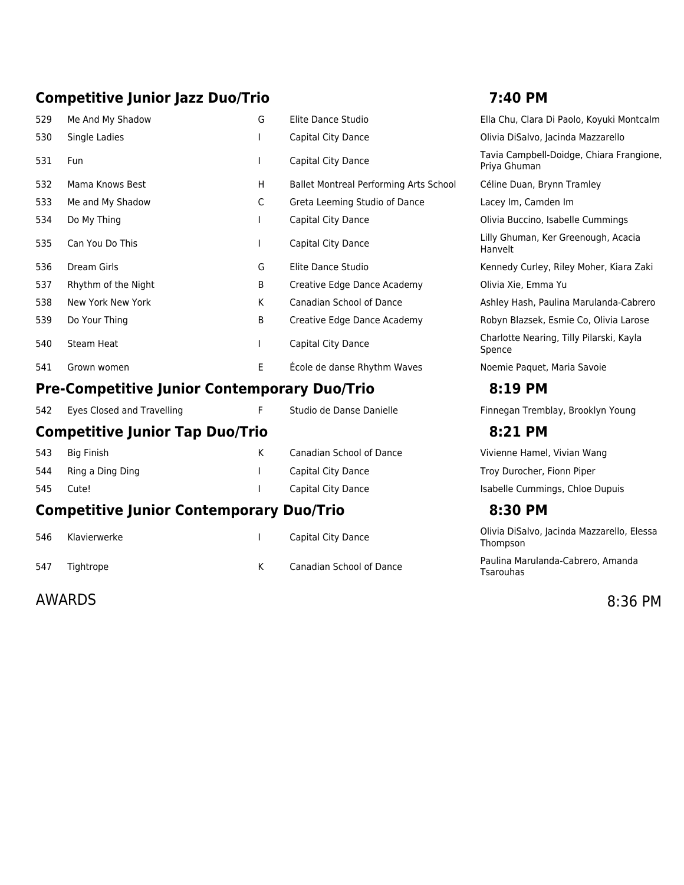## Competitive Junior Jazz Duo/Trio — 7:40 PM

| | | | | |
|---|---|---|---|---|
| 529 | Me And My Shadow | G | Elite Dance Studio | Ella Chu, Clara Di Paolo, Koyuki Montcalm |
| 530 | Single Ladies | I | Capital City Dance | Olivia DiSalvo, Jacinda Mazzarello |
| 531 | Fun | I | Capital City Dance | Tavia Campbell-Doidge, Chiara Frangione, Priya Ghuman |
| 532 | Mama Knows Best | H | Ballet Montreal Performing Arts School | Céline Duan, Brynn Tramley |
| 533 | Me and My Shadow | C | Greta Leeming Studio of Dance | Lacey Im, Camden Im |
| 534 | Do My Thing | I | Capital City Dance | Olivia Buccino, Isabelle Cummings |
| 535 | Can You Do This | I | Capital City Dance | Lilly Ghuman, Ker Greenough, Acacia Hanvelt |
| 536 | Dream Girls | G | Elite Dance Studio | Kennedy Curley, Riley Moher, Kiara Zaki |
| 537 | Rhythm of the Night | B | Creative Edge Dance Academy | Olivia Xie, Emma Yu |
| 538 | New York New York | K | Canadian School of Dance | Ashley Hash, Paulina Marulanda-Cabrero |
| 539 | Do Your Thing | B | Creative Edge Dance Academy | Robyn Blazsek, Esmie Co, Olivia Larose |
| 540 | Steam Heat | I | Capital City Dance | Charlotte Nearing, Tilly Pilarski, Kayla Spence |
| 541 | Grown women | E | École de danse Rhythm Waves | Noemie Paquet, Maria Savoie |

## Pre-Competitive Junior Contemporary Duo/Trio — 8:19 PM

| | | | | |
|---|---|---|---|---|
| 542 | Eyes Closed and Travelling | F | Studio de Danse Danielle | Finnegan Tremblay, Brooklyn Young |

## Competitive Junior Tap Duo/Trio — 8:21 PM

| | | | | |
|---|---|---|---|---|
| 543 | Big Finish | K | Canadian School of Dance | Vivienne Hamel, Vivian Wang |
| 544 | Ring a Ding Ding | I | Capital City Dance | Troy Durocher, Fionn Piper |
| 545 | Cute! | I | Capital City Dance | Isabelle Cummings, Chloe Dupuis |

## Competitive Junior Contemporary Duo/Trio — 8:30 PM

| | | | | |
|---|---|---|---|---|
| 546 | Klavierwerke | I | Capital City Dance | Olivia DiSalvo, Jacinda Mazzarello, Elessa Thompson |
| 547 | Tightrope | K | Canadian School of Dance | Paulina Marulanda-Cabrero, Amanda Tsarouhas |

AWARDS — 8:36 PM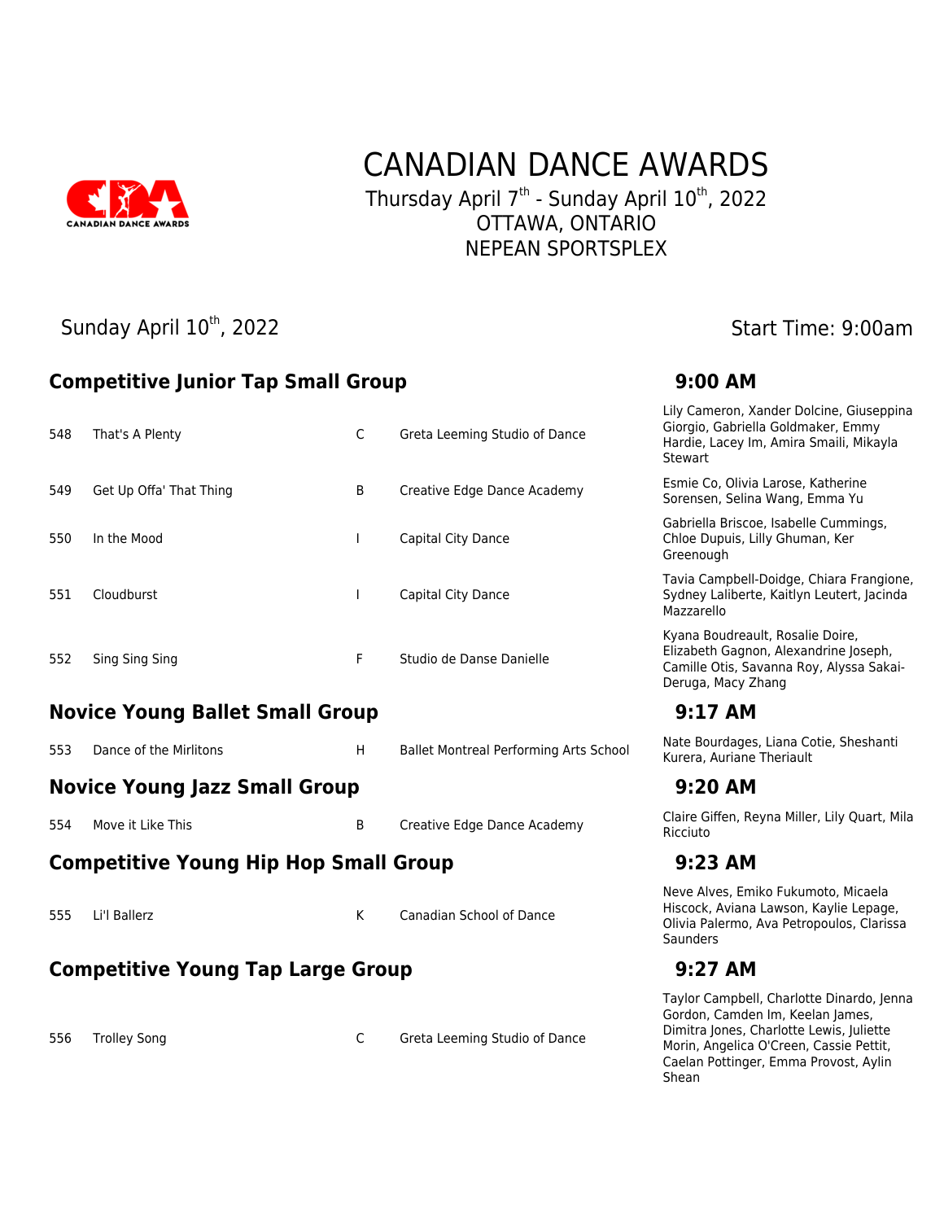# CANADIAN DANCE AWARDS

Thursday April 7th - Sunday April 10th, 2022
OTTAWA, ONTARIO
NEPEAN SPORTSPLEX

Sunday April 10th, 2022

Start Time: 9:00am

## Competitive Junior Tap Small Group — 9:00 AM

| | | | | |
|---|---|---|---|---|
| 548 | That's A Plenty | C | Greta Leeming Studio of Dance | Lily Cameron, Xander Dolcine, Giuseppina Giorgio, Gabriella Goldmaker, Emmy Hardie, Lacey Im, Amira Smaili, Mikayla Stewart |
| 549 | Get Up Offa' That Thing | B | Creative Edge Dance Academy | Esmie Co, Olivia Larose, Katherine Sorensen, Selina Wang, Emma Yu |
| 550 | In the Mood | I | Capital City Dance | Gabriella Briscoe, Isabelle Cummings, Chloe Dupuis, Lilly Ghuman, Ker Greenough |
| 551 | Cloudburst | I | Capital City Dance | Tavia Campbell-Doidge, Chiara Frangione, Sydney Laliberte, Kaitlyn Leutert, Jacinda Mazzarello |
| 552 | Sing Sing Sing | F | Studio de Danse Danielle | Kyana Boudreault, Rosalie Doire, Elizabeth Gagnon, Alexandrine Joseph, Camille Otis, Savanna Roy, Alyssa Sakai-Deruga, Macy Zhang |

## Novice Young Ballet Small Group — 9:17 AM

| | | | | |
|---|---|---|---|---|
| 553 | Dance of the Mirlitons | H | Ballet Montreal Performing Arts School | Nate Bourdages, Liana Cotie, Sheshanti Kurera, Auriane Theriault |

## Novice Young Jazz Small Group — 9:20 AM

| | | | | |
|---|---|---|---|---|
| 554 | Move it Like This | B | Creative Edge Dance Academy | Claire Giffen, Reyna Miller, Lily Quart, Mila Ricciuto |

## Competitive Young Hip Hop Small Group — 9:23 AM

| | | | | |
|---|---|---|---|---|
| 555 | Li'l Ballerz | K | Canadian School of Dance | Neve Alves, Emiko Fukumoto, Micaela Hiscock, Aviana Lawson, Kaylie Lepage, Olivia Palermo, Ava Petropoulos, Clarissa Saunders |

## Competitive Young Tap Large Group — 9:27 AM

| | | | | |
|---|---|---|---|---|
| 556 | Trolley Song | C | Greta Leeming Studio of Dance | Taylor Campbell, Charlotte Dinardo, Jenna Gordon, Camden Im, Keelan James, Dimitra Jones, Charlotte Lewis, Juliette Morin, Angelica O'Creen, Cassie Pettit, Caelan Pottinger, Emma Provost, Aylin Shean |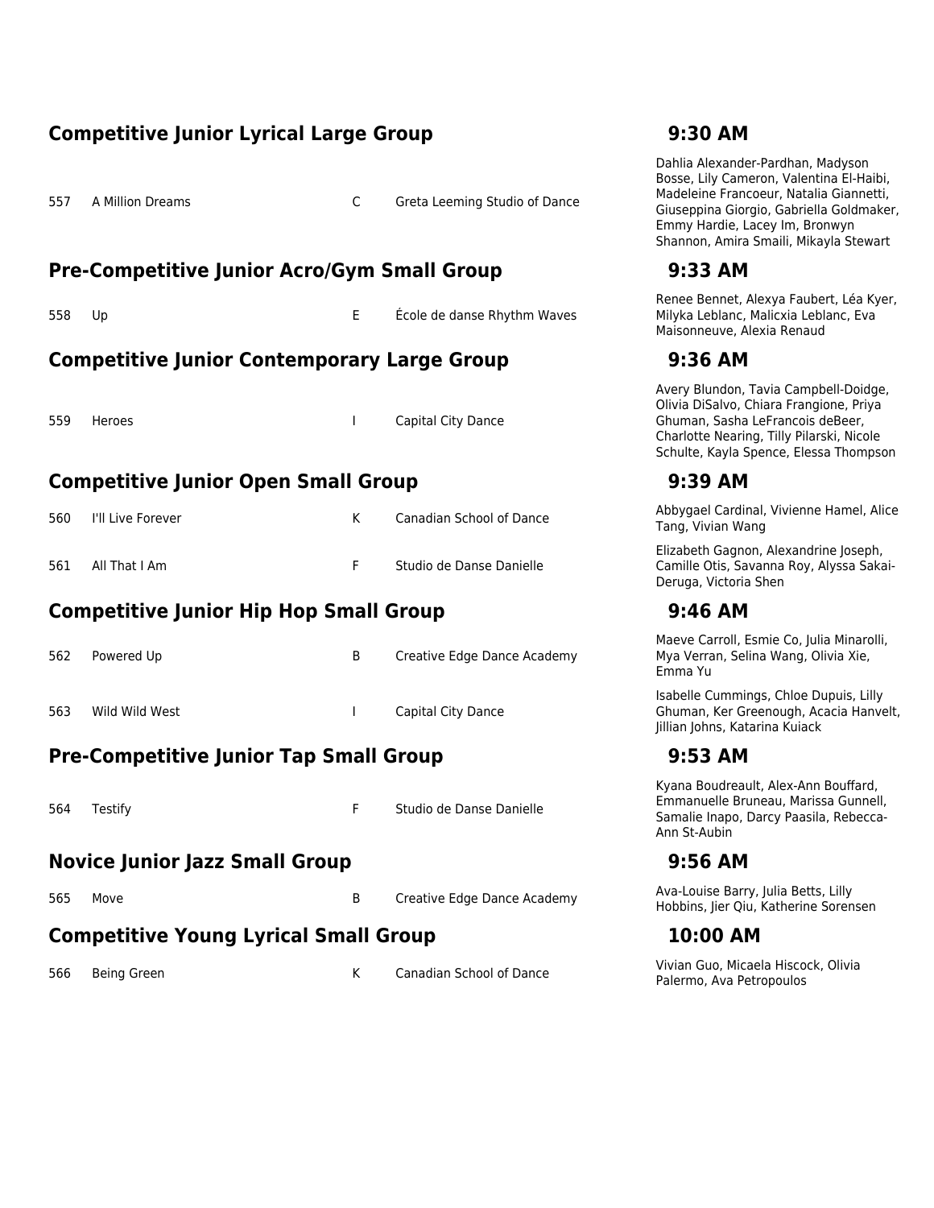## Competitive Junior Lyrical Large Group — 9:30 AM

| # | Title | | Studio | Dancers |
|---|---|---|---|---|
| 557 | A Million Dreams | C | Greta Leeming Studio of Dance | Dahlia Alexander-Pardhan, Madyson Bosse, Lily Cameron, Valentina El-Haibi, Madeleine Francoeur, Natalia Giannetti, Giuseppina Giorgio, Gabriella Goldmaker, Emmy Hardie, Lacey Im, Bronwyn Shannon, Amira Smaili, Mikayla Stewart |

## Pre-Competitive Junior Acro/Gym Small Group — 9:33 AM

| # | Title | | Studio | Dancers |
|---|---|---|---|---|
| 558 | Up | E | École de danse Rhythm Waves | Renee Bennet, Alexya Faubert, Léa Kyer, Milyka Leblanc, Malicxia Leblanc, Eva Maisonneuve, Alexia Renaud |

## Competitive Junior Contemporary Large Group — 9:36 AM

| # | Title | | Studio | Dancers |
|---|---|---|---|---|
| 559 | Heroes | I | Capital City Dance | Avery Blundon, Tavia Campbell-Doidge, Olivia DiSalvo, Chiara Frangione, Priya Ghuman, Sasha LeFrancois deBeer, Charlotte Nearing, Tilly Pilarski, Nicole Schulte, Kayla Spence, Elessa Thompson |

## Competitive Junior Open Small Group — 9:39 AM

| # | Title | | Studio | Dancers |
|---|---|---|---|---|
| 560 | I'll Live Forever | K | Canadian School of Dance | Abbygael Cardinal, Vivienne Hamel, Alice Tang, Vivian Wang |
| 561 | All That I Am | F | Studio de Danse Danielle | Elizabeth Gagnon, Alexandrine Joseph, Camille Otis, Savanna Roy, Alyssa Sakai-Deruga, Victoria Shen |

## Competitive Junior Hip Hop Small Group — 9:46 AM

| # | Title | | Studio | Dancers |
|---|---|---|---|---|
| 562 | Powered Up | B | Creative Edge Dance Academy | Maeve Carroll, Esmie Co, Julia Minarolli, Mya Verran, Selina Wang, Olivia Xie, Emma Yu |
| 563 | Wild Wild West | I | Capital City Dance | Isabelle Cummings, Chloe Dupuis, Lilly Ghuman, Ker Greenough, Acacia Hanvelt, Jillian Johns, Katarina Kuiack |

## Pre-Competitive Junior Tap Small Group — 9:53 AM

| # | Title | | Studio | Dancers |
|---|---|---|---|---|
| 564 | Testify | F | Studio de Danse Danielle | Kyana Boudreault, Alex-Ann Bouffard, Emmanuelle Bruneau, Marissa Gunnell, Samalie Inapo, Darcy Paasila, Rebecca-Ann St-Aubin |

## Novice Junior Jazz Small Group — 9:56 AM

| # | Title | | Studio | Dancers |
|---|---|---|---|---|
| 565 | Move | B | Creative Edge Dance Academy | Ava-Louise Barry, Julia Betts, Lilly Hobbins, Jier Qiu, Katherine Sorensen |

## Competitive Young Lyrical Small Group — 10:00 AM

| # | Title | | Studio | Dancers |
|---|---|---|---|---|
| 566 | Being Green | K | Canadian School of Dance | Vivian Guo, Micaela Hiscock, Olivia Palermo, Ava Petropoulos |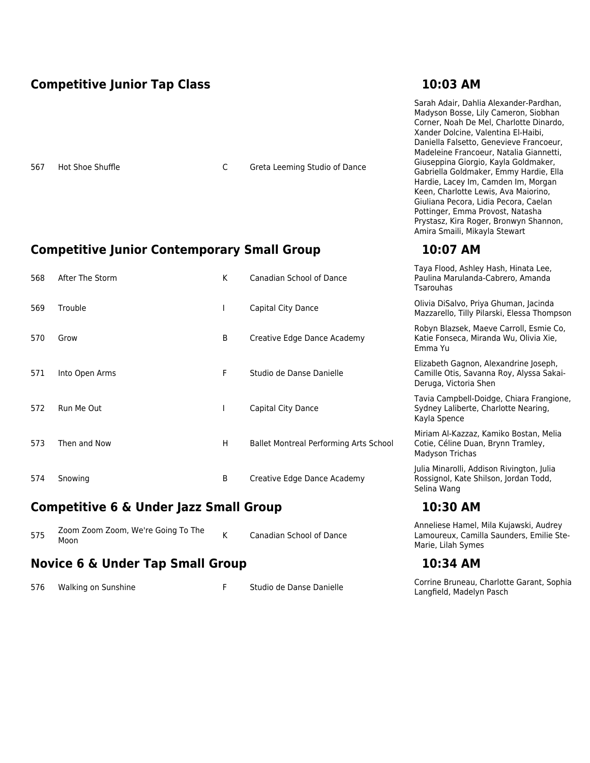## Competitive Junior Tap Class — 10:03 AM

| No. | Title | | Studio | Dancers |
|---|---|---|---|---|
| 567 | Hot Shoe Shuffle | C | Greta Leeming Studio of Dance | Sarah Adair, Dahlia Alexander-Pardhan, Madyson Bosse, Lily Cameron, Siobhan Corner, Noah De Mel, Charlotte Dinardo, Xander Dolcine, Valentina El-Haibi, Daniella Falsetto, Genevieve Francoeur, Madeleine Francoeur, Natalia Giannetti, Giuseppina Giorgio, Kayla Goldmaker, Gabriella Goldmaker, Emmy Hardie, Ella Hardie, Lacey Im, Camden Im, Morgan Keen, Charlotte Lewis, Ava Maiorino, Giuliana Pecora, Lidia Pecora, Caelan Pottinger, Emma Provost, Natasha Prystasz, Kira Roger, Bronwyn Shannon, Amira Smaili, Mikayla Stewart |

## Competitive Junior Contemporary Small Group — 10:07 AM

| No. | Title | | Studio | Dancers |
|---|---|---|---|---|
| 568 | After The Storm | K | Canadian School of Dance | Taya Flood, Ashley Hash, Hinata Lee, Paulina Marulanda-Cabrero, Amanda Tsarouhas |
| 569 | Trouble | I | Capital City Dance | Olivia DiSalvo, Priya Ghuman, Jacinda Mazzarello, Tilly Pilarski, Elessa Thompson |
| 570 | Grow | B | Creative Edge Dance Academy | Robyn Blazsek, Maeve Carroll, Esmie Co, Katie Fonseca, Miranda Wu, Olivia Xie, Emma Yu |
| 571 | Into Open Arms | F | Studio de Danse Danielle | Elizabeth Gagnon, Alexandrine Joseph, Camille Otis, Savanna Roy, Alyssa Sakai-Deruga, Victoria Shen |
| 572 | Run Me Out | I | Capital City Dance | Tavia Campbell-Doidge, Chiara Frangione, Sydney Laliberte, Charlotte Nearing, Kayla Spence |
| 573 | Then and Now | H | Ballet Montreal Performing Arts School | Miriam Al-Kazzaz, Kamiko Bostan, Melia Cotie, Céline Duan, Brynn Tramley, Madyson Trichas |
| 574 | Snowing | B | Creative Edge Dance Academy | Julia Minarolli, Addison Rivington, Julia Rossignol, Kate Shilson, Jordan Todd, Selina Wang |

## Competitive 6 & Under Jazz Small Group — 10:30 AM

| No. | Title | | Studio | Dancers |
|---|---|---|---|---|
| 575 | Zoom Zoom Zoom, We're Going To The Moon | K | Canadian School of Dance | Anneliese Hamel, Mila Kujawski, Audrey Lamoureux, Camilla Saunders, Emilie Ste-Marie, Lilah Symes |

## Novice 6 & Under Tap Small Group — 10:34 AM

| No. | Title | | Studio | Dancers |
|---|---|---|---|---|
| 576 | Walking on Sunshine | F | Studio de Danse Danielle | Corrine Bruneau, Charlotte Garant, Sophia Langfield, Madelyn Pasch |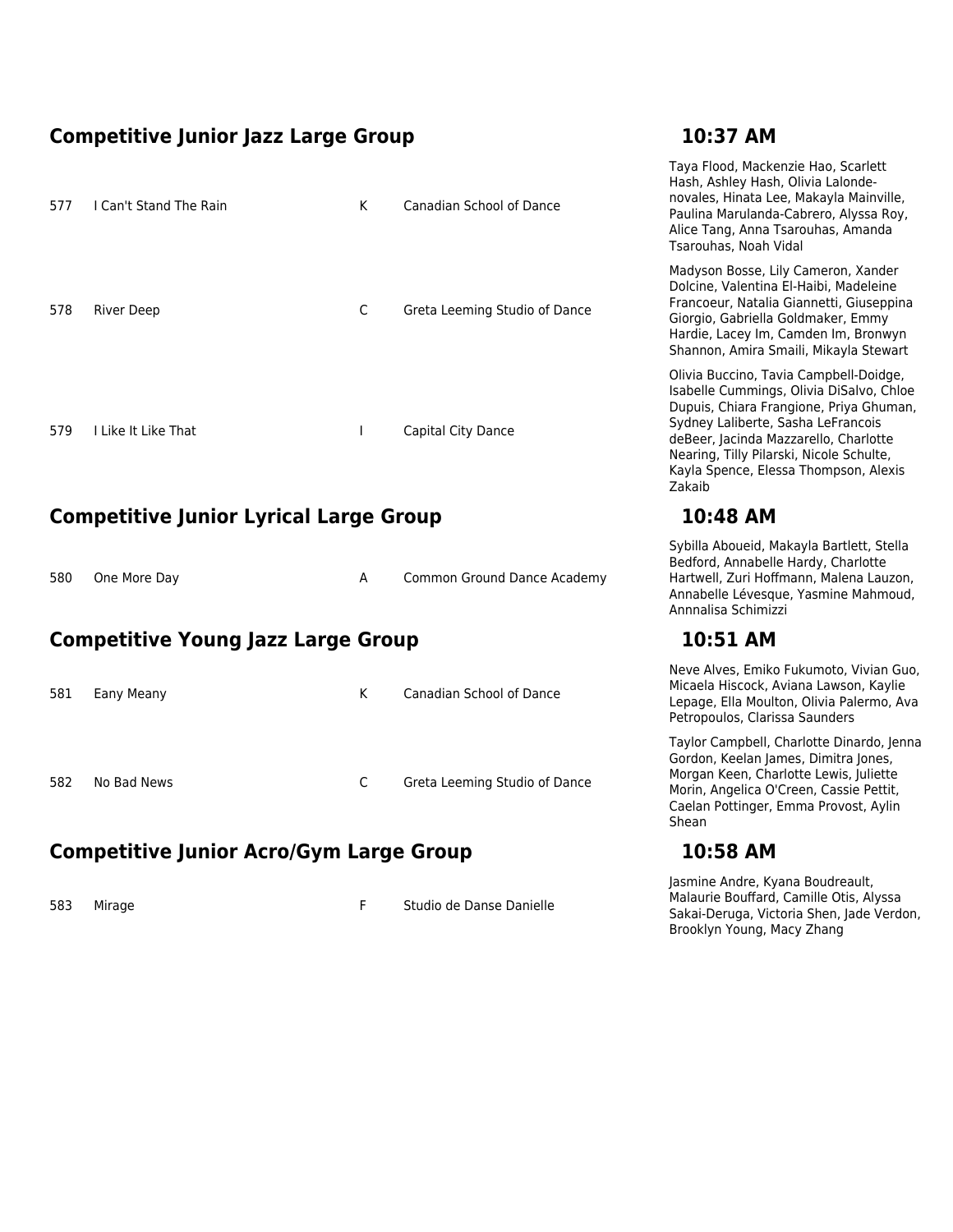## Competitive Junior Jazz Large Group — 10:37 AM

| # | Title | | Studio | Dancers |
|---|---|---|---|---|
| 577 | I Can't Stand The Rain | K | Canadian School of Dance | Taya Flood, Mackenzie Hao, Scarlett Hash, Ashley Hash, Olivia Lalonde-novales, Hinata Lee, Makayla Mainville, Paulina Marulanda-Cabrero, Alyssa Roy, Alice Tang, Anna Tsarouhas, Amanda Tsarouhas, Noah Vidal |
| 578 | River Deep | C | Greta Leeming Studio of Dance | Madyson Bosse, Lily Cameron, Xander Dolcine, Valentina El-Haibi, Madeleine Francoeur, Natalia Giannetti, Giuseppina Giorgio, Gabriella Goldmaker, Emmy Hardie, Lacey Im, Camden Im, Bronwyn Shannon, Amira Smaili, Mikayla Stewart |
| 579 | I Like It Like That | I | Capital City Dance | Olivia Buccino, Tavia Campbell-Doidge, Isabelle Cummings, Olivia DiSalvo, Chloe Dupuis, Chiara Frangione, Priya Ghuman, Sydney Laliberte, Sasha LeFrancois deBeer, Jacinda Mazzarello, Charlotte Nearing, Tilly Pilarski, Nicole Schulte, Kayla Spence, Elessa Thompson, Alexis Zakaib |

## Competitive Junior Lyrical Large Group — 10:48 AM

| # | Title | | Studio | Dancers |
|---|---|---|---|---|
| 580 | One More Day | A | Common Ground Dance Academy | Sybilla Aboueid, Makayla Bartlett, Stella Bedford, Annabelle Hardy, Charlotte Hartwell, Zuri Hoffmann, Malena Lauzon, Annabelle Lévesque, Yasmine Mahmoud, Annnalisa Schimizzi |

## Competitive Young Jazz Large Group — 10:51 AM

| # | Title | | Studio | Dancers |
|---|---|---|---|---|
| 581 | Eany Meany | K | Canadian School of Dance | Neve Alves, Emiko Fukumoto, Vivian Guo, Micaela Hiscock, Aviana Lawson, Kaylie Lepage, Ella Moulton, Olivia Palermo, Ava Petropoulos, Clarissa Saunders |
| 582 | No Bad News | C | Greta Leeming Studio of Dance | Taylor Campbell, Charlotte Dinardo, Jenna Gordon, Keelan James, Dimitra Jones, Morgan Keen, Charlotte Lewis, Juliette Morin, Angelica O'Creen, Cassie Pettit, Caelan Pottinger, Emma Provost, Aylin Shean |

## Competitive Junior Acro/Gym Large Group — 10:58 AM

| # | Title | | Studio | Dancers |
|---|---|---|---|---|
| 583 | Mirage | F | Studio de Danse Danielle | Jasmine Andre, Kyana Boudreault, Malaurie Bouffard, Camille Otis, Alyssa Sakai-Deruga, Victoria Shen, Jade Verdon, Brooklyn Young, Macy Zhang |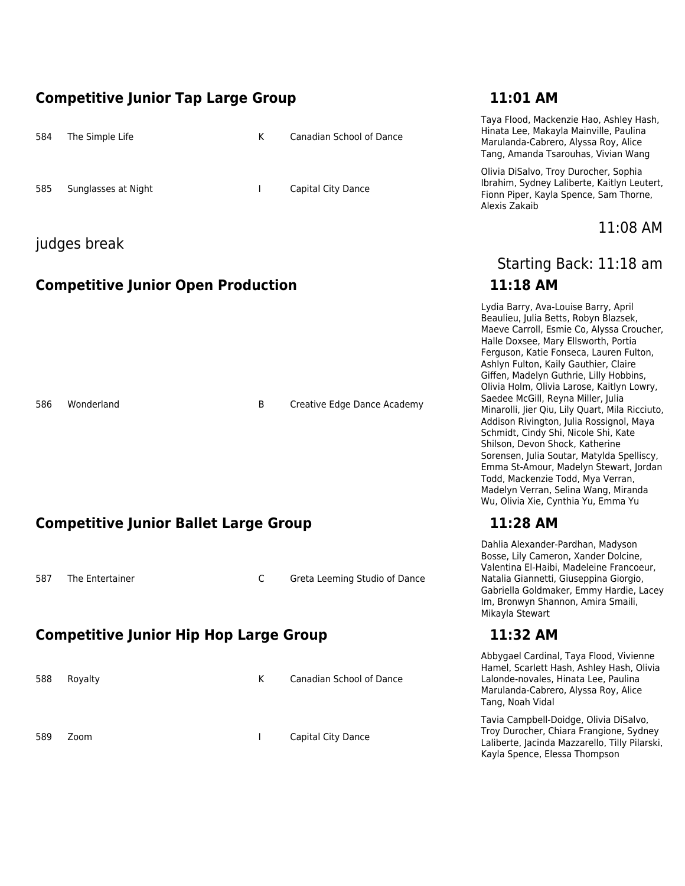## Competitive Junior Tap Large Group — 11:01 AM

| # | Title | Level | Studio | Dancers |
|---|---|---|---|---|
| 584 | The Simple Life | K | Canadian School of Dance | Taya Flood, Mackenzie Hao, Ashley Hash, Hinata Lee, Makayla Mainville, Paulina Marulanda-Cabrero, Alyssa Roy, Alice Tang, Amanda Tsarouhas, Vivian Wang |
| 585 | Sunglasses at Night | I | Capital City Dance | Olivia DiSalvo, Troy Durocher, Sophia Ibrahim, Sydney Laliberte, Kaitlyn Leutert, Fionn Piper, Kayla Spence, Sam Thorne, Alexis Zakaib |

judges break — 11:08 AM

Starting Back: 11:18 am

## Competitive Junior Open Production — 11:18 AM

| # | Title | Level | Studio | Dancers |
|---|---|---|---|---|
| 586 | Wonderland | B | Creative Edge Dance Academy | Lydia Barry, Ava-Louise Barry, April Beaulieu, Julia Betts, Robyn Blazsek, Maeve Carroll, Esmie Co, Alyssa Croucher, Halle Doxsee, Mary Ellsworth, Portia Ferguson, Katie Fonseca, Lauren Fulton, Ashlyn Fulton, Kaily Gauthier, Claire Giffen, Madelyn Guthrie, Lilly Hobbins, Olivia Holm, Olivia Larose, Kaitlyn Lowry, Saedee McGill, Reyna Miller, Julia Minarolli, Jier Qiu, Lily Quart, Mila Ricciuto, Addison Rivington, Julia Rossignol, Maya Schmidt, Cindy Shi, Nicole Shi, Kate Shilson, Devon Shock, Katherine Sorensen, Julia Soutar, Matylda Spelliscy, Emma St-Amour, Madelyn Stewart, Jordan Todd, Mackenzie Todd, Mya Verran, Madelyn Verran, Selina Wang, Miranda Wu, Olivia Xie, Cynthia Yu, Emma Yu |

## Competitive Junior Ballet Large Group — 11:28 AM

| # | Title | Level | Studio | Dancers |
|---|---|---|---|---|
| 587 | The Entertainer | C | Greta Leeming Studio of Dance | Dahlia Alexander-Pardhan, Madyson Bosse, Lily Cameron, Xander Dolcine, Valentina El-Haibi, Madeleine Francoeur, Natalia Giannetti, Giuseppina Giorgio, Gabriella Goldmaker, Emmy Hardie, Lacey Im, Bronwyn Shannon, Amira Smaili, Mikayla Stewart |

## Competitive Junior Hip Hop Large Group — 11:32 AM

| # | Title | Level | Studio | Dancers |
|---|---|---|---|---|
| 588 | Royalty | K | Canadian School of Dance | Abbygael Cardinal, Taya Flood, Vivienne Hamel, Scarlett Hash, Ashley Hash, Olivia Lalonde-novales, Hinata Lee, Paulina Marulanda-Cabrero, Alyssa Roy, Alice Tang, Noah Vidal |
| 589 | Zoom | I | Capital City Dance | Tavia Campbell-Doidge, Olivia DiSalvo, Troy Durocher, Chiara Frangione, Sydney Laliberte, Jacinda Mazzarello, Tilly Pilarski, Kayla Spence, Elessa Thompson |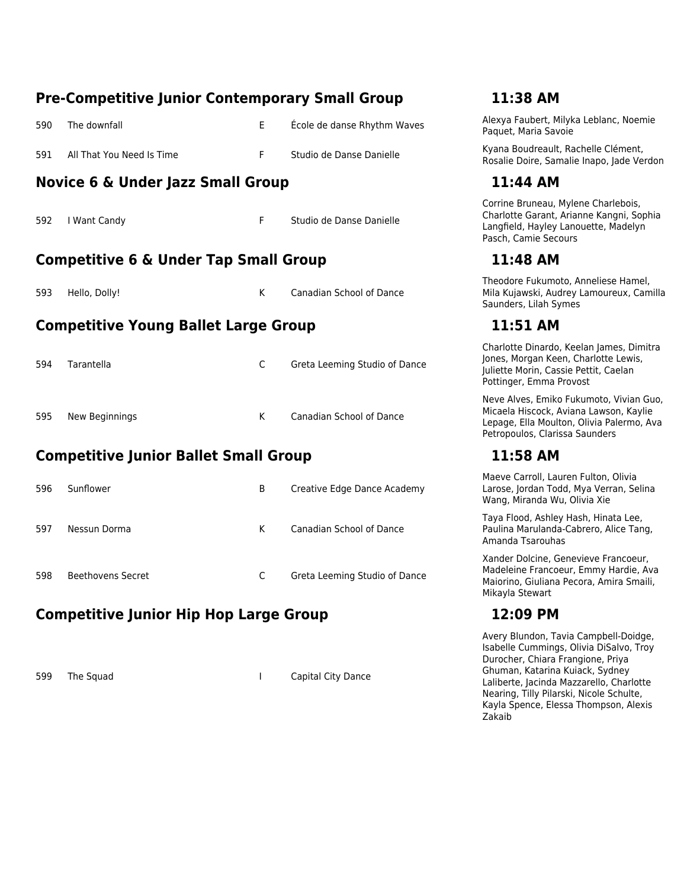## Pre-Competitive Junior Contemporary Small Group — 11:38 AM

| # | Title | | Studio | Dancers |
|---|---|---|---|---|
| 590 | The downfall | E | École de danse Rhythm Waves | Alexya Faubert, Milyka Leblanc, Noemie Paquet, Maria Savoie |
| 591 | All That You Need Is Time | F | Studio de Danse Danielle | Kyana Boudreault, Rachelle Clément, Rosalie Doire, Samalie Inapo, Jade Verdon |

## Novice 6 & Under Jazz Small Group — 11:44 AM

| # | Title | | Studio | Dancers |
|---|---|---|---|---|
| 592 | I Want Candy | F | Studio de Danse Danielle | Corrine Bruneau, Mylene Charlebois, Charlotte Garant, Arianne Kangni, Sophia Langfield, Hayley Lanouette, Madelyn Pasch, Camie Secours |

## Competitive 6 & Under Tap Small Group — 11:48 AM

| # | Title | | Studio | Dancers |
|---|---|---|---|---|
| 593 | Hello, Dolly! | K | Canadian School of Dance | Theodore Fukumoto, Anneliese Hamel, Mila Kujawski, Audrey Lamoureux, Camilla Saunders, Lilah Symes |

## Competitive Young Ballet Large Group — 11:51 AM

| # | Title | | Studio | Dancers |
|---|---|---|---|---|
| 594 | Tarantella | C | Greta Leeming Studio of Dance | Charlotte Dinardo, Keelan James, Dimitra Jones, Morgan Keen, Charlotte Lewis, Juliette Morin, Cassie Pettit, Caelan Pottinger, Emma Provost |
| 595 | New Beginnings | K | Canadian School of Dance | Neve Alves, Emiko Fukumoto, Vivian Guo, Micaela Hiscock, Aviana Lawson, Kaylie Lepage, Ella Moulton, Olivia Palermo, Ava Petropoulos, Clarissa Saunders |

## Competitive Junior Ballet Small Group — 11:58 AM

| # | Title | | Studio | Dancers |
|---|---|---|---|---|
| 596 | Sunflower | B | Creative Edge Dance Academy | Maeve Carroll, Lauren Fulton, Olivia Larose, Jordan Todd, Mya Verran, Selina Wang, Miranda Wu, Olivia Xie |
| 597 | Nessun Dorma | K | Canadian School of Dance | Taya Flood, Ashley Hash, Hinata Lee, Paulina Marulanda-Cabrero, Alice Tang, Amanda Tsarouhas |
| 598 | Beethovens Secret | C | Greta Leeming Studio of Dance | Xander Dolcine, Genevieve Francoeur, Madeleine Francoeur, Emmy Hardie, Ava Maiorino, Giuliana Pecora, Amira Smaili, Mikayla Stewart |

## Competitive Junior Hip Hop Large Group — 12:09 PM

| # | Title | | Studio | Dancers |
|---|---|---|---|---|
| 599 | The Squad | I | Capital City Dance | Avery Blundon, Tavia Campbell-Doidge, Isabelle Cummings, Olivia DiSalvo, Troy Durocher, Chiara Frangione, Priya Ghuman, Katarina Kuiack, Sydney Laliberte, Jacinda Mazzarello, Charlotte Nearing, Tilly Pilarski, Nicole Schulte, Kayla Spence, Elessa Thompson, Alexis Zakaib |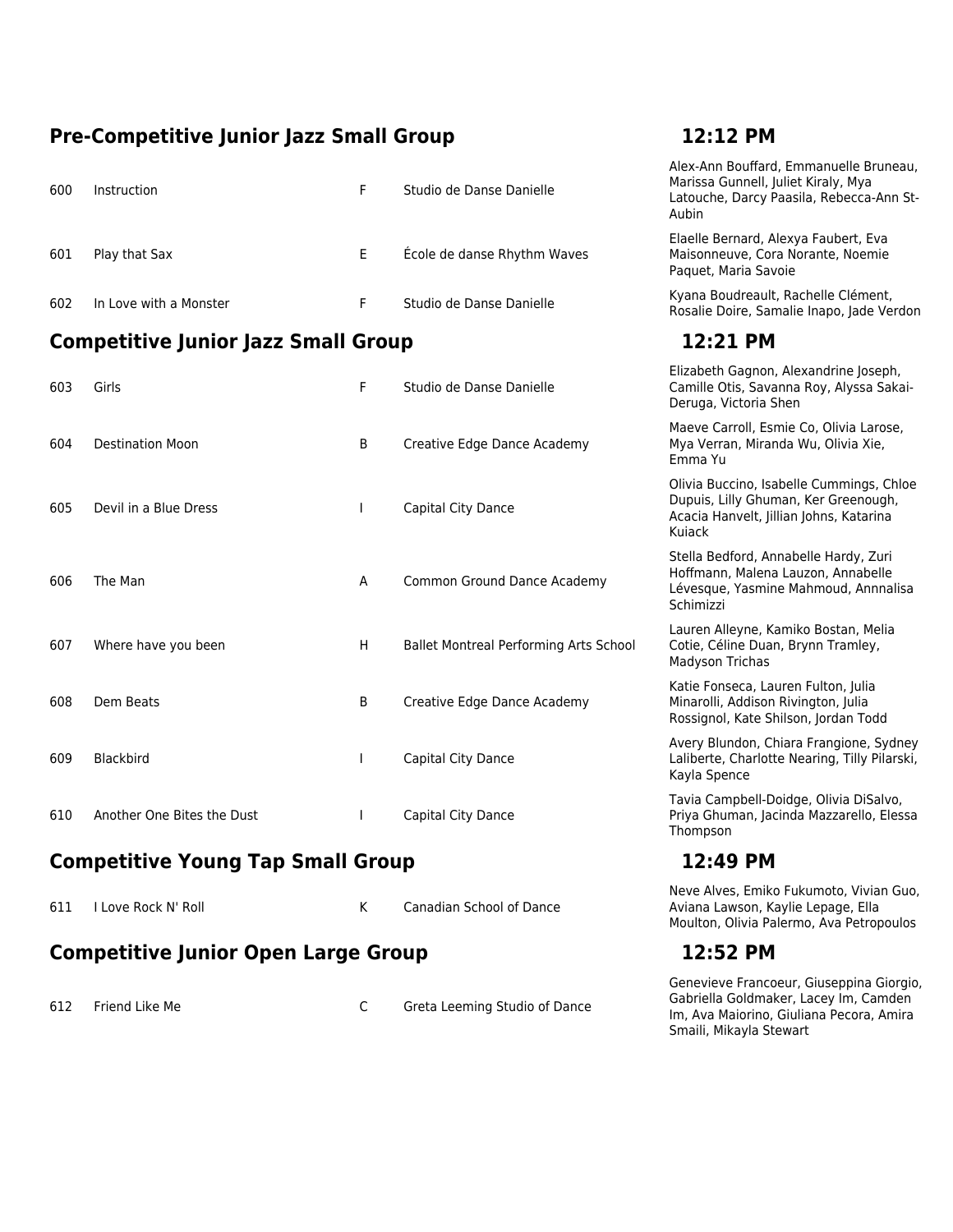## Pre-Competitive Junior Jazz Small Group — 12:12 PM

| | | | | |
|---|---|---|---|---|
| 600 | Instruction | F | Studio de Danse Danielle | Alex-Ann Bouffard, Emmanuelle Bruneau, Marissa Gunnell, Juliet Kiraly, Mya Latouche, Darcy Paasila, Rebecca-Ann St-Aubin |
| 601 | Play that Sax | E | École de danse Rhythm Waves | Elaelle Bernard, Alexya Faubert, Eva Maisonneuve, Cora Norante, Noemie Paquet, Maria Savoie |
| 602 | In Love with a Monster | F | Studio de Danse Danielle | Kyana Boudreault, Rachelle Clément, Rosalie Doire, Samalie Inapo, Jade Verdon |

## Competitive Junior Jazz Small Group — 12:21 PM

| | | | | |
|---|---|---|---|---|
| 603 | Girls | F | Studio de Danse Danielle | Elizabeth Gagnon, Alexandrine Joseph, Camille Otis, Savanna Roy, Alyssa Sakai-Deruga, Victoria Shen |
| 604 | Destination Moon | B | Creative Edge Dance Academy | Maeve Carroll, Esmie Co, Olivia Larose, Mya Verran, Miranda Wu, Olivia Xie, Emma Yu |
| 605 | Devil in a Blue Dress | I | Capital City Dance | Olivia Buccino, Isabelle Cummings, Chloe Dupuis, Lilly Ghuman, Ker Greenough, Acacia Hanvelt, Jillian Johns, Katarina Kuiack |
| 606 | The Man | A | Common Ground Dance Academy | Stella Bedford, Annabelle Hardy, Zuri Hoffmann, Malena Lauzon, Annabelle Lévesque, Yasmine Mahmoud, Annnalisa Schimizzi |
| 607 | Where have you been | H | Ballet Montreal Performing Arts School | Lauren Alleyne, Kamiko Bostan, Melia Cotie, Céline Duan, Brynn Tramley, Madyson Trichas |
| 608 | Dem Beats | B | Creative Edge Dance Academy | Katie Fonseca, Lauren Fulton, Julia Minarolli, Addison Rivington, Julia Rossignol, Kate Shilson, Jordan Todd |
| 609 | Blackbird | I | Capital City Dance | Avery Blundon, Chiara Frangione, Sydney Laliberte, Charlotte Nearing, Tilly Pilarski, Kayla Spence |
| 610 | Another One Bites the Dust | I | Capital City Dance | Tavia Campbell-Doidge, Olivia DiSalvo, Priya Ghuman, Jacinda Mazzarello, Elessa Thompson |

## Competitive Young Tap Small Group — 12:49 PM

| | | | | |
|---|---|---|---|---|
| 611 | I Love Rock N' Roll | K | Canadian School of Dance | Neve Alves, Emiko Fukumoto, Vivian Guo, Aviana Lawson, Kaylie Lepage, Ella Moulton, Olivia Palermo, Ava Petropoulos |

## Competitive Junior Open Large Group — 12:52 PM

| | | | | |
|---|---|---|---|---|
| 612 | Friend Like Me | C | Greta Leeming Studio of Dance | Genevieve Francoeur, Giuseppina Giorgio, Gabriella Goldmaker, Lacey Im, Camden Im, Ava Maiorino, Giuliana Pecora, Amira Smaili, Mikayla Stewart |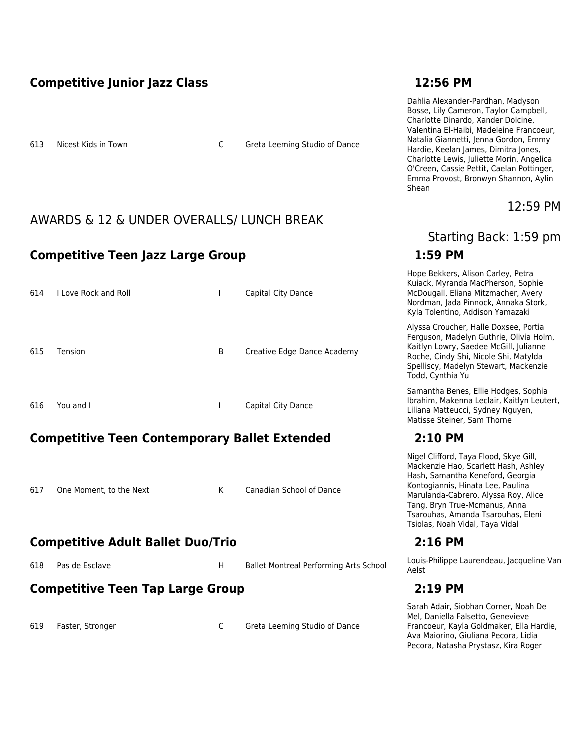## Competitive Junior Jazz Class — 12:56 PM

| # | Title | | Studio | Dancers |
|---|---|---|---|---|
| 613 | Nicest Kids in Town | C | Greta Leeming Studio of Dance | Dahlia Alexander-Pardhan, Madyson Bosse, Lily Cameron, Taylor Campbell, Charlotte Dinardo, Xander Dolcine, Valentina El-Haibi, Madeleine Francoeur, Natalia Giannetti, Jenna Gordon, Emmy Hardie, Keelan James, Dimitra Jones, Charlotte Lewis, Juliette Morin, Angelica O'Creen, Cassie Pettit, Caelan Pottinger, Emma Provost, Bronwyn Shannon, Aylin Shean |

AWARDS & 12 & UNDER OVERALLS/ LUNCH BREAK — 12:59 PM

Starting Back: 1:59 pm

## Competitive Teen Jazz Large Group — 1:59 PM

| # | Title | | Studio | Dancers |
|---|---|---|---|---|
| 614 | I Love Rock and Roll | I | Capital City Dance | Hope Bekkers, Alison Carley, Petra Kuiack, Myranda MacPherson, Sophie McDougall, Eliana Mitzmacher, Avery Nordman, Jada Pinnock, Annaka Stork, Kyla Tolentino, Addison Yamazaki |
| 615 | Tension | B | Creative Edge Dance Academy | Alyssa Croucher, Halle Doxsee, Portia Ferguson, Madelyn Guthrie, Olivia Holm, Kaitlyn Lowry, Saedee McGill, Julianne Roche, Cindy Shi, Nicole Shi, Matylda Spelliscy, Madelyn Stewart, Mackenzie Todd, Cynthia Yu |
| 616 | You and I | I | Capital City Dance | Samantha Benes, Ellie Hodges, Sophia Ibrahim, Makenna Leclair, Kaitlyn Leutert, Liliana Matteucci, Sydney Nguyen, Matisse Steiner, Sam Thorne |

## Competitive Teen Contemporary Ballet Extended — 2:10 PM

| # | Title | | Studio | Dancers |
|---|---|---|---|---|
| 617 | One Moment, to the Next | K | Canadian School of Dance | Nigel Clifford, Taya Flood, Skye Gill, Mackenzie Hao, Scarlett Hash, Ashley Hash, Samantha Keneford, Georgia Kontogiannis, Hinata Lee, Paulina Marulanda-Cabrero, Alyssa Roy, Alice Tang, Bryn True-Mcmanus, Anna Tsarouhas, Amanda Tsarouhas, Eleni Tsiolas, Noah Vidal, Taya Vidal |

## Competitive Adult Ballet Duo/Trio — 2:16 PM

| # | Title | | Studio | Dancers |
|---|---|---|---|---|
| 618 | Pas de Esclave | H | Ballet Montreal Performing Arts School | Louis-Philippe Laurendeau, Jacqueline Van Aelst |

## Competitive Teen Tap Large Group — 2:19 PM

| # | Title | | Studio | Dancers |
|---|---|---|---|---|
| 619 | Faster, Stronger | C | Greta Leeming Studio of Dance | Sarah Adair, Siobhan Corner, Noah De Mel, Daniella Falsetto, Genevieve Francoeur, Kayla Goldmaker, Ella Hardie, Ava Maiorino, Giuliana Pecora, Lidia Pecora, Natasha Prystasz, Kira Roger |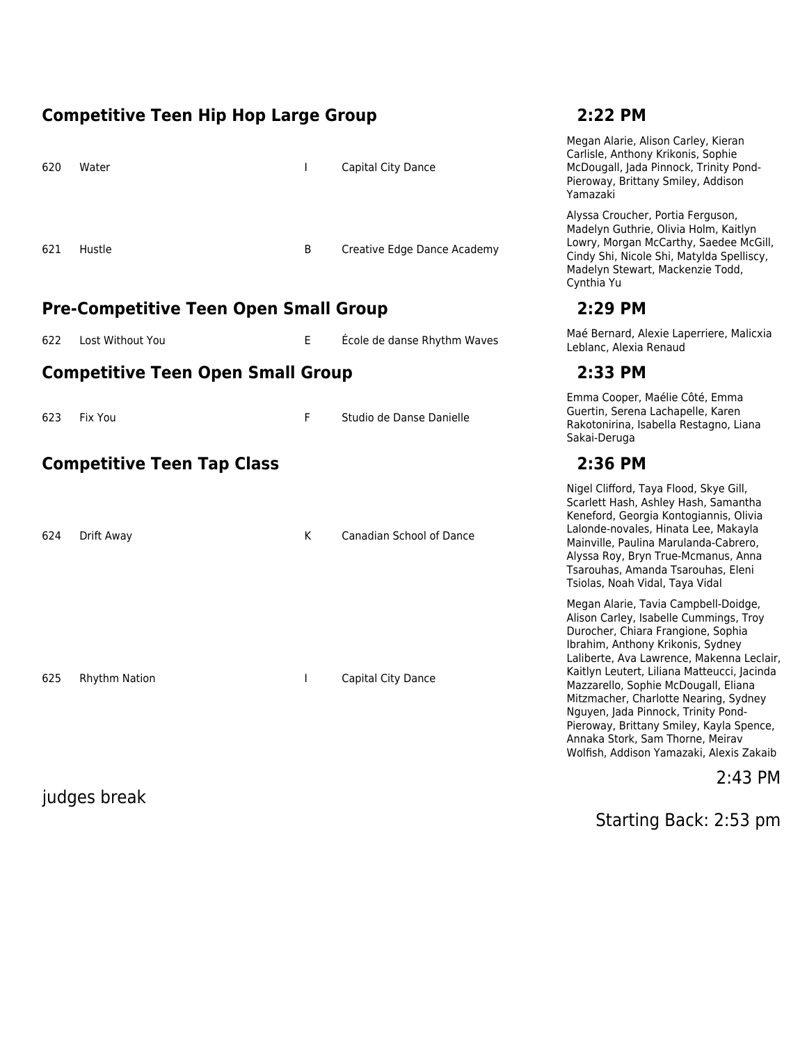## Competitive Teen Hip Hop Large Group — 2:22 PM

| # | Title | | Studio | Dancers |
|---|---|---|---|---|
| 620 | Water | I | Capital City Dance | Megan Alarie, Alison Carley, Kieran Carlisle, Anthony Krikonis, Sophie McDougall, Jada Pinnock, Trinity Pond-Pieroway, Brittany Smiley, Addison Yamazaki |
| 621 | Hustle | B | Creative Edge Dance Academy | Alyssa Croucher, Portia Ferguson, Madelyn Guthrie, Olivia Holm, Kaitlyn Lowry, Morgan McCarthy, Saedee McGill, Cindy Shi, Nicole Shi, Matylda Spelliscy, Madelyn Stewart, Mackenzie Todd, Cynthia Yu |

## Pre-Competitive Teen Open Small Group — 2:29 PM

| # | Title | | Studio | Dancers |
|---|---|---|---|---|
| 622 | Lost Without You | E | École de danse Rhythm Waves | Maé Bernard, Alexie Laperriere, Malicxia Leblanc, Alexia Renaud |

## Competitive Teen Open Small Group — 2:33 PM

| # | Title | | Studio | Dancers |
|---|---|---|---|---|
| 623 | Fix You | F | Studio de Danse Danielle | Emma Cooper, Maélie Côté, Emma Guertin, Serena Lachapelle, Karen Rakotonirina, Isabella Restagno, Liana Sakai-Deruga |

## Competitive Teen Tap Class — 2:36 PM

| # | Title | | Studio | Dancers |
|---|---|---|---|---|
| 624 | Drift Away | K | Canadian School of Dance | Nigel Clifford, Taya Flood, Skye Gill, Scarlett Hash, Ashley Hash, Samantha Keneford, Georgia Kontogiannis, Olivia Lalonde-novales, Hinata Lee, Makayla Mainville, Paulina Marulanda-Cabrero, Alyssa Roy, Bryn True-Mcmanus, Anna Tsarouhas, Amanda Tsarouhas, Eleni Tsiolas, Noah Vidal, Taya Vidal |
| 625 | Rhythm Nation | I | Capital City Dance | Megan Alarie, Tavia Campbell-Doidge, Alison Carley, Isabelle Cummings, Troy Durocher, Chiara Frangione, Sophia Ibrahim, Anthony Krikonis, Sydney Laliberte, Ava Lawrence, Makenna Leclair, Kaitlyn Leutert, Liliana Matteucci, Jacinda Mazzarello, Sophie McDougall, Eliana Mitzmacher, Charlotte Nearing, Sydney Nguyen, Jada Pinnock, Trinity Pond-Pieroway, Brittany Smiley, Kayla Spence, Annaka Stork, Sam Thorne, Meirav Wolfish, Addison Yamazaki, Alexis Zakaib |

judges break — 2:43 PM

Starting Back: 2:53 pm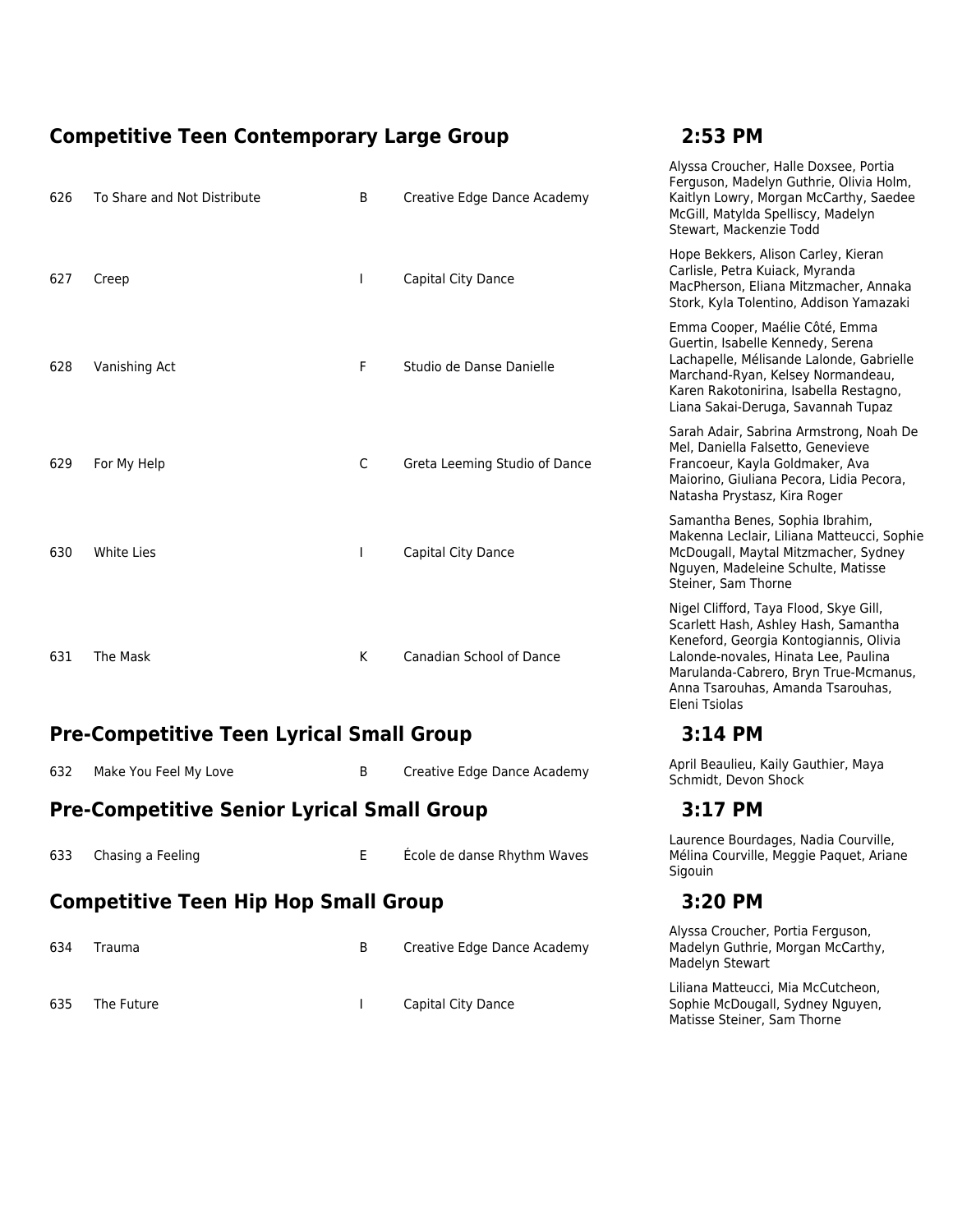## Competitive Teen Contemporary Large Group — 2:53 PM

| # | Title | | Studio | Dancers |
|---|---|---|---|---|
| 626 | To Share and Not Distribute | B | Creative Edge Dance Academy | Alyssa Croucher, Halle Doxsee, Portia Ferguson, Madelyn Guthrie, Olivia Holm, Kaitlyn Lowry, Morgan McCarthy, Saedee McGill, Matylda Spelliscy, Madelyn Stewart, Mackenzie Todd |
| 627 | Creep | I | Capital City Dance | Hope Bekkers, Alison Carley, Kieran Carlisle, Petra Kuiack, Myranda MacPherson, Eliana Mitzmacher, Annaka Stork, Kyla Tolentino, Addison Yamazaki |
| 628 | Vanishing Act | F | Studio de Danse Danielle | Emma Cooper, Maélie Côté, Emma Guertin, Isabelle Kennedy, Serena Lachapelle, Mélisande Lalonde, Gabrielle Marchand-Ryan, Kelsey Normandeau, Karen Rakotonirina, Isabella Restagno, Liana Sakai-Deruga, Savannah Tupaz |
| 629 | For My Help | C | Greta Leeming Studio of Dance | Sarah Adair, Sabrina Armstrong, Noah De Mel, Daniella Falsetto, Genevieve Francoeur, Kayla Goldmaker, Ava Maiorino, Giuliana Pecora, Lidia Pecora, Natasha Prystasz, Kira Roger |
| 630 | White Lies | I | Capital City Dance | Samantha Benes, Sophia Ibrahim, Makenna Leclair, Liliana Matteucci, Sophie McDougall, Maytal Mitzmacher, Sydney Nguyen, Madeleine Schulte, Matisse Steiner, Sam Thorne |
| 631 | The Mask | K | Canadian School of Dance | Nigel Clifford, Taya Flood, Skye Gill, Scarlett Hash, Ashley Hash, Samantha Keneford, Georgia Kontogiannis, Olivia Lalonde-novales, Hinata Lee, Paulina Marulanda-Cabrero, Bryn True-Mcmanus, Anna Tsarouhas, Amanda Tsarouhas, Eleni Tsiolas |

## Pre-Competitive Teen Lyrical Small Group — 3:14 PM

| # | Title | | Studio | Dancers |
|---|---|---|---|---|
| 632 | Make You Feel My Love | B | Creative Edge Dance Academy | April Beaulieu, Kaily Gauthier, Maya Schmidt, Devon Shock |

## Pre-Competitive Senior Lyrical Small Group — 3:17 PM

| # | Title | | Studio | Dancers |
|---|---|---|---|---|
| 633 | Chasing a Feeling | E | École de danse Rhythm Waves | Laurence Bourdages, Nadia Courville, Mélina Courville, Meggie Paquet, Ariane Sigouin |

## Competitive Teen Hip Hop Small Group — 3:20 PM

| # | Title | | Studio | Dancers |
|---|---|---|---|---|
| 634 | Trauma | B | Creative Edge Dance Academy | Alyssa Croucher, Portia Ferguson, Madelyn Guthrie, Morgan McCarthy, Madelyn Stewart |
| 635 | The Future | I | Capital City Dance | Liliana Matteucci, Mia McCutcheon, Sophie McDougall, Sydney Nguyen, Matisse Steiner, Sam Thorne |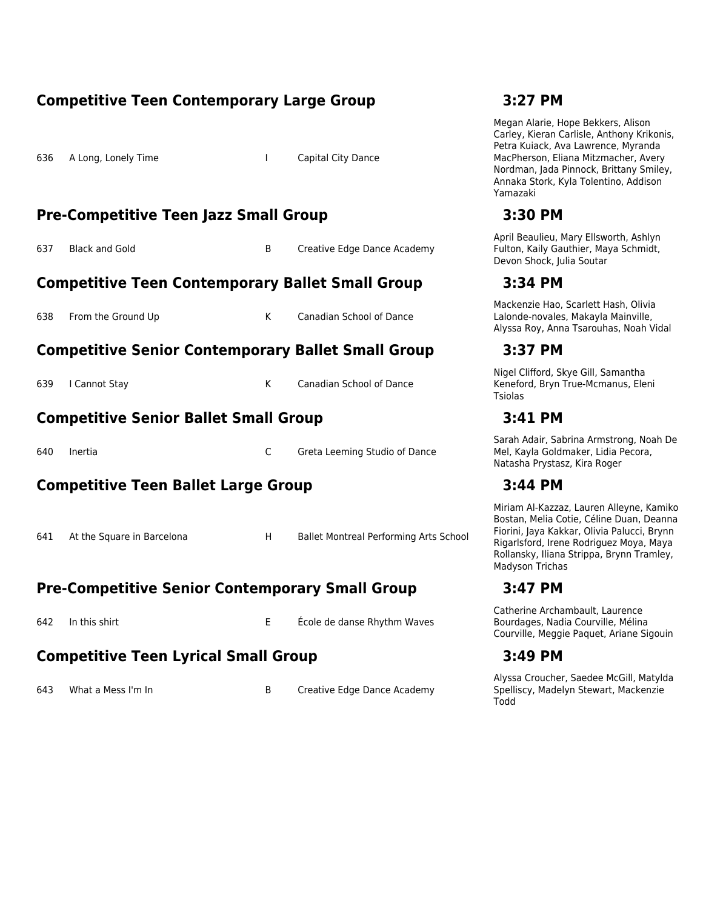## Competitive Teen Contemporary Large Group — 3:27 PM

| # | Title | | Studio | Dancers |
|---|---|---|---|---|
| 636 | A Long, Lonely Time | I | Capital City Dance | Megan Alarie, Hope Bekkers, Alison Carley, Kieran Carlisle, Anthony Krikonis, Petra Kuiack, Ava Lawrence, Myranda MacPherson, Eliana Mitzmacher, Avery Nordman, Jada Pinnock, Brittany Smiley, Annaka Stork, Kyla Tolentino, Addison Yamazaki |

## Pre-Competitive Teen Jazz Small Group — 3:30 PM

| # | Title | | Studio | Dancers |
|---|---|---|---|---|
| 637 | Black and Gold | B | Creative Edge Dance Academy | April Beaulieu, Mary Ellsworth, Ashlyn Fulton, Kaily Gauthier, Maya Schmidt, Devon Shock, Julia Soutar |

## Competitive Teen Contemporary Ballet Small Group — 3:34 PM

| # | Title | | Studio | Dancers |
|---|---|---|---|---|
| 638 | From the Ground Up | K | Canadian School of Dance | Mackenzie Hao, Scarlett Hash, Olivia Lalonde-novales, Makayla Mainville, Alyssa Roy, Anna Tsarouhas, Noah Vidal |

## Competitive Senior Contemporary Ballet Small Group — 3:37 PM

| # | Title | | Studio | Dancers |
|---|---|---|---|---|
| 639 | I Cannot Stay | K | Canadian School of Dance | Nigel Clifford, Skye Gill, Samantha Keneford, Bryn True-Mcmanus, Eleni Tsiolas |

## Competitive Senior Ballet Small Group — 3:41 PM

| # | Title | | Studio | Dancers |
|---|---|---|---|---|
| 640 | Inertia | C | Greta Leeming Studio of Dance | Sarah Adair, Sabrina Armstrong, Noah De Mel, Kayla Goldmaker, Lidia Pecora, Natasha Prystasz, Kira Roger |

## Competitive Teen Ballet Large Group — 3:44 PM

| # | Title | | Studio | Dancers |
|---|---|---|---|---|
| 641 | At the Square in Barcelona | H | Ballet Montreal Performing Arts School | Miriam Al-Kazzaz, Lauren Alleyne, Kamiko Bostan, Melia Cotie, Céline Duan, Deanna Fiorini, Jaya Kakkar, Olivia Palucci, Brynn Rigarlsford, Irene Rodriguez Moya, Maya Rollansky, Iliana Strippa, Brynn Tramley, Madyson Trichas |

## Pre-Competitive Senior Contemporary Small Group — 3:47 PM

| # | Title | | Studio | Dancers |
|---|---|---|---|---|
| 642 | In this shirt | E | École de danse Rhythm Waves | Catherine Archambault, Laurence Bourdages, Nadia Courville, Mélina Courville, Meggie Paquet, Ariane Sigouin |

## Competitive Teen Lyrical Small Group — 3:49 PM

| # | Title | | Studio | Dancers |
|---|---|---|---|---|
| 643 | What a Mess I'm In | B | Creative Edge Dance Academy | Alyssa Croucher, Saedee McGill, Matylda Spelliscy, Madelyn Stewart, Mackenzie Todd |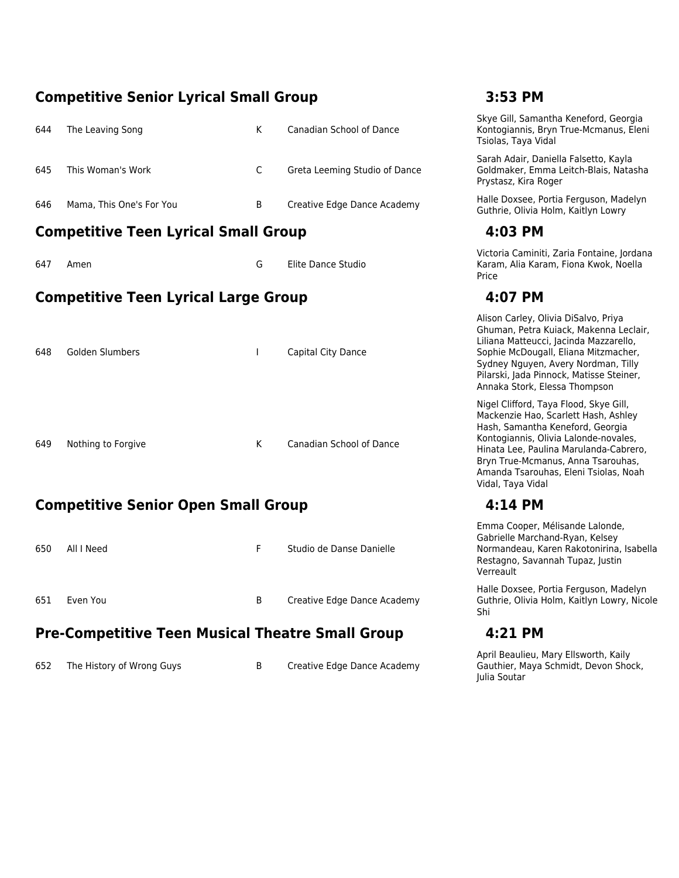## Competitive Senior Lyrical Small Group — 3:53 PM

| | | | | |
|---|---|---|---|---|
| 644 | The Leaving Song | K | Canadian School of Dance | Skye Gill, Samantha Keneford, Georgia Kontogiannis, Bryn True-Mcmanus, Eleni Tsiolas, Taya Vidal |
| 645 | This Woman's Work | C | Greta Leeming Studio of Dance | Sarah Adair, Daniella Falsetto, Kayla Goldmaker, Emma Leitch-Blais, Natasha Prystasz, Kira Roger |
| 646 | Mama, This One's For You | B | Creative Edge Dance Academy | Halle Doxsee, Portia Ferguson, Madelyn Guthrie, Olivia Holm, Kaitlyn Lowry |

## Competitive Teen Lyrical Small Group — 4:03 PM

| | | | | |
|---|---|---|---|---|
| 647 | Amen | G | Elite Dance Studio | Victoria Caminiti, Zaria Fontaine, Jordana Karam, Alia Karam, Fiona Kwok, Noella Price |

## Competitive Teen Lyrical Large Group — 4:07 PM

| | | | | |
|---|---|---|---|---|
| 648 | Golden Slumbers | I | Capital City Dance | Alison Carley, Olivia DiSalvo, Priya Ghuman, Petra Kuiack, Makenna Leclair, Liliana Matteucci, Jacinda Mazzarello, Sophie McDougall, Eliana Mitzmacher, Sydney Nguyen, Avery Nordman, Tilly Pilarski, Jada Pinnock, Matisse Steiner, Annaka Stork, Elessa Thompson |
| 649 | Nothing to Forgive | K | Canadian School of Dance | Nigel Clifford, Taya Flood, Skye Gill, Mackenzie Hao, Scarlett Hash, Ashley Hash, Samantha Keneford, Georgia Kontogiannis, Olivia Lalonde-novales, Hinata Lee, Paulina Marulanda-Cabrero, Bryn True-Mcmanus, Anna Tsarouhas, Amanda Tsarouhas, Eleni Tsiolas, Noah Vidal, Taya Vidal |

## Competitive Senior Open Small Group — 4:14 PM

| | | | | |
|---|---|---|---|---|
| 650 | All I Need | F | Studio de Danse Danielle | Emma Cooper, Mélisande Lalonde, Gabrielle Marchand-Ryan, Kelsey Normandeau, Karen Rakotonirina, Isabella Restagno, Savannah Tupaz, Justin Verreault |
| 651 | Even You | B | Creative Edge Dance Academy | Halle Doxsee, Portia Ferguson, Madelyn Guthrie, Olivia Holm, Kaitlyn Lowry, Nicole Shi |

## Pre-Competitive Teen Musical Theatre Small Group — 4:21 PM

| | | | | |
|---|---|---|---|---|
| 652 | The History of Wrong Guys | B | Creative Edge Dance Academy | April Beaulieu, Mary Ellsworth, Kaily Gauthier, Maya Schmidt, Devon Shock, Julia Soutar |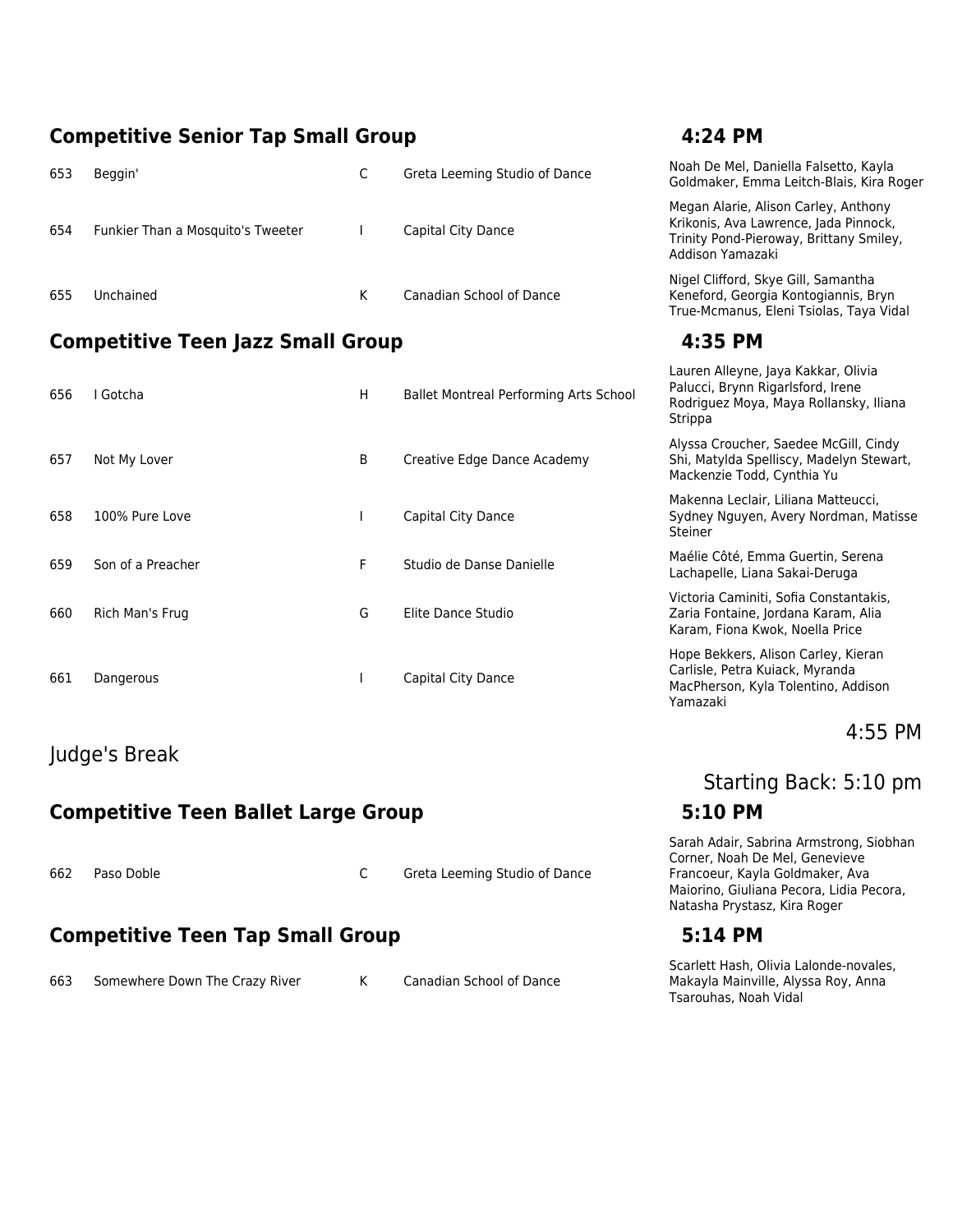## Competitive Senior Tap Small Group — 4:24 PM

| # | Title | Class | Studio | Dancers |
|---|---|---|---|---|
| 653 | Beggin' | C | Greta Leeming Studio of Dance | Noah De Mel, Daniella Falsetto, Kayla Goldmaker, Emma Leitch-Blais, Kira Roger |
| 654 | Funkier Than a Mosquito's Tweeter | I | Capital City Dance | Megan Alarie, Alison Carley, Anthony Krikonis, Ava Lawrence, Jada Pinnock, Trinity Pond-Pieroway, Brittany Smiley, Addison Yamazaki |
| 655 | Unchained | K | Canadian School of Dance | Nigel Clifford, Skye Gill, Samantha Keneford, Georgia Kontogiannis, Bryn True-Mcmanus, Eleni Tsiolas, Taya Vidal |

## Competitive Teen Jazz Small Group — 4:35 PM

| # | Title | Class | Studio | Dancers |
|---|---|---|---|---|
| 656 | I Gotcha | H | Ballet Montreal Performing Arts School | Lauren Alleyne, Jaya Kakkar, Olivia Palucci, Brynn Rigarlsford, Irene Rodriguez Moya, Maya Rollansky, Iliana Strippa |
| 657 | Not My Lover | B | Creative Edge Dance Academy | Alyssa Croucher, Saedee McGill, Cindy Shi, Matylda Spelliscy, Madelyn Stewart, Mackenzie Todd, Cynthia Yu |
| 658 | 100% Pure Love | I | Capital City Dance | Makenna Leclair, Liliana Matteucci, Sydney Nguyen, Avery Nordman, Matisse Steiner |
| 659 | Son of a Preacher | F | Studio de Danse Danielle | Maélie Côté, Emma Guertin, Serena Lachapelle, Liana Sakai-Deruga |
| 660 | Rich Man's Frug | G | Elite Dance Studio | Victoria Caminiti, Sofia Constantakis, Zaria Fontaine, Jordana Karam, Alia Karam, Fiona Kwok, Noella Price |
| 661 | Dangerous | I | Capital City Dance | Hope Bekkers, Alison Carley, Kieran Carlisle, Petra Kuiack, Myranda MacPherson, Kyla Tolentino, Addison Yamazaki |

Judge's Break — 4:55 PM

Starting Back: 5:10 pm

## Competitive Teen Ballet Large Group — 5:10 PM

| # | Title | Class | Studio | Dancers |
|---|---|---|---|---|
| 662 | Paso Doble | C | Greta Leeming Studio of Dance | Sarah Adair, Sabrina Armstrong, Siobhan Corner, Noah De Mel, Genevieve Francoeur, Kayla Goldmaker, Ava Maiorino, Giuliana Pecora, Lidia Pecora, Natasha Prystasz, Kira Roger |

## Competitive Teen Tap Small Group — 5:14 PM

| # | Title | Class | Studio | Dancers |
|---|---|---|---|---|
| 663 | Somewhere Down The Crazy River | K | Canadian School of Dance | Scarlett Hash, Olivia Lalonde-novales, Makayla Mainville, Alyssa Roy, Anna Tsarouhas, Noah Vidal |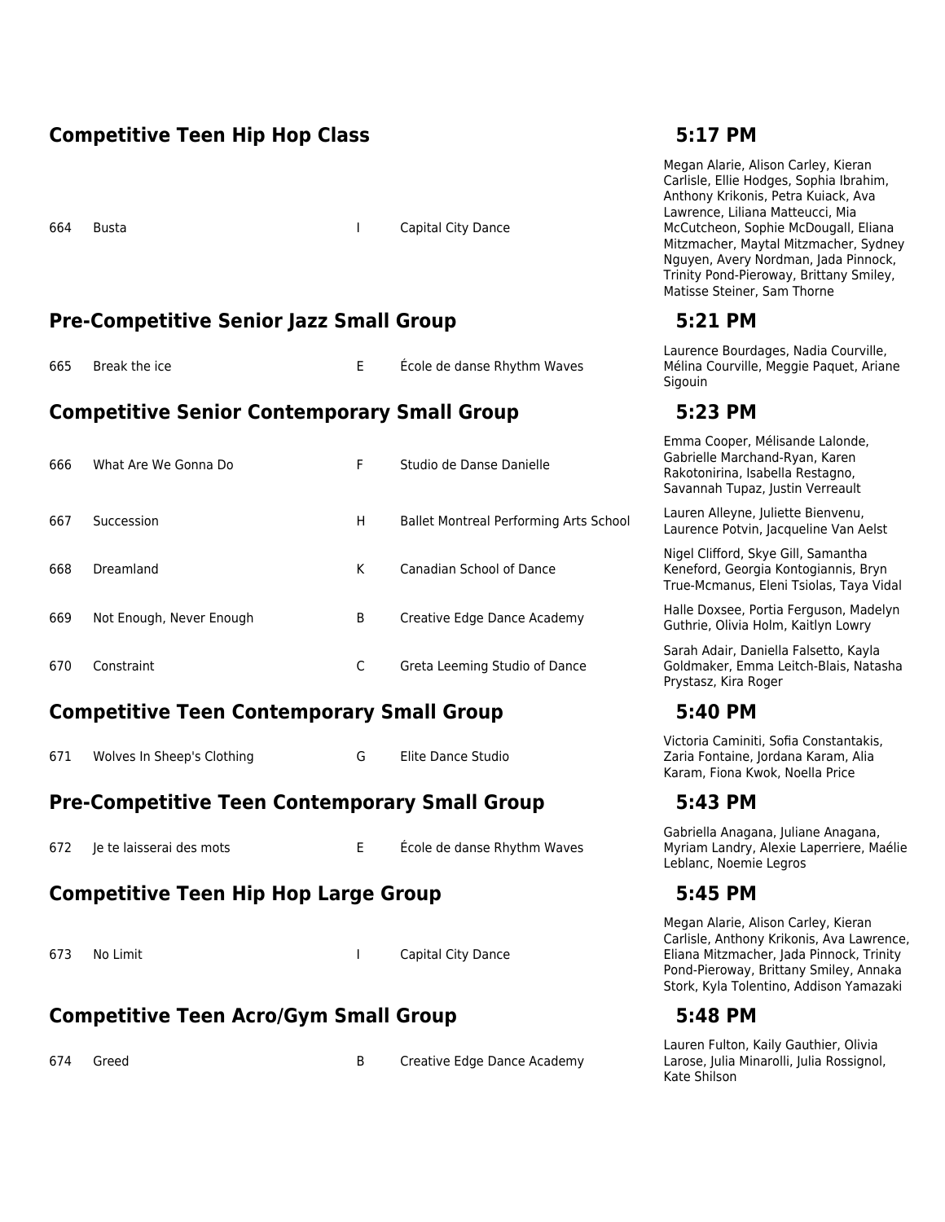## Competitive Teen Hip Hop Class — 5:17 PM

| | | | | |
|---|---|---|---|---|
| 664 | Busta | I | Capital City Dance | Megan Alarie, Alison Carley, Kieran Carlisle, Ellie Hodges, Sophia Ibrahim, Anthony Krikonis, Petra Kuiack, Ava Lawrence, Liliana Matteucci, Mia McCutcheon, Sophie McDougall, Eliana Mitzmacher, Maytal Mitzmacher, Sydney Nguyen, Avery Nordman, Jada Pinnock, Trinity Pond-Pieroway, Brittany Smiley, Matisse Steiner, Sam Thorne |

## Pre-Competitive Senior Jazz Small Group — 5:21 PM

| | | | | |
|---|---|---|---|---|
| 665 | Break the ice | E | École de danse Rhythm Waves | Laurence Bourdages, Nadia Courville, Mélina Courville, Meggie Paquet, Ariane Sigouin |

## Competitive Senior Contemporary Small Group — 5:23 PM

| | | | | |
|---|---|---|---|---|
| 666 | What Are We Gonna Do | F | Studio de Danse Danielle | Emma Cooper, Mélisande Lalonde, Gabrielle Marchand-Ryan, Karen Rakotonirina, Isabella Restagno, Savannah Tupaz, Justin Verreault |
| 667 | Succession | H | Ballet Montreal Performing Arts School | Lauren Alleyne, Juliette Bienvenu, Laurence Potvin, Jacqueline Van Aelst |
| 668 | Dreamland | K | Canadian School of Dance | Nigel Clifford, Skye Gill, Samantha Keneford, Georgia Kontogiannis, Bryn True-Mcmanus, Eleni Tsiolas, Taya Vidal |
| 669 | Not Enough, Never Enough | B | Creative Edge Dance Academy | Halle Doxsee, Portia Ferguson, Madelyn Guthrie, Olivia Holm, Kaitlyn Lowry |
| 670 | Constraint | C | Greta Leeming Studio of Dance | Sarah Adair, Daniella Falsetto, Kayla Goldmaker, Emma Leitch-Blais, Natasha Prystasz, Kira Roger |

## Competitive Teen Contemporary Small Group — 5:40 PM

| | | | | |
|---|---|---|---|---|
| 671 | Wolves In Sheep's Clothing | G | Elite Dance Studio | Victoria Caminiti, Sofia Constantakis, Zaria Fontaine, Jordana Karam, Alia Karam, Fiona Kwok, Noella Price |

## Pre-Competitive Teen Contemporary Small Group — 5:43 PM

| | | | | |
|---|---|---|---|---|
| 672 | Je te laisserai des mots | E | École de danse Rhythm Waves | Gabriella Anagana, Juliane Anagana, Myriam Landry, Alexie Laperriere, Maélie Leblanc, Noemie Legros |

## Competitive Teen Hip Hop Large Group — 5:45 PM

| | | | | |
|---|---|---|---|---|
| 673 | No Limit | I | Capital City Dance | Megan Alarie, Alison Carley, Kieran Carlisle, Anthony Krikonis, Ava Lawrence, Eliana Mitzmacher, Jada Pinnock, Trinity Pond-Pieroway, Brittany Smiley, Annaka Stork, Kyla Tolentino, Addison Yamazaki |

## Competitive Teen Acro/Gym Small Group — 5:48 PM

| | | | | |
|---|---|---|---|---|
| 674 | Greed | B | Creative Edge Dance Academy | Lauren Fulton, Kaily Gauthier, Olivia Larose, Julia Minarolli, Julia Rossignol, Kate Shilson |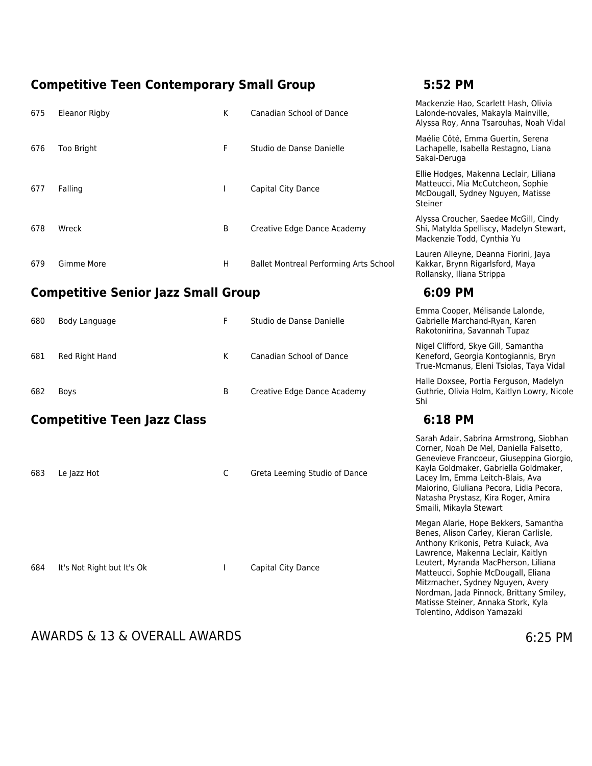## Competitive Teen Contemporary Small Group 5:52 PM

| | | | | |
|---|---|---|---|---|
| 675 | Eleanor Rigby | K | Canadian School of Dance | Mackenzie Hao, Scarlett Hash, Olivia Lalonde-novales, Makayla Mainville, Alyssa Roy, Anna Tsarouhas, Noah Vidal |
| 676 | Too Bright | F | Studio de Danse Danielle | Maélie Côté, Emma Guertin, Serena Lachapelle, Isabella Restagno, Liana Sakai-Deruga |
| 677 | Falling | I | Capital City Dance | Ellie Hodges, Makenna Leclair, Liliana Matteucci, Mia McCutcheon, Sophie McDougall, Sydney Nguyen, Matisse Steiner |
| 678 | Wreck | B | Creative Edge Dance Academy | Alyssa Croucher, Saedee McGill, Cindy Shi, Matylda Spelliscy, Madelyn Stewart, Mackenzie Todd, Cynthia Yu |
| 679 | Gimme More | H | Ballet Montreal Performing Arts School | Lauren Alleyne, Deanna Fiorini, Jaya Kakkar, Brynn Rigarlsford, Maya Rollansky, Iliana Strippa |

## Competitive Senior Jazz Small Group 6:09 PM

| | | | | |
|---|---|---|---|---|
| 680 | Body Language | F | Studio de Danse Danielle | Emma Cooper, Mélisande Lalonde, Gabrielle Marchand-Ryan, Karen Rakotonirina, Savannah Tupaz |
| 681 | Red Right Hand | K | Canadian School of Dance | Nigel Clifford, Skye Gill, Samantha Keneford, Georgia Kontogiannis, Bryn True-Mcmanus, Eleni Tsiolas, Taya Vidal |
| 682 | Boys | B | Creative Edge Dance Academy | Halle Doxsee, Portia Ferguson, Madelyn Guthrie, Olivia Holm, Kaitlyn Lowry, Nicole Shi |

## Competitive Teen Jazz Class 6:18 PM

| | | | | |
|---|---|---|---|---|
| 683 | Le Jazz Hot | C | Greta Leeming Studio of Dance | Sarah Adair, Sabrina Armstrong, Siobhan Corner, Noah De Mel, Daniella Falsetto, Genevieve Francoeur, Giuseppina Giorgio, Kayla Goldmaker, Gabriella Goldmaker, Lacey Im, Emma Leitch-Blais, Ava Maiorino, Giuliana Pecora, Lidia Pecora, Natasha Prystasz, Kira Roger, Amira Smaili, Mikayla Stewart |
| 684 | It's Not Right but It's Ok | I | Capital City Dance | Megan Alarie, Hope Bekkers, Samantha Benes, Alison Carley, Kieran Carlisle, Anthony Krikonis, Petra Kuiack, Ava Lawrence, Makenna Leclair, Kaitlyn Leutert, Myranda MacPherson, Liliana Matteucci, Sophie McDougall, Eliana Mitzmacher, Sydney Nguyen, Avery Nordman, Jada Pinnock, Brittany Smiley, Matisse Steiner, Annaka Stork, Kyla Tolentino, Addison Yamazaki |

AWARDS & 13 & OVERALL AWARDS 6:25 PM